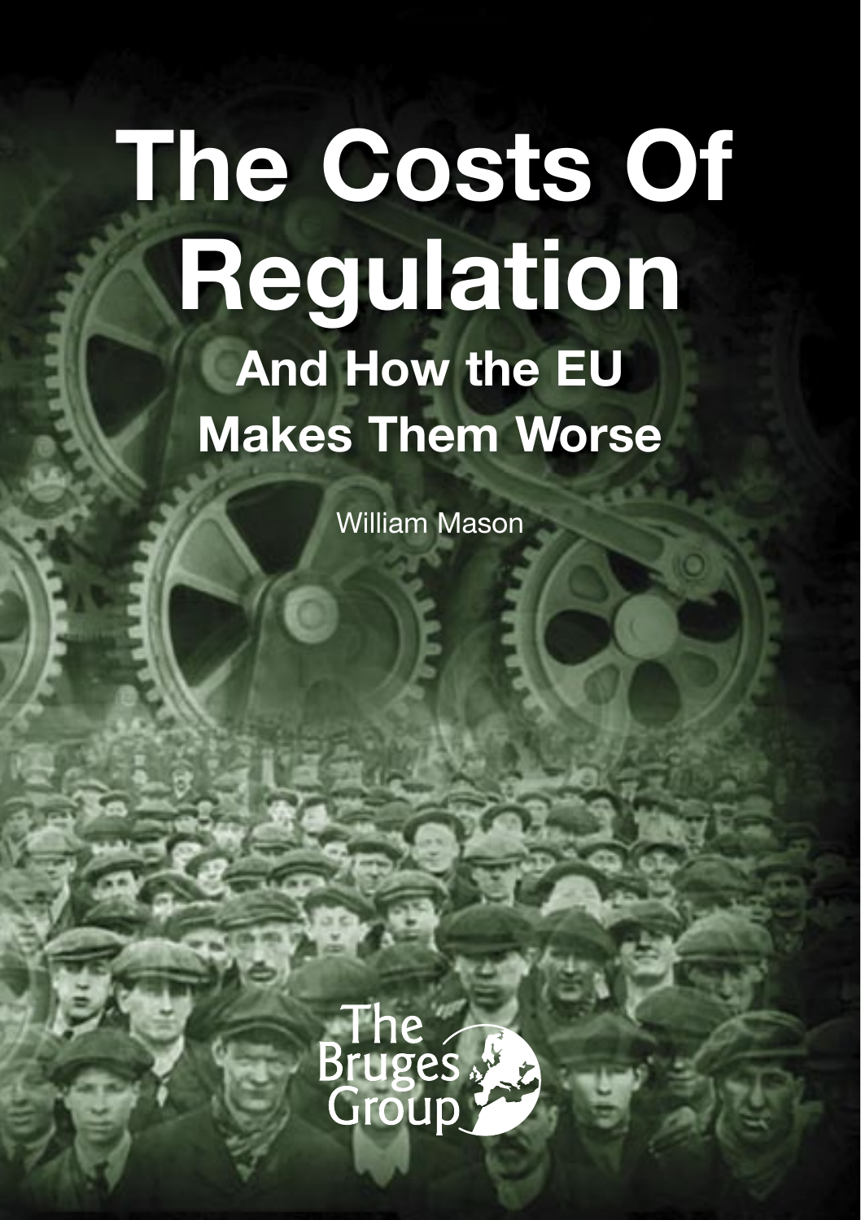# The Costs Of Regulation

## And How the EU Makes Them Worse

William Mason

The Bruges Group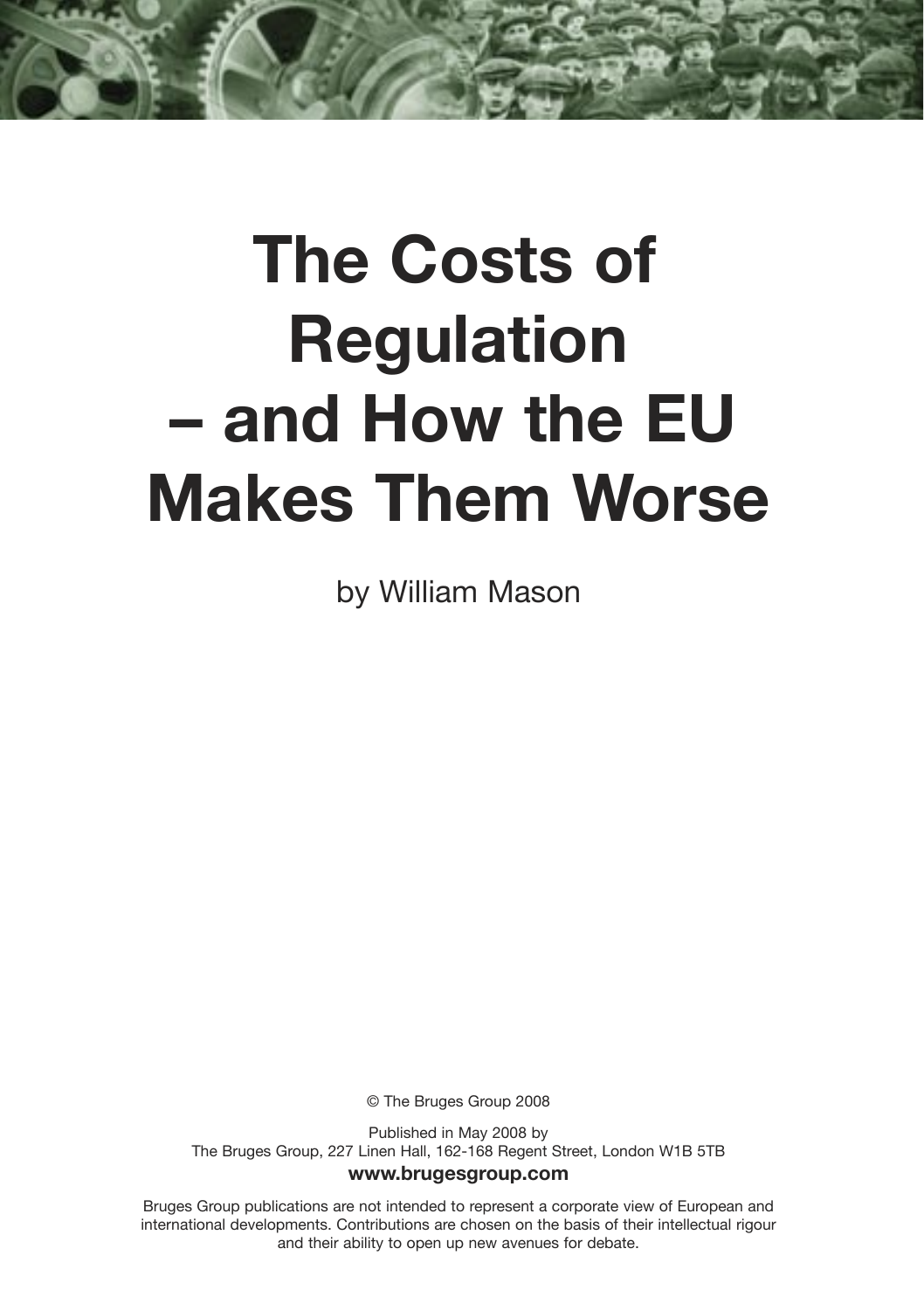# The Costs of Regulation – and How the EU Makes Them Worse

by William Mason

© The Bruges Group 2008

Published in May 2008 by
The Bruges Group, 227 Linen Hall, 162-168 Regent Street, London W1B 5TB

**www.brugesgroup.com**

Bruges Group publications are not intended to represent a corporate view of European and international developments. Contributions are chosen on the basis of their intellectual rigour and their ability to open up new avenues for debate.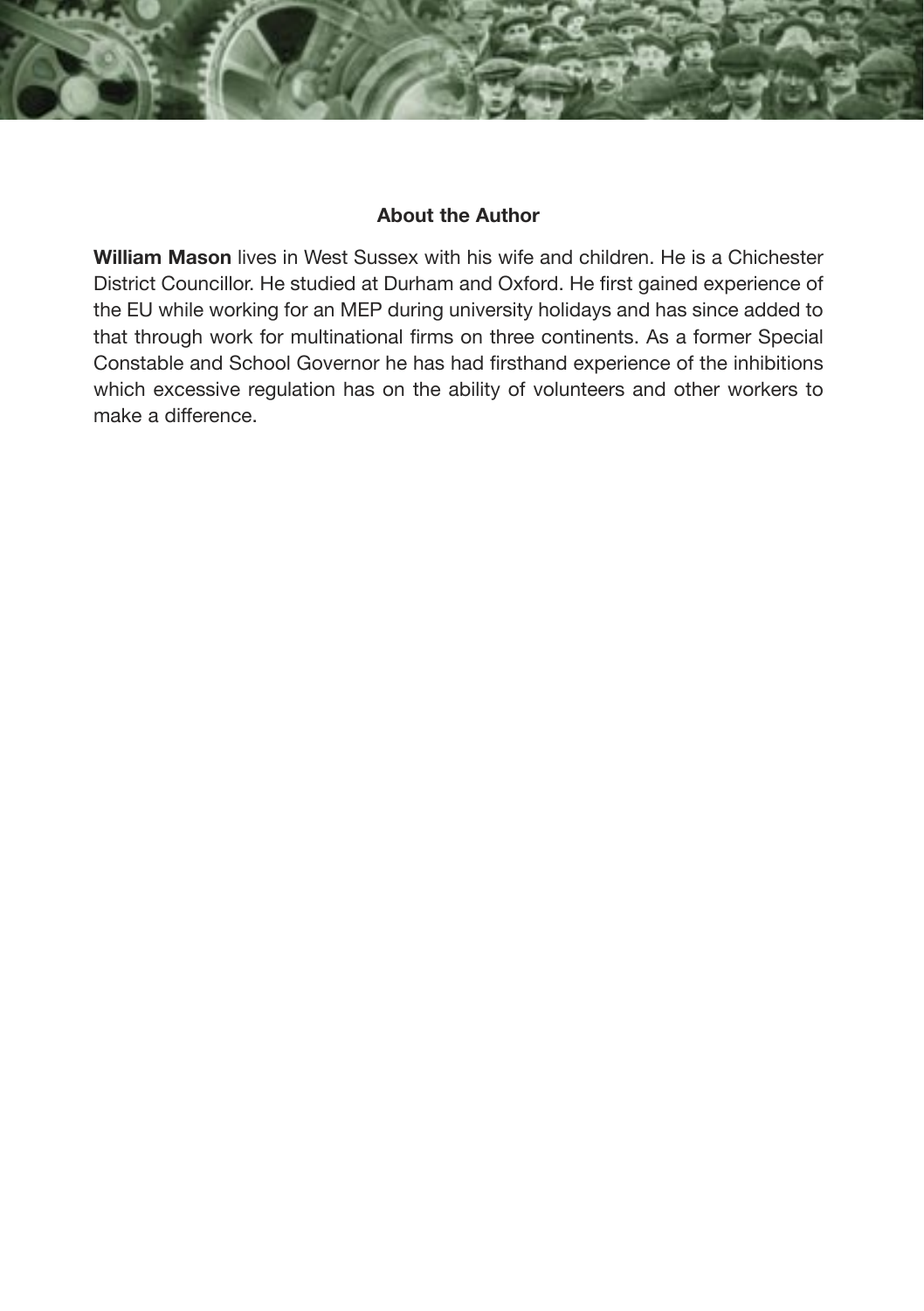## About the Author

**William Mason** lives in West Sussex with his wife and children. He is a Chichester District Councillor. He studied at Durham and Oxford. He first gained experience of the EU while working for an MEP during university holidays and has since added to that through work for multinational firms on three continents. As a former Special Constable and School Governor he has had firsthand experience of the inhibitions which excessive regulation has on the ability of volunteers and other workers to make a difference.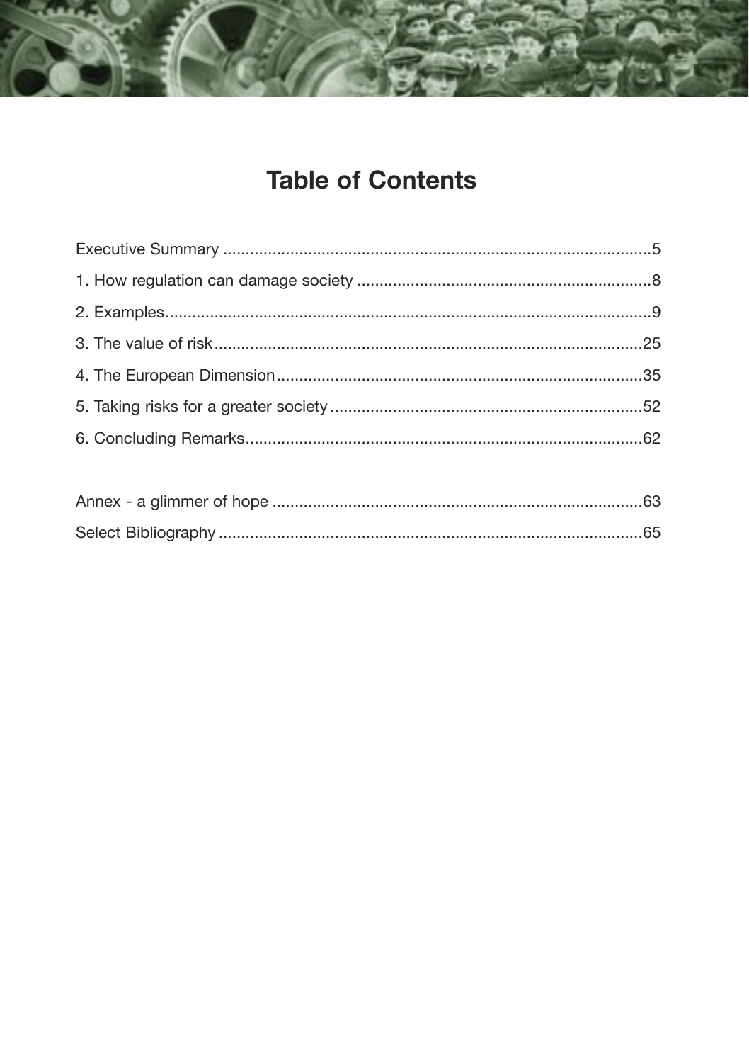# Table of Contents

Executive Summary ....................................................................................................5

1. How regulation can damage society ..................................................................8

2. Examples..............................................................................................................9

3. The value of risk ................................................................................................25

4. The European Dimension ..................................................................................35

5. Taking risks for a greater society ......................................................................52

6. Concluding Remarks..........................................................................................62

Annex - a glimmer of hope ......................................................................................63

Select Bibliography ..................................................................................................65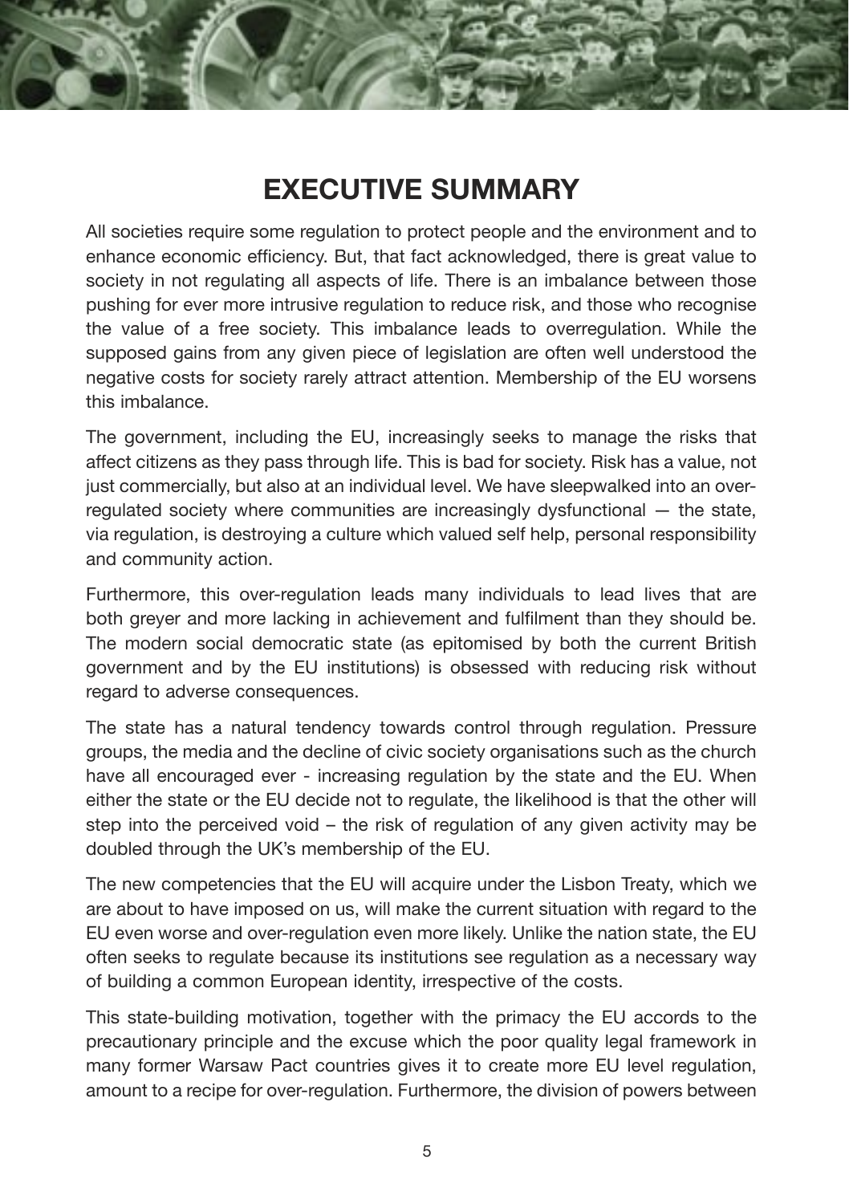# EXECUTIVE SUMMARY

All societies require some regulation to protect people and the environment and to enhance economic efficiency. But, that fact acknowledged, there is great value to society in not regulating all aspects of life. There is an imbalance between those pushing for ever more intrusive regulation to reduce risk, and those who recognise the value of a free society. This imbalance leads to overregulation. While the supposed gains from any given piece of legislation are often well understood the negative costs for society rarely attract attention. Membership of the EU worsens this imbalance.

The government, including the EU, increasingly seeks to manage the risks that affect citizens as they pass through life. This is bad for society. Risk has a value, not just commercially, but also at an individual level. We have sleepwalked into an over-regulated society where communities are increasingly dysfunctional — the state, via regulation, is destroying a culture which valued self help, personal responsibility and community action.

Furthermore, this over-regulation leads many individuals to lead lives that are both greyer and more lacking in achievement and fulfilment than they should be. The modern social democratic state (as epitomised by both the current British government and by the EU institutions) is obsessed with reducing risk without regard to adverse consequences.

The state has a natural tendency towards control through regulation. Pressure groups, the media and the decline of civic society organisations such as the church have all encouraged ever - increasing regulation by the state and the EU. When either the state or the EU decide not to regulate, the likelihood is that the other will step into the perceived void – the risk of regulation of any given activity may be doubled through the UK's membership of the EU.

The new competencies that the EU will acquire under the Lisbon Treaty, which we are about to have imposed on us, will make the current situation with regard to the EU even worse and over-regulation even more likely. Unlike the nation state, the EU often seeks to regulate because its institutions see regulation as a necessary way of building a common European identity, irrespective of the costs.

This state-building motivation, together with the primacy the EU accords to the precautionary principle and the excuse which the poor quality legal framework in many former Warsaw Pact countries gives it to create more EU level regulation, amount to a recipe for over-regulation. Furthermore, the division of powers between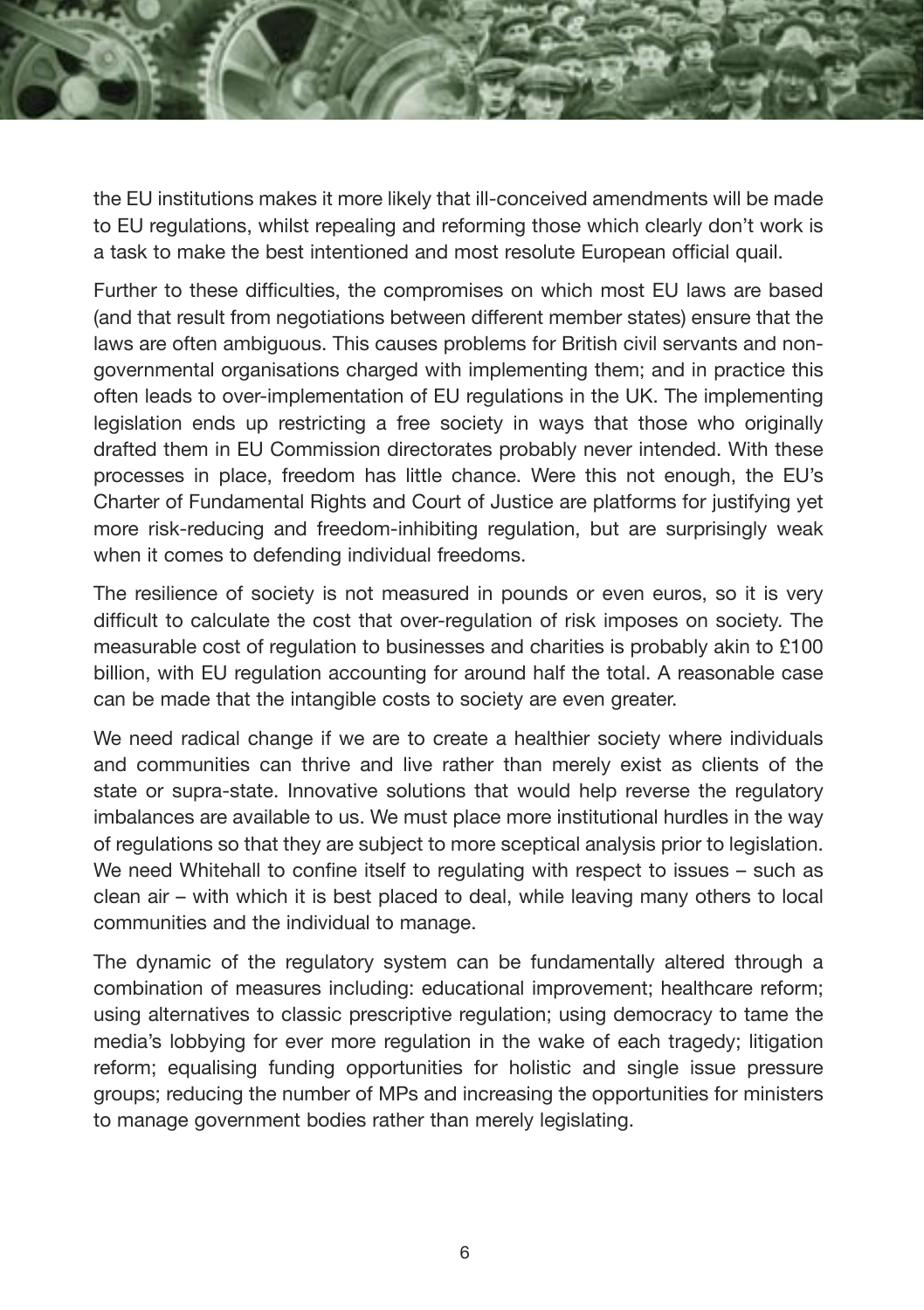the EU institutions makes it more likely that ill-conceived amendments will be made to EU regulations, whilst repealing and reforming those which clearly don't work is a task to make the best intentioned and most resolute European official quail.

Further to these difficulties, the compromises on which most EU laws are based (and that result from negotiations between different member states) ensure that the laws are often ambiguous. This causes problems for British civil servants and non-governmental organisations charged with implementing them; and in practice this often leads to over-implementation of EU regulations in the UK. The implementing legislation ends up restricting a free society in ways that those who originally drafted them in EU Commission directorates probably never intended. With these processes in place, freedom has little chance. Were this not enough, the EU's Charter of Fundamental Rights and Court of Justice are platforms for justifying yet more risk-reducing and freedom-inhibiting regulation, but are surprisingly weak when it comes to defending individual freedoms.

The resilience of society is not measured in pounds or even euros, so it is very difficult to calculate the cost that over-regulation of risk imposes on society. The measurable cost of regulation to businesses and charities is probably akin to £100 billion, with EU regulation accounting for around half the total. A reasonable case can be made that the intangible costs to society are even greater.

We need radical change if we are to create a healthier society where individuals and communities can thrive and live rather than merely exist as clients of the state or supra-state. Innovative solutions that would help reverse the regulatory imbalances are available to us. We must place more institutional hurdles in the way of regulations so that they are subject to more sceptical analysis prior to legislation. We need Whitehall to confine itself to regulating with respect to issues – such as clean air – with which it is best placed to deal, while leaving many others to local communities and the individual to manage.

The dynamic of the regulatory system can be fundamentally altered through a combination of measures including: educational improvement; healthcare reform; using alternatives to classic prescriptive regulation; using democracy to tame the media's lobbying for ever more regulation in the wake of each tragedy; litigation reform; equalising funding opportunities for holistic and single issue pressure groups; reducing the number of MPs and increasing the opportunities for ministers to manage government bodies rather than merely legislating.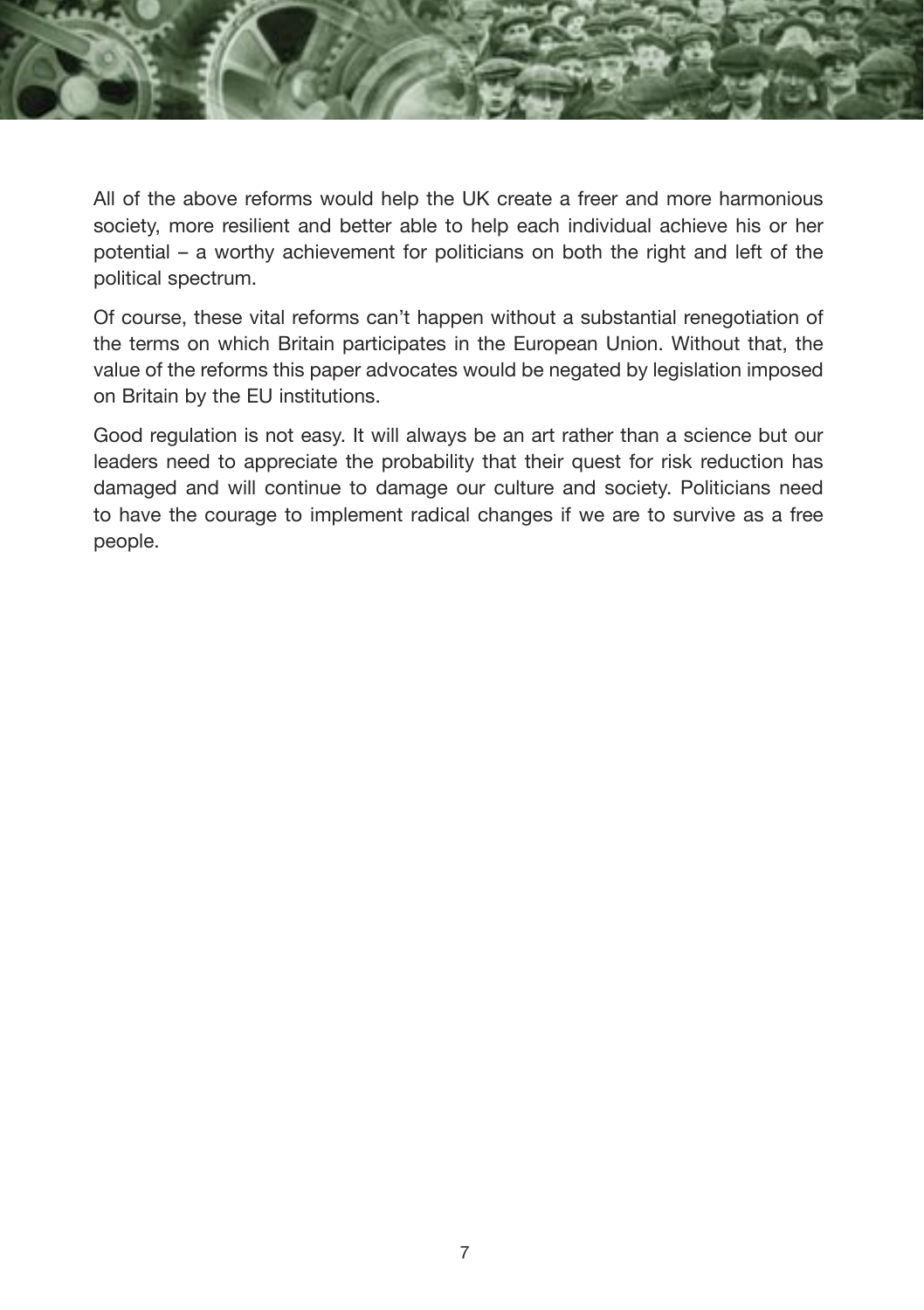All of the above reforms would help the UK create a freer and more harmonious society, more resilient and better able to help each individual achieve his or her potential – a worthy achievement for politicians on both the right and left of the political spectrum.

Of course, these vital reforms can't happen without a substantial renegotiation of the terms on which Britain participates in the European Union. Without that, the value of the reforms this paper advocates would be negated by legislation imposed on Britain by the EU institutions.

Good regulation is not easy. It will always be an art rather than a science but our leaders need to appreciate the probability that their quest for risk reduction has damaged and will continue to damage our culture and society. Politicians need to have the courage to implement radical changes if we are to survive as a free people.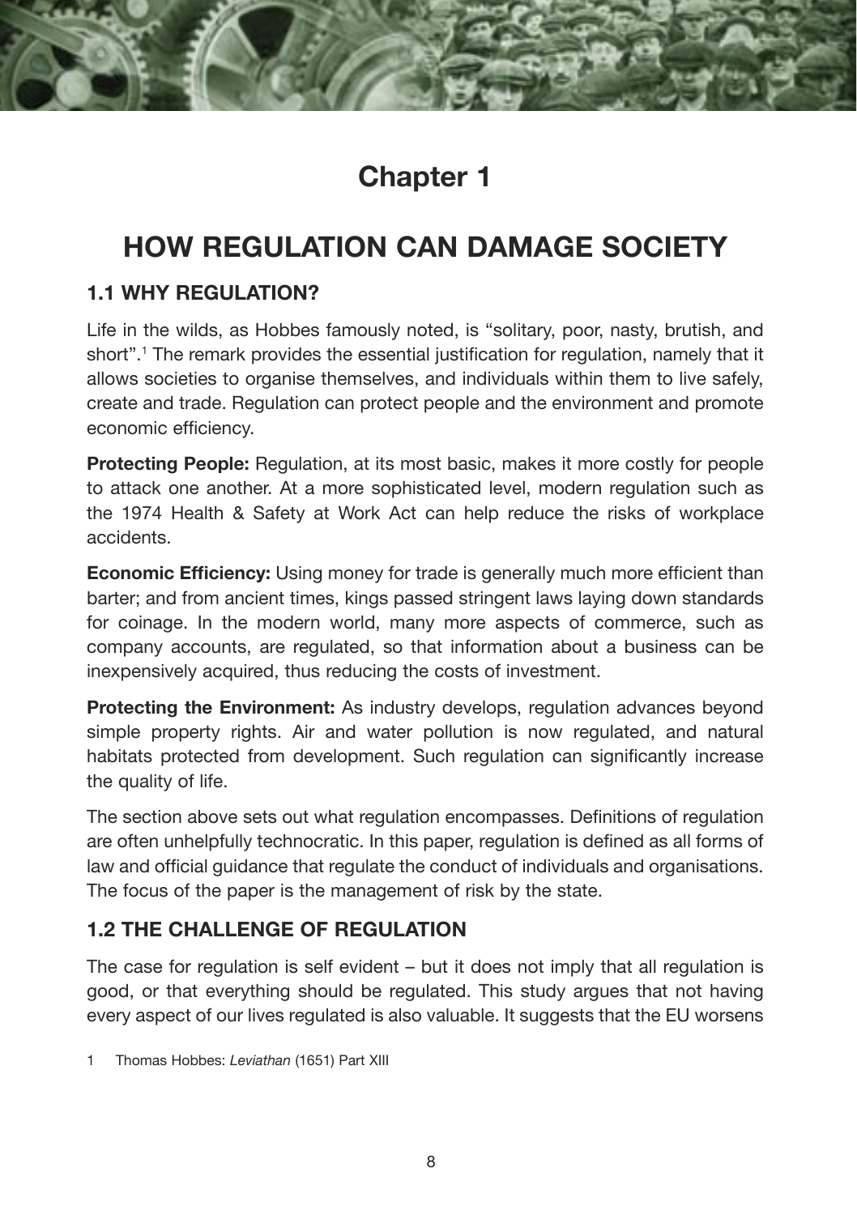# Chapter 1

# HOW REGULATION CAN DAMAGE SOCIETY

## 1.1 WHY REGULATION?

Life in the wilds, as Hobbes famously noted, is “solitary, poor, nasty, brutish, and short”.[1] The remark provides the essential justification for regulation, namely that it allows societies to organise themselves, and individuals within them to live safely, create and trade. Regulation can protect people and the environment and promote economic efficiency.

**Protecting People:** Regulation, at its most basic, makes it more costly for people to attack one another. At a more sophisticated level, modern regulation such as the 1974 Health & Safety at Work Act can help reduce the risks of workplace accidents.

**Economic Efficiency:** Using money for trade is generally much more efficient than barter; and from ancient times, kings passed stringent laws laying down standards for coinage. In the modern world, many more aspects of commerce, such as company accounts, are regulated, so that information about a business can be inexpensively acquired, thus reducing the costs of investment.

**Protecting the Environment:** As industry develops, regulation advances beyond simple property rights. Air and water pollution is now regulated, and natural habitats protected from development. Such regulation can significantly increase the quality of life.

The section above sets out what regulation encompasses. Definitions of regulation are often unhelpfully technocratic. In this paper, regulation is defined as all forms of law and official guidance that regulate the conduct of individuals and organisations. The focus of the paper is the management of risk by the state.

## 1.2 THE CHALLENGE OF REGULATION

The case for regulation is self evident – but it does not imply that all regulation is good, or that everything should be regulated. This study argues that not having every aspect of our lives regulated is also valuable. It suggests that the EU worsens

1 Thomas Hobbes: *Leviathan* (1651) Part XIII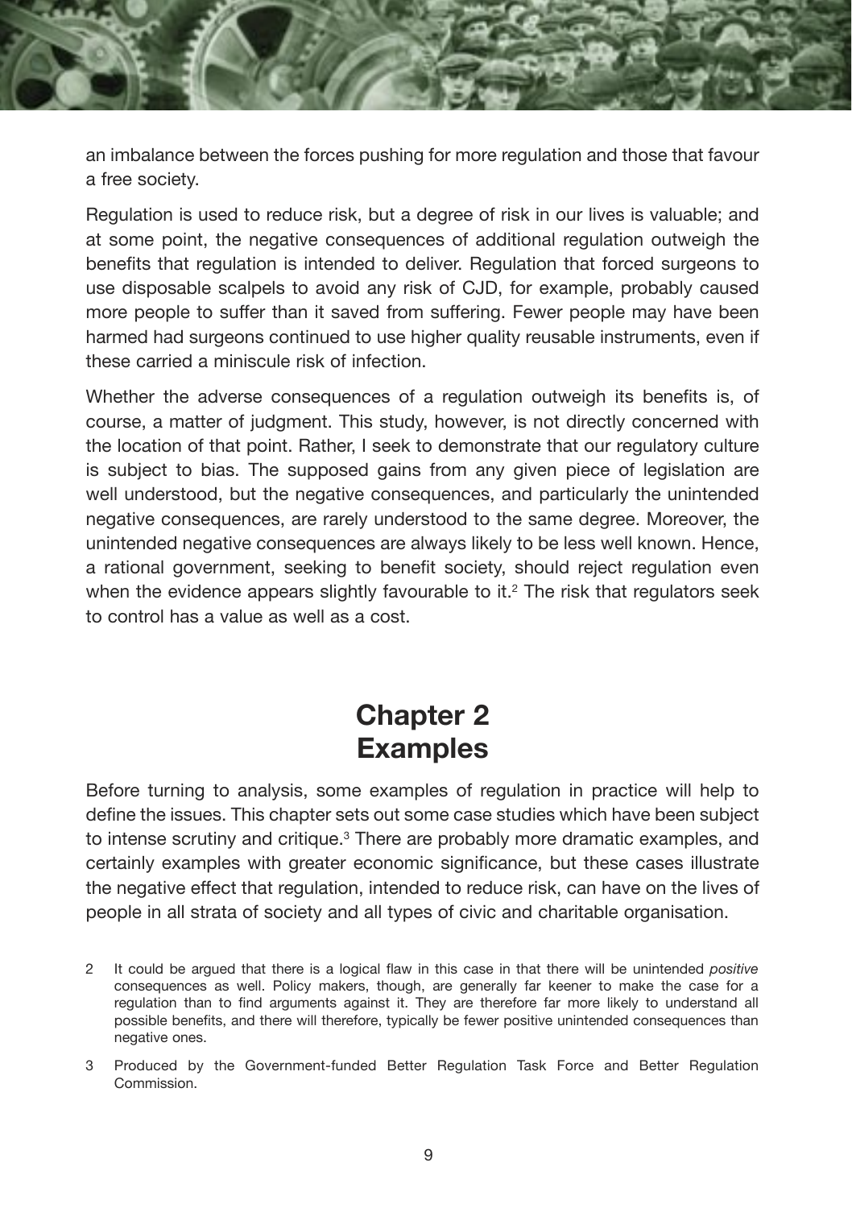an imbalance between the forces pushing for more regulation and those that favour a free society.

Regulation is used to reduce risk, but a degree of risk in our lives is valuable; and at some point, the negative consequences of additional regulation outweigh the benefits that regulation is intended to deliver. Regulation that forced surgeons to use disposable scalpels to avoid any risk of CJD, for example, probably caused more people to suffer than it saved from suffering. Fewer people may have been harmed had surgeons continued to use higher quality reusable instruments, even if these carried a miniscule risk of infection.

Whether the adverse consequences of a regulation outweigh its benefits is, of course, a matter of judgment. This study, however, is not directly concerned with the location of that point. Rather, I seek to demonstrate that our regulatory culture is subject to bias. The supposed gains from any given piece of legislation are well understood, but the negative consequences, and particularly the unintended negative consequences, are rarely understood to the same degree. Moreover, the unintended negative consequences are always likely to be less well known. Hence, a rational government, seeking to benefit society, should reject regulation even when the evidence appears slightly favourable to it.[2] The risk that regulators seek to control has a value as well as a cost.

# Chapter 2
# Examples

Before turning to analysis, some examples of regulation in practice will help to define the issues. This chapter sets out some case studies which have been subject to intense scrutiny and critique.[3] There are probably more dramatic examples, and certainly examples with greater economic significance, but these cases illustrate the negative effect that regulation, intended to reduce risk, can have on the lives of people in all strata of society and all types of civic and charitable organisation.

2 It could be argued that there is a logical flaw in this case in that there will be unintended *positive* consequences as well. Policy makers, though, are generally far keener to make the case for a regulation than to find arguments against it. They are therefore far more likely to understand all possible benefits, and there will therefore, typically be fewer positive unintended consequences than negative ones.

3 Produced by the Government-funded Better Regulation Task Force and Better Regulation Commission.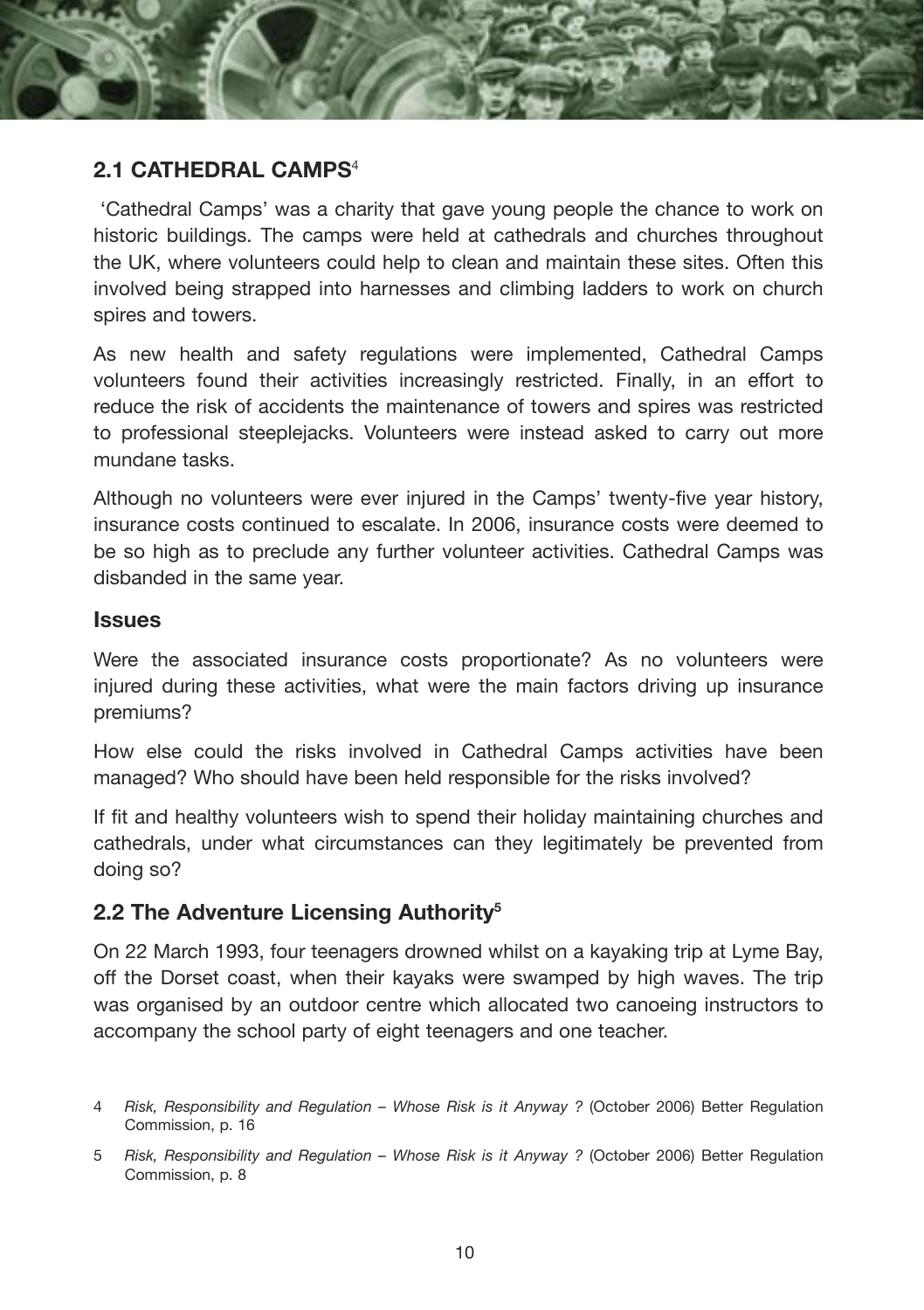## 2.1 CATHEDRAL CAMPS[4]

'Cathedral Camps' was a charity that gave young people the chance to work on historic buildings. The camps were held at cathedrals and churches throughout the UK, where volunteers could help to clean and maintain these sites. Often this involved being strapped into harnesses and climbing ladders to work on church spires and towers.

As new health and safety regulations were implemented, Cathedral Camps volunteers found their activities increasingly restricted. Finally, in an effort to reduce the risk of accidents the maintenance of towers and spires was restricted to professional steeplejacks. Volunteers were instead asked to carry out more mundane tasks.

Although no volunteers were ever injured in the Camps' twenty-five year history, insurance costs continued to escalate. In 2006, insurance costs were deemed to be so high as to preclude any further volunteer activities. Cathedral Camps was disbanded in the same year.

### Issues

Were the associated insurance costs proportionate? As no volunteers were injured during these activities, what were the main factors driving up insurance premiums?

How else could the risks involved in Cathedral Camps activities have been managed? Who should have been held responsible for the risks involved?

If fit and healthy volunteers wish to spend their holiday maintaining churches and cathedrals, under what circumstances can they legitimately be prevented from doing so?

## 2.2 The Adventure Licensing Authority[5]

On 22 March 1993, four teenagers drowned whilst on a kayaking trip at Lyme Bay, off the Dorset coast, when their kayaks were swamped by high waves. The trip was organised by an outdoor centre which allocated two canoeing instructors to accompany the school party of eight teenagers and one teacher.

---

4 *Risk, Responsibility and Regulation – Whose Risk is it Anyway ?* (October 2006) Better Regulation Commission, p. 16

5 *Risk, Responsibility and Regulation – Whose Risk is it Anyway ?* (October 2006) Better Regulation Commission, p. 8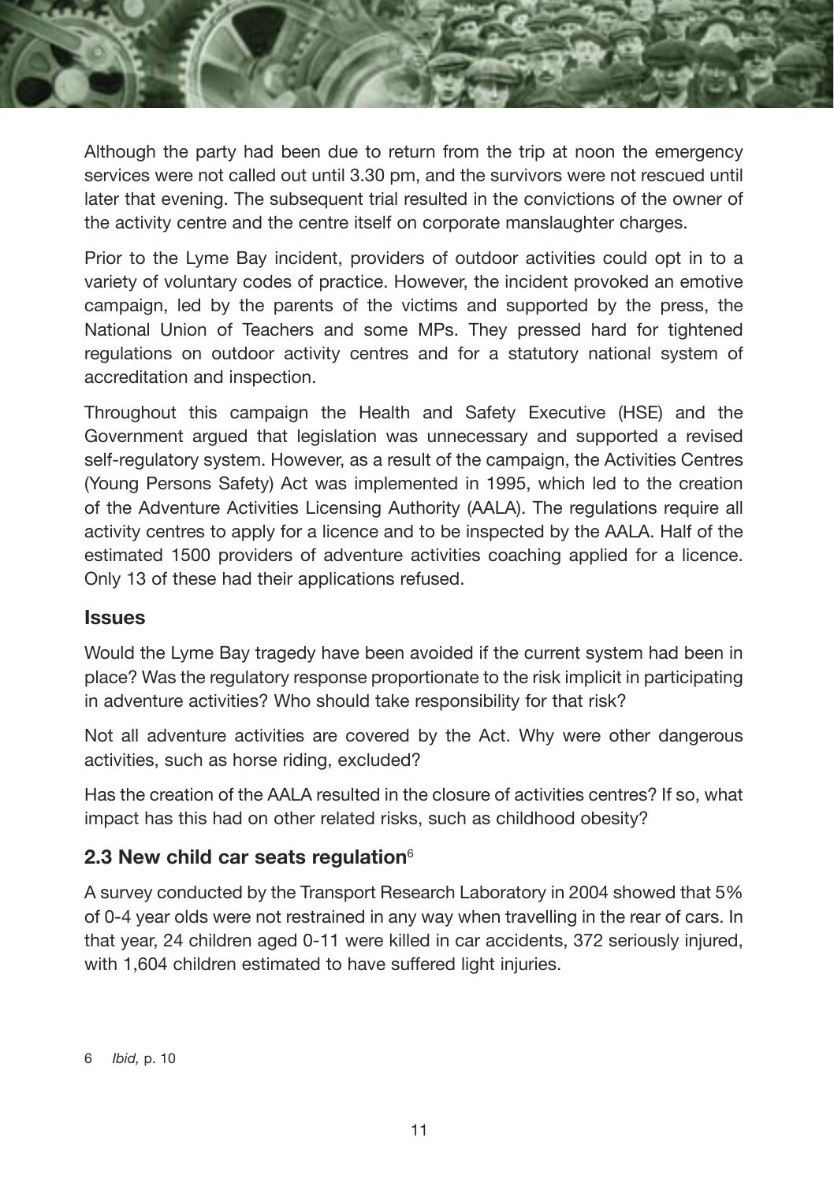Although the party had been due to return from the trip at noon the emergency services were not called out until 3.30 pm, and the survivors were not rescued until later that evening. The subsequent trial resulted in the convictions of the owner of the activity centre and the centre itself on corporate manslaughter charges.

Prior to the Lyme Bay incident, providers of outdoor activities could opt in to a variety of voluntary codes of practice. However, the incident provoked an emotive campaign, led by the parents of the victims and supported by the press, the National Union of Teachers and some MPs. They pressed hard for tightened regulations on outdoor activity centres and for a statutory national system of accreditation and inspection.

Throughout this campaign the Health and Safety Executive (HSE) and the Government argued that legislation was unnecessary and supported a revised self-regulatory system. However, as a result of the campaign, the Activities Centres (Young Persons Safety) Act was implemented in 1995, which led to the creation of the Adventure Activities Licensing Authority (AALA). The regulations require all activity centres to apply for a licence and to be inspected by the AALA. Half of the estimated 1500 providers of adventure activities coaching applied for a licence. Only 13 of these had their applications refused.

### Issues

Would the Lyme Bay tragedy have been avoided if the current system had been in place? Was the regulatory response proportionate to the risk implicit in participating in adventure activities? Who should take responsibility for that risk?

Not all adventure activities are covered by the Act. Why were other dangerous activities, such as horse riding, excluded?

Has the creation of the AALA resulted in the closure of activities centres? If so, what impact has this had on other related risks, such as childhood obesity?

### 2.3 New child car seats regulation[6]

A survey conducted by the Transport Research Laboratory in 2004 showed that 5% of 0-4 year olds were not restrained in any way when travelling in the rear of cars. In that year, 24 children aged 0-11 were killed in car accidents, 372 seriously injured, with 1,604 children estimated to have suffered light injuries.

6 *Ibid,* p. 10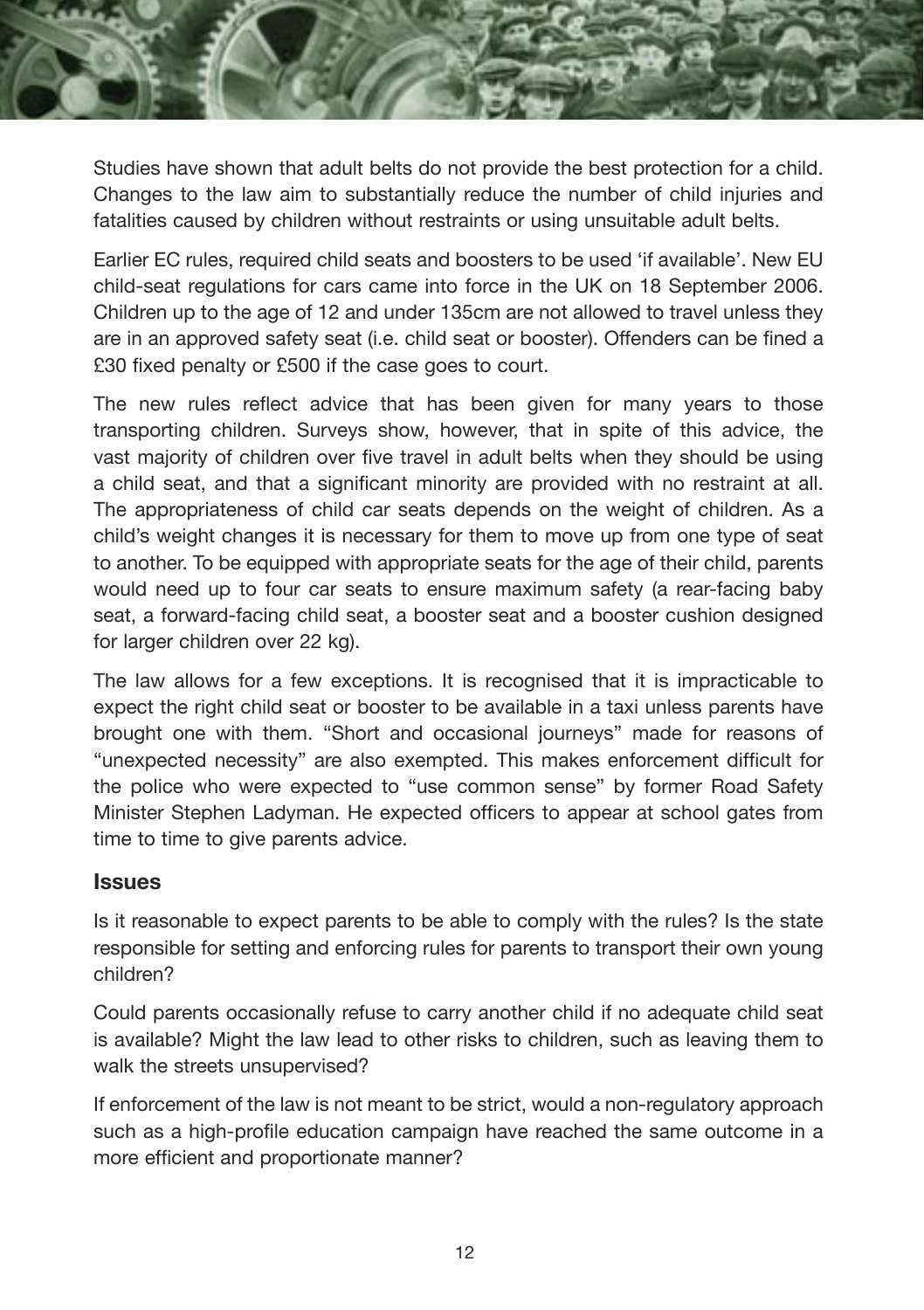Studies have shown that adult belts do not provide the best protection for a child. Changes to the law aim to substantially reduce the number of child injuries and fatalities caused by children without restraints or using unsuitable adult belts.

Earlier EC rules, required child seats and boosters to be used 'if available'. New EU child-seat regulations for cars came into force in the UK on 18 September 2006. Children up to the age of 12 and under 135cm are not allowed to travel unless they are in an approved safety seat (i.e. child seat or booster). Offenders can be fined a £30 fixed penalty or £500 if the case goes to court.

The new rules reflect advice that has been given for many years to those transporting children. Surveys show, however, that in spite of this advice, the vast majority of children over five travel in adult belts when they should be using a child seat, and that a significant minority are provided with no restraint at all. The appropriateness of child car seats depends on the weight of children. As a child's weight changes it is necessary for them to move up from one type of seat to another. To be equipped with appropriate seats for the age of their child, parents would need up to four car seats to ensure maximum safety (a rear-facing baby seat, a forward-facing child seat, a booster seat and a booster cushion designed for larger children over 22 kg).

The law allows for a few exceptions. It is recognised that it is impracticable to expect the right child seat or booster to be available in a taxi unless parents have brought one with them. "Short and occasional journeys" made for reasons of "unexpected necessity" are also exempted. This makes enforcement difficult for the police who were expected to "use common sense" by former Road Safety Minister Stephen Ladyman. He expected officers to appear at school gates from time to time to give parents advice.

## Issues

Is it reasonable to expect parents to be able to comply with the rules? Is the state responsible for setting and enforcing rules for parents to transport their own young children?

Could parents occasionally refuse to carry another child if no adequate child seat is available? Might the law lead to other risks to children, such as leaving them to walk the streets unsupervised?

If enforcement of the law is not meant to be strict, would a non-regulatory approach such as a high-profile education campaign have reached the same outcome in a more efficient and proportionate manner?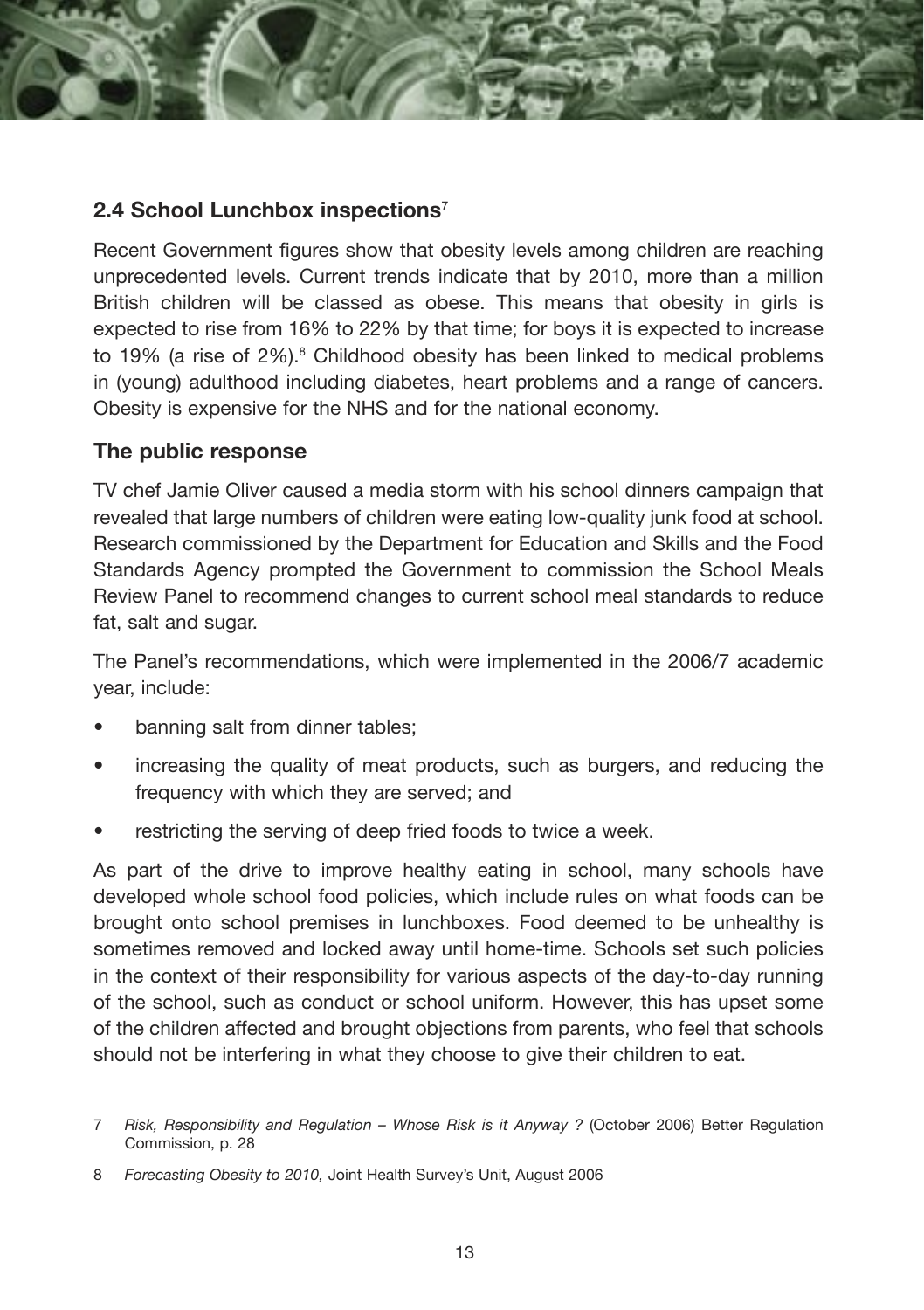## 2.4 School Lunchbox inspections[7]

Recent Government figures show that obesity levels among children are reaching unprecedented levels. Current trends indicate that by 2010, more than a million British children will be classed as obese. This means that obesity in girls is expected to rise from 16% to 22% by that time; for boys it is expected to increase to 19% (a rise of 2%).[8] Childhood obesity has been linked to medical problems in (young) adulthood including diabetes, heart problems and a range of cancers. Obesity is expensive for the NHS and for the national economy.

### The public response

TV chef Jamie Oliver caused a media storm with his school dinners campaign that revealed that large numbers of children were eating low-quality junk food at school. Research commissioned by the Department for Education and Skills and the Food Standards Agency prompted the Government to commission the School Meals Review Panel to recommend changes to current school meal standards to reduce fat, salt and sugar.

The Panel's recommendations, which were implemented in the 2006/7 academic year, include:

- banning salt from dinner tables;
- increasing the quality of meat products, such as burgers, and reducing the frequency with which they are served; and
- restricting the serving of deep fried foods to twice a week.

As part of the drive to improve healthy eating in school, many schools have developed whole school food policies, which include rules on what foods can be brought onto school premises in lunchboxes. Food deemed to be unhealthy is sometimes removed and locked away until home-time. Schools set such policies in the context of their responsibility for various aspects of the day-to-day running of the school, such as conduct or school uniform. However, this has upset some of the children affected and brought objections from parents, who feel that schools should not be interfering in what they choose to give their children to eat.

7 *Risk, Responsibility and Regulation – Whose Risk is it Anyway ?* (October 2006) Better Regulation Commission, p. 28

8 *Forecasting Obesity to 2010,* Joint Health Survey's Unit, August 2006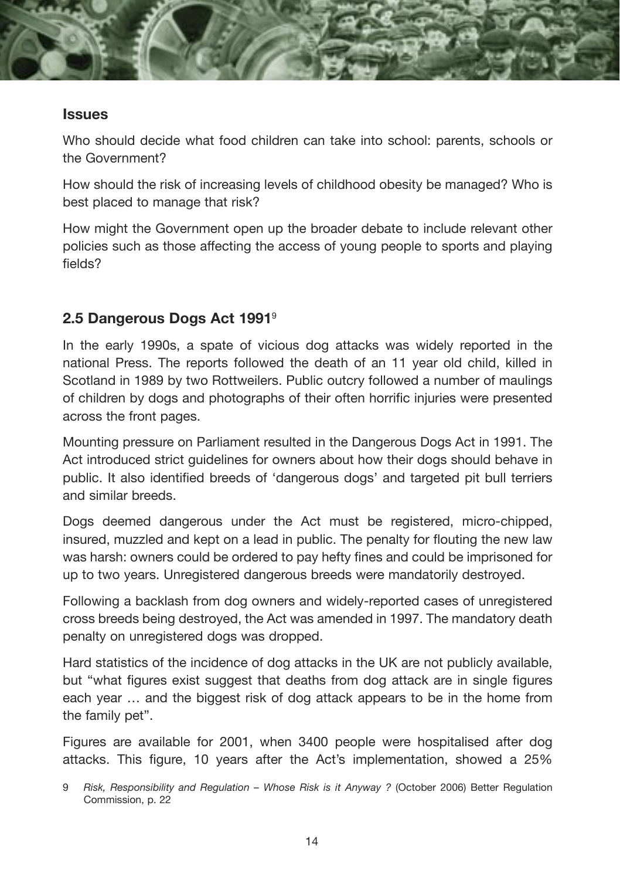### Issues

Who should decide what food children can take into school: parents, schools or the Government?

How should the risk of increasing levels of childhood obesity be managed? Who is best placed to manage that risk?

How might the Government open up the broader debate to include relevant other policies such as those affecting the access of young people to sports and playing fields?

## 2.5 Dangerous Dogs Act 1991[9]

In the early 1990s, a spate of vicious dog attacks was widely reported in the national Press. The reports followed the death of an 11 year old child, killed in Scotland in 1989 by two Rottweilers. Public outcry followed a number of maulings of children by dogs and photographs of their often horrific injuries were presented across the front pages.

Mounting pressure on Parliament resulted in the Dangerous Dogs Act in 1991. The Act introduced strict guidelines for owners about how their dogs should behave in public. It also identified breeds of 'dangerous dogs' and targeted pit bull terriers and similar breeds.

Dogs deemed dangerous under the Act must be registered, micro-chipped, insured, muzzled and kept on a lead in public. The penalty for flouting the new law was harsh: owners could be ordered to pay hefty fines and could be imprisoned for up to two years. Unregistered dangerous breeds were mandatorily destroyed.

Following a backlash from dog owners and widely-reported cases of unregistered cross breeds being destroyed, the Act was amended in 1997. The mandatory death penalty on unregistered dogs was dropped.

Hard statistics of the incidence of dog attacks in the UK are not publicly available, but "what figures exist suggest that deaths from dog attack are in single figures each year … and the biggest risk of dog attack appears to be in the home from the family pet".

Figures are available for 2001, when 3400 people were hospitalised after dog attacks. This figure, 10 years after the Act's implementation, showed a 25%

9 *Risk, Responsibility and Regulation – Whose Risk is it Anyway ?* (October 2006) Better Regulation Commission, p. 22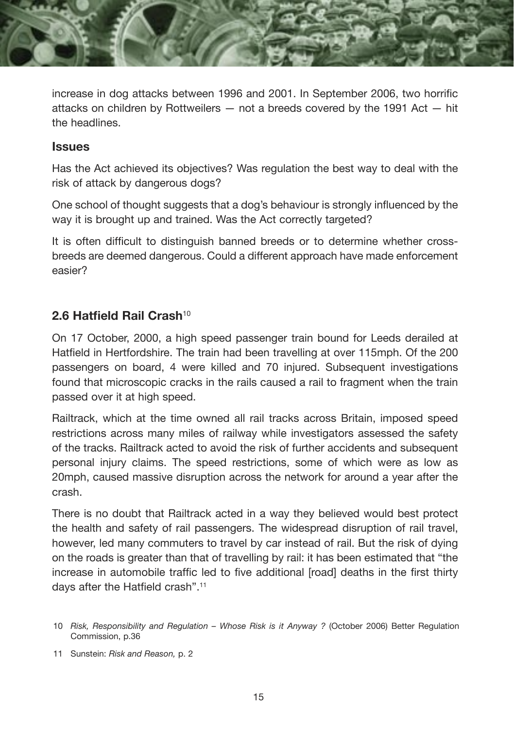increase in dog attacks between 1996 and 2001. In September 2006, two horrific attacks on children by Rottweilers — not a breeds covered by the 1991 Act — hit the headlines.

### Issues

Has the Act achieved its objectives? Was regulation the best way to deal with the risk of attack by dangerous dogs?

One school of thought suggests that a dog's behaviour is strongly influenced by the way it is brought up and trained. Was the Act correctly targeted?

It is often difficult to distinguish banned breeds or to determine whether cross-breeds are deemed dangerous. Could a different approach have made enforcement easier?

## 2.6 Hatfield Rail Crash[10]

On 17 October, 2000, a high speed passenger train bound for Leeds derailed at Hatfield in Hertfordshire. The train had been travelling at over 115mph. Of the 200 passengers on board, 4 were killed and 70 injured. Subsequent investigations found that microscopic cracks in the rails caused a rail to fragment when the train passed over it at high speed.

Railtrack, which at the time owned all rail tracks across Britain, imposed speed restrictions across many miles of railway while investigators assessed the safety of the tracks. Railtrack acted to avoid the risk of further accidents and subsequent personal injury claims. The speed restrictions, some of which were as low as 20mph, caused massive disruption across the network for around a year after the crash.

There is no doubt that Railtrack acted in a way they believed would best protect the health and safety of rail passengers. The widespread disruption of rail travel, however, led many commuters to travel by car instead of rail. But the risk of dying on the roads is greater than that of travelling by rail: it has been estimated that "the increase in automobile traffic led to five additional [road] deaths in the first thirty days after the Hatfield crash".[11]

10 *Risk, Responsibility and Regulation – Whose Risk is it Anyway ?* (October 2006) Better Regulation Commission, p.36

11 Sunstein: *Risk and Reason,* p. 2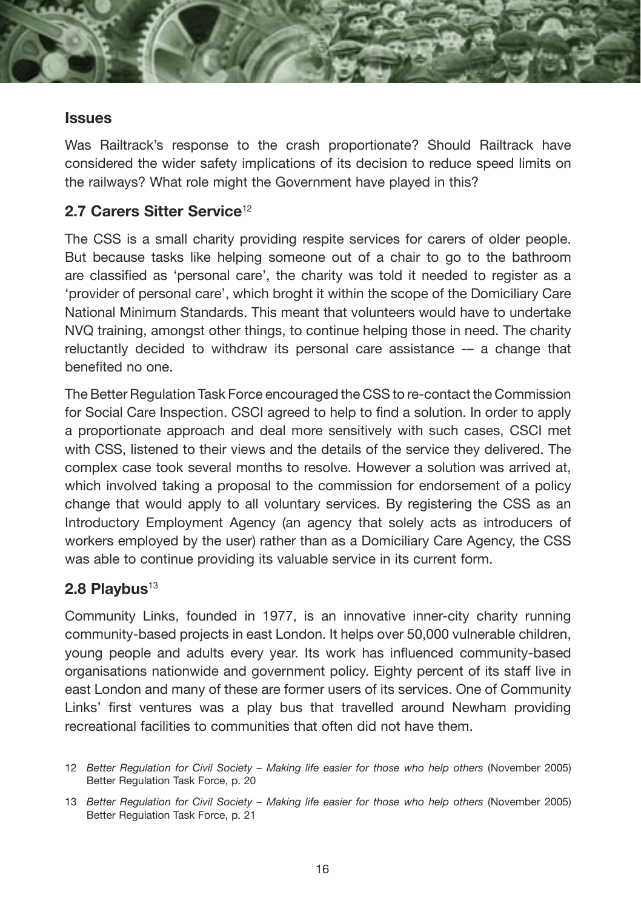## Issues

Was Railtrack's response to the crash proportionate? Should Railtrack have considered the wider safety implications of its decision to reduce speed limits on the railways? What role might the Government have played in this?

## 2.7 Carers Sitter Service[12]

The CSS is a small charity providing respite services for carers of older people. But because tasks like helping someone out of a chair to go to the bathroom are classified as 'personal care', the charity was told it needed to register as a 'provider of personal care', which broght it within the scope of the Domiciliary Care National Minimum Standards. This meant that volunteers would have to undertake NVQ training, amongst other things, to continue helping those in need. The charity reluctantly decided to withdraw its personal care assistance -– a change that benefited no one.

The Better Regulation Task Force encouraged the CSS to re-contact the Commission for Social Care Inspection. CSCI agreed to help to find a solution. In order to apply a proportionate approach and deal more sensitively with such cases, CSCI met with CSS, listened to their views and the details of the service they delivered. The complex case took several months to resolve. However a solution was arrived at, which involved taking a proposal to the commission for endorsement of a policy change that would apply to all voluntary services. By registering the CSS as an Introductory Employment Agency (an agency that solely acts as introducers of workers employed by the user) rather than as a Domiciliary Care Agency, the CSS was able to continue providing its valuable service in its current form.

## 2.8 Playbus[13]

Community Links, founded in 1977, is an innovative inner-city charity running community-based projects in east London. It helps over 50,000 vulnerable children, young people and adults every year. Its work has influenced community-based organisations nationwide and government policy. Eighty percent of its staff live in east London and many of these are former users of its services. One of Community Links' first ventures was a play bus that travelled around Newham providing recreational facilities to communities that often did not have them.

---

12 *Better Regulation for Civil Society – Making life easier for those who help others* (November 2005) Better Regulation Task Force, p. 20

13 *Better Regulation for Civil Society – Making life easier for those who help others* (November 2005) Better Regulation Task Force, p. 21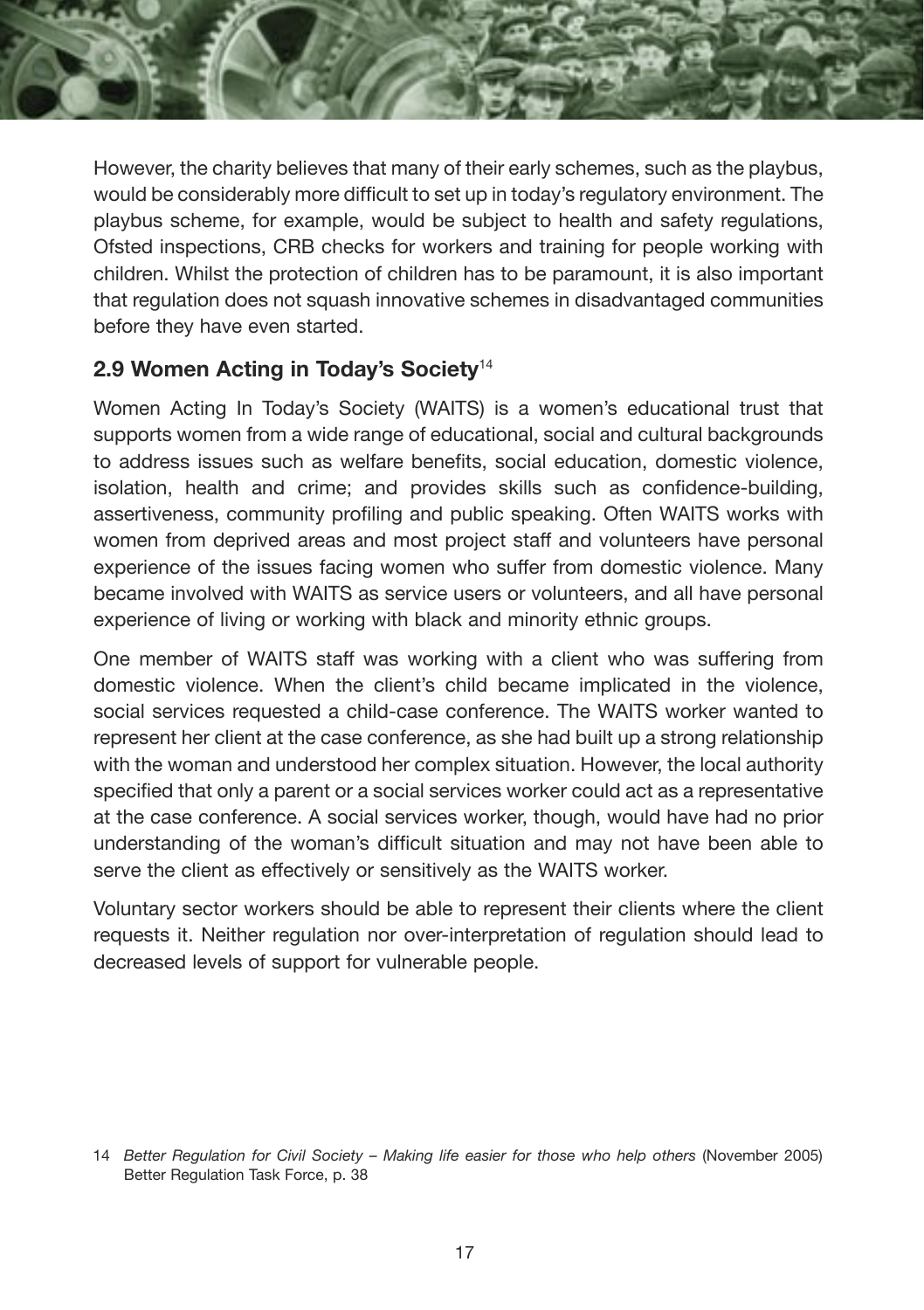However, the charity believes that many of their early schemes, such as the playbus, would be considerably more difficult to set up in today's regulatory environment. The playbus scheme, for example, would be subject to health and safety regulations, Ofsted inspections, CRB checks for workers and training for people working with children. Whilst the protection of children has to be paramount, it is also important that regulation does not squash innovative schemes in disadvantaged communities before they have even started.

## 2.9 Women Acting in Today's Society[14]

Women Acting In Today's Society (WAITS) is a women's educational trust that supports women from a wide range of educational, social and cultural backgrounds to address issues such as welfare benefits, social education, domestic violence, isolation, health and crime; and provides skills such as confidence-building, assertiveness, community profiling and public speaking. Often WAITS works with women from deprived areas and most project staff and volunteers have personal experience of the issues facing women who suffer from domestic violence. Many became involved with WAITS as service users or volunteers, and all have personal experience of living or working with black and minority ethnic groups.

One member of WAITS staff was working with a client who was suffering from domestic violence. When the client's child became implicated in the violence, social services requested a child-case conference. The WAITS worker wanted to represent her client at the case conference, as she had built up a strong relationship with the woman and understood her complex situation. However, the local authority specified that only a parent or a social services worker could act as a representative at the case conference. A social services worker, though, would have had no prior understanding of the woman's difficult situation and may not have been able to serve the client as effectively or sensitively as the WAITS worker.

Voluntary sector workers should be able to represent their clients where the client requests it. Neither regulation nor over-interpretation of regulation should lead to decreased levels of support for vulnerable people.

14 *Better Regulation for Civil Society – Making life easier for those who help others* (November 2005) Better Regulation Task Force, p. 38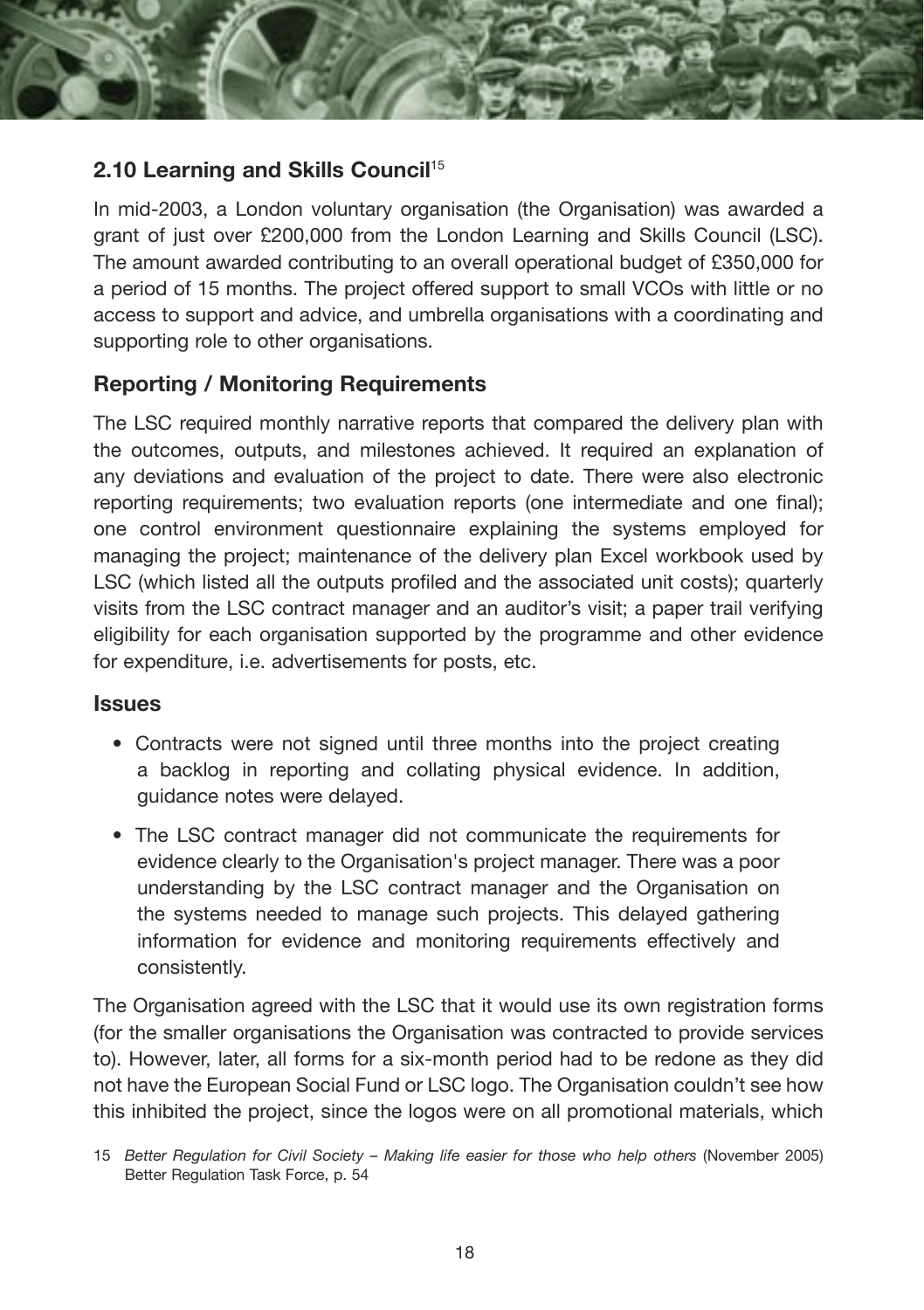## 2.10 Learning and Skills Council[15]

In mid-2003, a London voluntary organisation (the Organisation) was awarded a grant of just over £200,000 from the London Learning and Skills Council (LSC). The amount awarded contributing to an overall operational budget of £350,000 for a period of 15 months. The project offered support to small VCOs with little or no access to support and advice, and umbrella organisations with a coordinating and supporting role to other organisations.

### Reporting / Monitoring Requirements

The LSC required monthly narrative reports that compared the delivery plan with the outcomes, outputs, and milestones achieved. It required an explanation of any deviations and evaluation of the project to date. There were also electronic reporting requirements; two evaluation reports (one intermediate and one final); one control environment questionnaire explaining the systems employed for managing the project; maintenance of the delivery plan Excel workbook used by LSC (which listed all the outputs profiled and the associated unit costs); quarterly visits from the LSC contract manager and an auditor's visit; a paper trail verifying eligibility for each organisation supported by the programme and other evidence for expenditure, i.e. advertisements for posts, etc.

### Issues

- Contracts were not signed until three months into the project creating a backlog in reporting and collating physical evidence. In addition, guidance notes were delayed.
- The LSC contract manager did not communicate the requirements for evidence clearly to the Organisation's project manager. There was a poor understanding by the LSC contract manager and the Organisation on the systems needed to manage such projects. This delayed gathering information for evidence and monitoring requirements effectively and consistently.

The Organisation agreed with the LSC that it would use its own registration forms (for the smaller organisations the Organisation was contracted to provide services to). However, later, all forms for a six-month period had to be redone as they did not have the European Social Fund or LSC logo. The Organisation couldn't see how this inhibited the project, since the logos were on all promotional materials, which

15 *Better Regulation for Civil Society – Making life easier for those who help others* (November 2005) Better Regulation Task Force, p. 54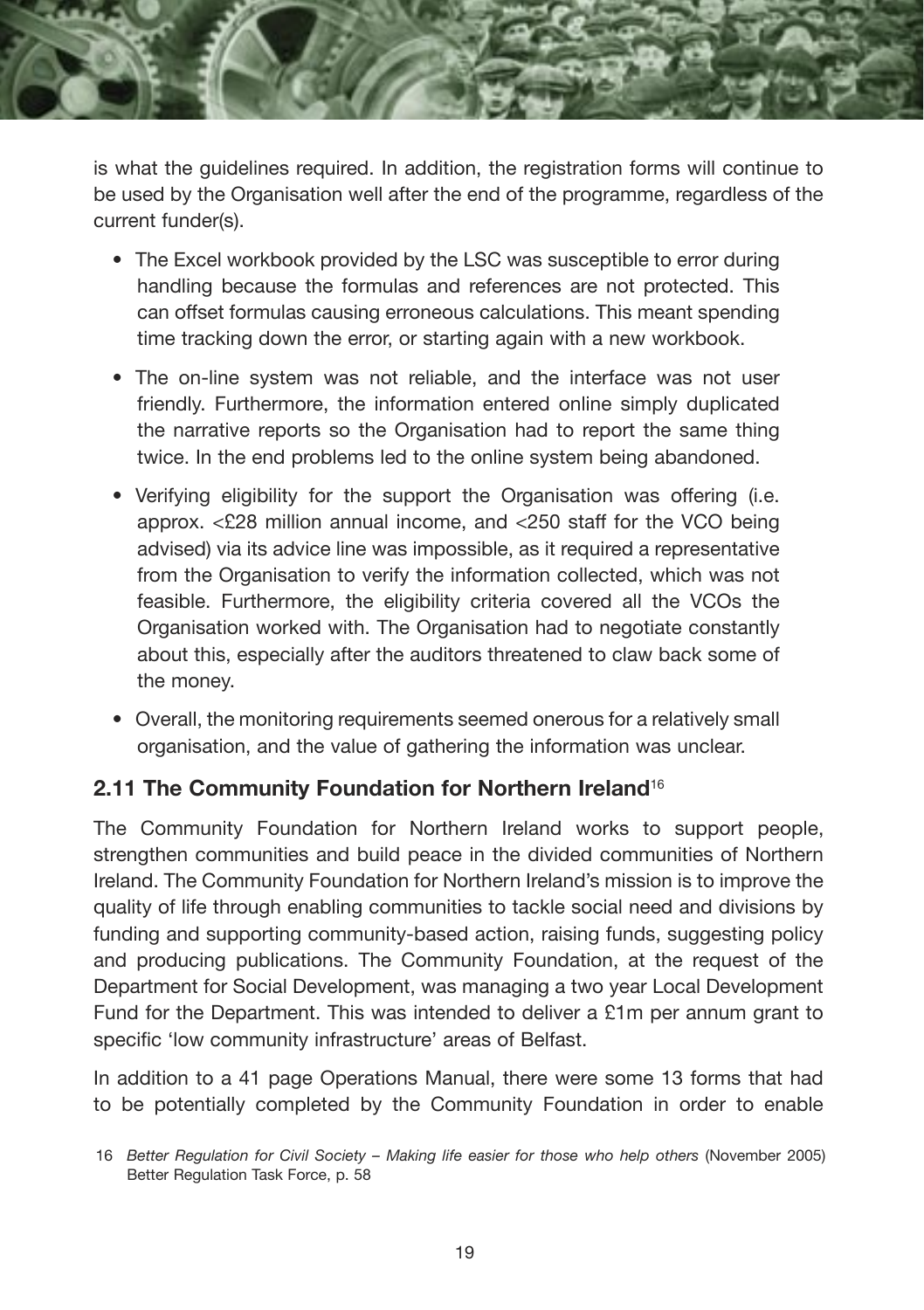is what the guidelines required. In addition, the registration forms will continue to be used by the Organisation well after the end of the programme, regardless of the current funder(s).

- The Excel workbook provided by the LSC was susceptible to error during handling because the formulas and references are not protected. This can offset formulas causing erroneous calculations. This meant spending time tracking down the error, or starting again with a new workbook.
- The on-line system was not reliable, and the interface was not user friendly. Furthermore, the information entered online simply duplicated the narrative reports so the Organisation had to report the same thing twice. In the end problems led to the online system being abandoned.
- Verifying eligibility for the support the Organisation was offering (i.e. approx. <£28 million annual income, and <250 staff for the VCO being advised) via its advice line was impossible, as it required a representative from the Organisation to verify the information collected, which was not feasible. Furthermore, the eligibility criteria covered all the VCOs the Organisation worked with. The Organisation had to negotiate constantly about this, especially after the auditors threatened to claw back some of the money.
- Overall, the monitoring requirements seemed onerous for a relatively small organisation, and the value of gathering the information was unclear.

## 2.11 The Community Foundation for Northern Ireland[16]

The Community Foundation for Northern Ireland works to support people, strengthen communities and build peace in the divided communities of Northern Ireland. The Community Foundation for Northern Ireland's mission is to improve the quality of life through enabling communities to tackle social need and divisions by funding and supporting community-based action, raising funds, suggesting policy and producing publications. The Community Foundation, at the request of the Department for Social Development, was managing a two year Local Development Fund for the Department. This was intended to deliver a £1m per annum grant to specific 'low community infrastructure' areas of Belfast.

In addition to a 41 page Operations Manual, there were some 13 forms that had to be potentially completed by the Community Foundation in order to enable

16 *Better Regulation for Civil Society – Making life easier for those who help others* (November 2005) Better Regulation Task Force, p. 58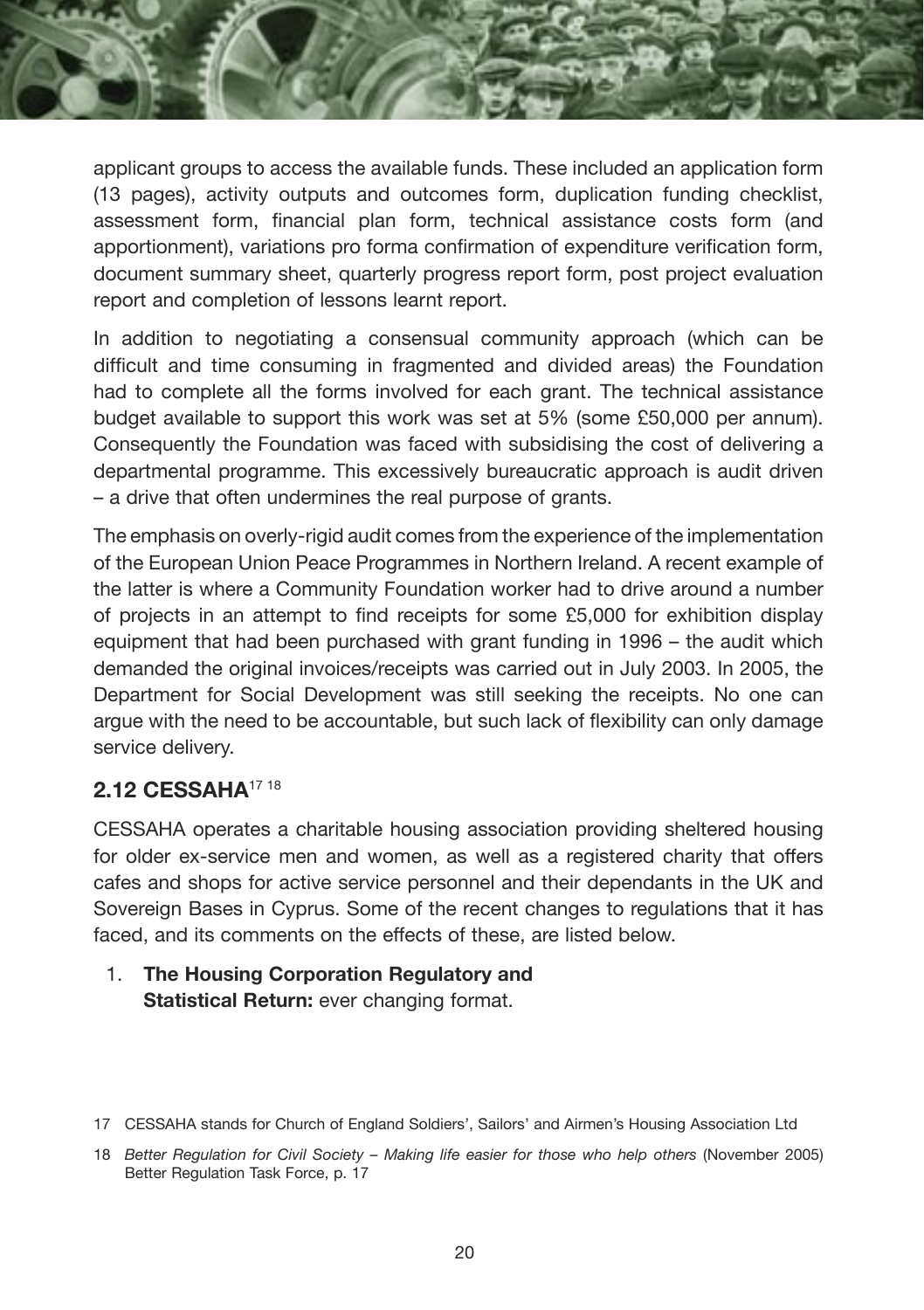applicant groups to access the available funds. These included an application form (13 pages), activity outputs and outcomes form, duplication funding checklist, assessment form, financial plan form, technical assistance costs form (and apportionment), variations pro forma confirmation of expenditure verification form, document summary sheet, quarterly progress report form, post project evaluation report and completion of lessons learnt report.

In addition to negotiating a consensual community approach (which can be difficult and time consuming in fragmented and divided areas) the Foundation had to complete all the forms involved for each grant. The technical assistance budget available to support this work was set at 5% (some £50,000 per annum). Consequently the Foundation was faced with subsidising the cost of delivering a departmental programme. This excessively bureaucratic approach is audit driven – a drive that often undermines the real purpose of grants.

The emphasis on overly-rigid audit comes from the experience of the implementation of the European Union Peace Programmes in Northern Ireland. A recent example of the latter is where a Community Foundation worker had to drive around a number of projects in an attempt to find receipts for some £5,000 for exhibition display equipment that had been purchased with grant funding in 1996 – the audit which demanded the original invoices/receipts was carried out in July 2003. In 2005, the Department for Social Development was still seeking the receipts. No one can argue with the need to be accountable, but such lack of flexibility can only damage service delivery.

## 2.12 CESSAHA[17] [18]

CESSAHA operates a charitable housing association providing sheltered housing for older ex-service men and women, as well as a registered charity that offers cafes and shops for active service personnel and their dependants in the UK and Sovereign Bases in Cyprus. Some of the recent changes to regulations that it has faced, and its comments on the effects of these, are listed below.

1. **The Housing Corporation Regulatory and Statistical Return:** ever changing format.

17 CESSAHA stands for Church of England Soldiers', Sailors' and Airmen's Housing Association Ltd

18 *Better Regulation for Civil Society – Making life easier for those who help others* (November 2005) Better Regulation Task Force, p. 17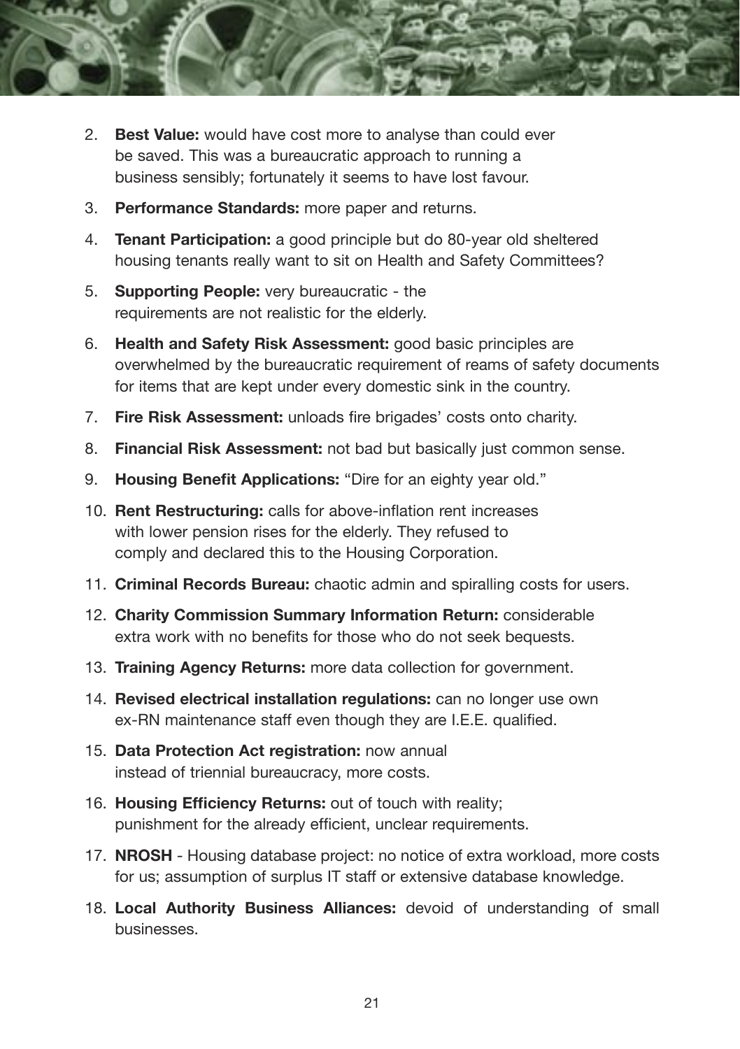2. **Best Value:** would have cost more to analyse than could ever be saved. This was a bureaucratic approach to running a business sensibly; fortunately it seems to have lost favour.
3. **Performance Standards:** more paper and returns.
4. **Tenant Participation:** a good principle but do 80-year old sheltered housing tenants really want to sit on Health and Safety Committees?
5. **Supporting People:** very bureaucratic - the requirements are not realistic for the elderly.
6. **Health and Safety Risk Assessment:** good basic principles are overwhelmed by the bureaucratic requirement of reams of safety documents for items that are kept under every domestic sink in the country.
7. **Fire Risk Assessment:** unloads fire brigades' costs onto charity.
8. **Financial Risk Assessment:** not bad but basically just common sense.
9. **Housing Benefit Applications:** "Dire for an eighty year old."
10. **Rent Restructuring:** calls for above-inflation rent increases with lower pension rises for the elderly. They refused to comply and declared this to the Housing Corporation.
11. **Criminal Records Bureau:** chaotic admin and spiralling costs for users.
12. **Charity Commission Summary Information Return:** considerable extra work with no benefits for those who do not seek bequests.
13. **Training Agency Returns:** more data collection for government.
14. **Revised electrical installation regulations:** can no longer use own ex-RN maintenance staff even though they are I.E.E. qualified.
15. **Data Protection Act registration:** now annual instead of triennial bureaucracy, more costs.
16. **Housing Efficiency Returns:** out of touch with reality; punishment for the already efficient, unclear requirements.
17. **NROSH** - Housing database project: no notice of extra workload, more costs for us; assumption of surplus IT staff or extensive database knowledge.
18. **Local Authority Business Alliances:** devoid of understanding of small businesses.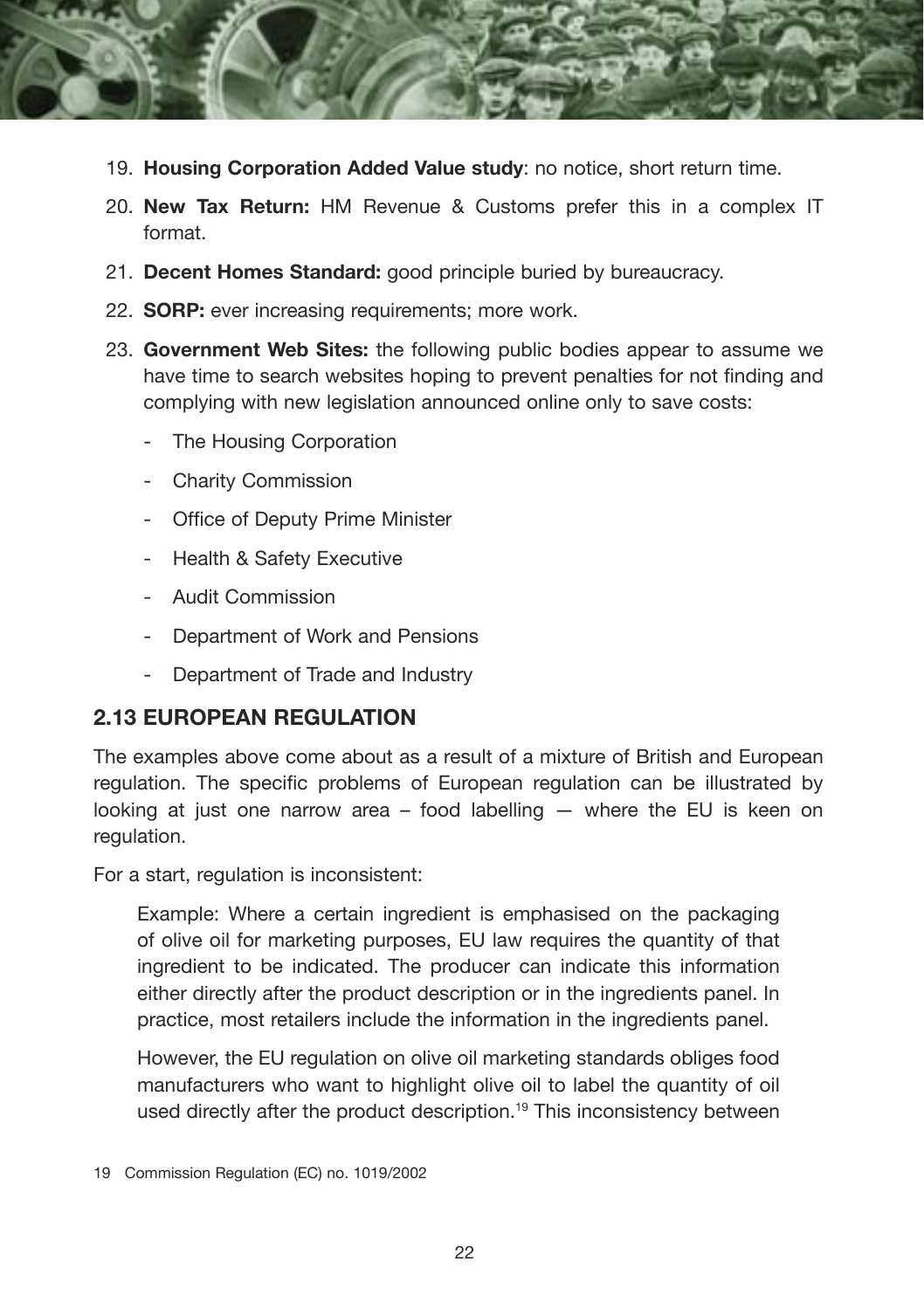19. **Housing Corporation Added Value study**: no notice, short return time.
20. **New Tax Return:** HM Revenue & Customs prefer this in a complex IT format.
21. **Decent Homes Standard:** good principle buried by bureaucracy.
22. **SORP:** ever increasing requirements; more work.
23. **Government Web Sites:** the following public bodies appear to assume we have time to search websites hoping to prevent penalties for not finding and complying with new legislation announced online only to save costs:
    - The Housing Corporation
    - Charity Commission
    - Office of Deputy Prime Minister
    - Health & Safety Executive
    - Audit Commission
    - Department of Work and Pensions
    - Department of Trade and Industry

## 2.13 EUROPEAN REGULATION

The examples above come about as a result of a mixture of British and European regulation. The specific problems of European regulation can be illustrated by looking at just one narrow area – food labelling — where the EU is keen on regulation.

For a start, regulation is inconsistent:

> Example: Where a certain ingredient is emphasised on the packaging of olive oil for marketing purposes, EU law requires the quantity of that ingredient to be indicated. The producer can indicate this information either directly after the product description or in the ingredients panel. In practice, most retailers include the information in the ingredients panel.
>
> However, the EU regulation on olive oil marketing standards obliges food manufacturers who want to highlight olive oil to label the quantity of oil used directly after the product description.[19] This inconsistency between

[19] Commission Regulation (EC) no. 1019/2002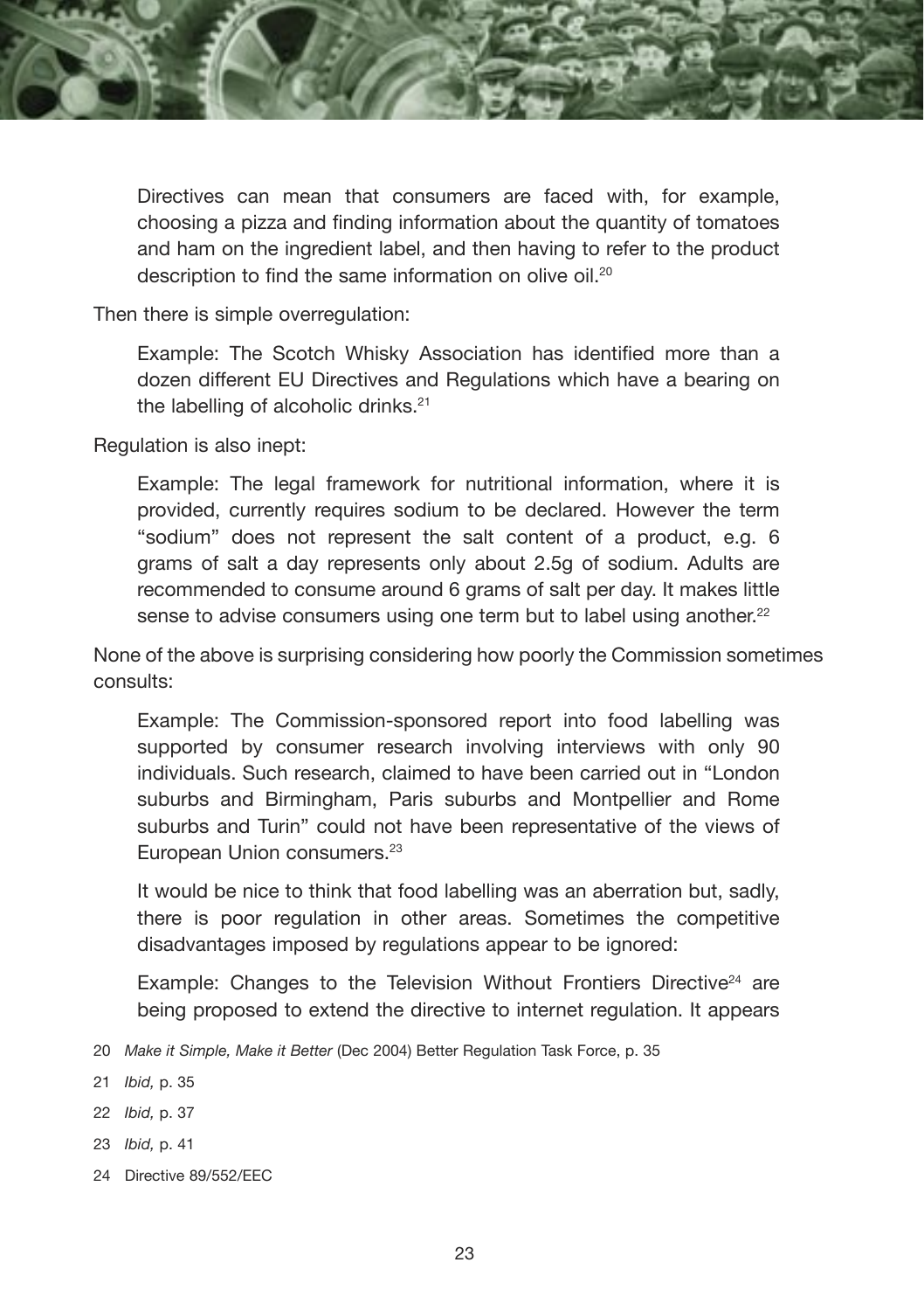Directives can mean that consumers are faced with, for example, choosing a pizza and finding information about the quantity of tomatoes and ham on the ingredient label, and then having to refer to the product description to find the same information on olive oil.[20]

Then there is simple overregulation:

> Example: The Scotch Whisky Association has identified more than a dozen different EU Directives and Regulations which have a bearing on the labelling of alcoholic drinks.[21]

Regulation is also inept:

> Example: The legal framework for nutritional information, where it is provided, currently requires sodium to be declared. However the term "sodium" does not represent the salt content of a product, e.g. 6 grams of salt a day represents only about 2.5g of sodium. Adults are recommended to consume around 6 grams of salt per day. It makes little sense to advise consumers using one term but to label using another.[22]

None of the above is surprising considering how poorly the Commission sometimes consults:

> Example: The Commission-sponsored report into food labelling was supported by consumer research involving interviews with only 90 individuals. Such research, claimed to have been carried out in "London suburbs and Birmingham, Paris suburbs and Montpellier and Rome suburbs and Turin" could not have been representative of the views of European Union consumers.[23]

It would be nice to think that food labelling was an aberration but, sadly, there is poor regulation in other areas. Sometimes the competitive disadvantages imposed by regulations appear to be ignored:

> Example: Changes to the Television Without Frontiers Directive[24] are being proposed to extend the directive to internet regulation. It appears

20 *Make it Simple, Make it Better* (Dec 2004) Better Regulation Task Force, p. 35

21 *Ibid,* p. 35

22 *Ibid,* p. 37

23 *Ibid,* p. 41

24 Directive 89/552/EEC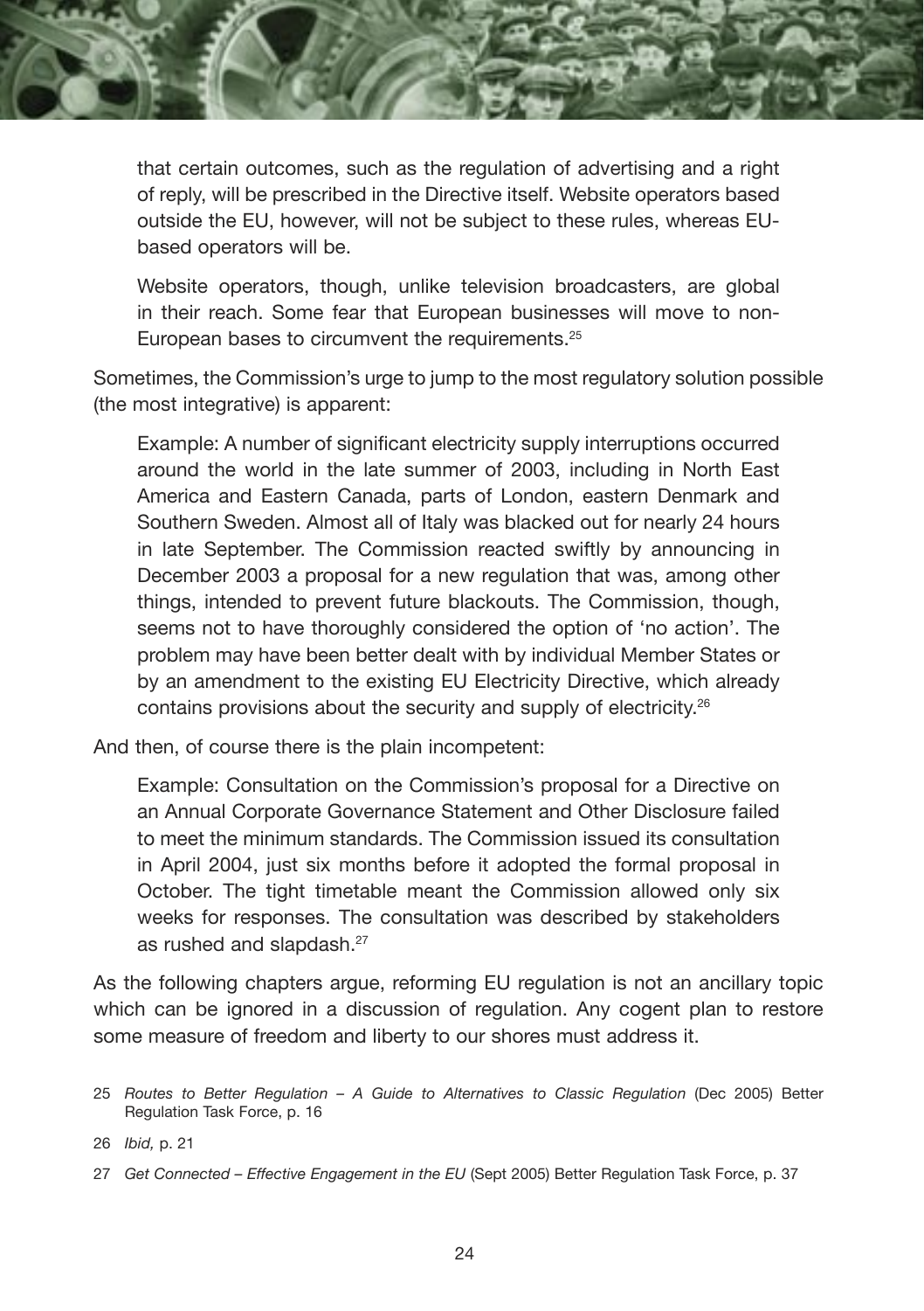> that certain outcomes, such as the regulation of advertising and a right of reply, will be prescribed in the Directive itself. Website operators based outside the EU, however, will not be subject to these rules, whereas EU-based operators will be.
>
> Website operators, though, unlike television broadcasters, are global in their reach. Some fear that European businesses will move to non-European bases to circumvent the requirements.[25]

Sometimes, the Commission's urge to jump to the most regulatory solution possible (the most integrative) is apparent:

> Example: A number of significant electricity supply interruptions occurred around the world in the late summer of 2003, including in North East America and Eastern Canada, parts of London, eastern Denmark and Southern Sweden. Almost all of Italy was blacked out for nearly 24 hours in late September. The Commission reacted swiftly by announcing in December 2003 a proposal for a new regulation that was, among other things, intended to prevent future blackouts. The Commission, though, seems not to have thoroughly considered the option of 'no action'. The problem may have been better dealt with by individual Member States or by an amendment to the existing EU Electricity Directive, which already contains provisions about the security and supply of electricity.[26]

And then, of course there is the plain incompetent:

> Example: Consultation on the Commission's proposal for a Directive on an Annual Corporate Governance Statement and Other Disclosure failed to meet the minimum standards. The Commission issued its consultation in April 2004, just six months before it adopted the formal proposal in October. The tight timetable meant the Commission allowed only six weeks for responses. The consultation was described by stakeholders as rushed and slapdash.[27]

As the following chapters argue, reforming EU regulation is not an ancillary topic which can be ignored in a discussion of regulation. Any cogent plan to restore some measure of freedom and liberty to our shores must address it.

---

25 *Routes to Better Regulation – A Guide to Alternatives to Classic Regulation* (Dec 2005) Better Regulation Task Force, p. 16

26 *Ibid,* p. 21

27 *Get Connected – Effective Engagement in the EU* (Sept 2005) Better Regulation Task Force, p. 37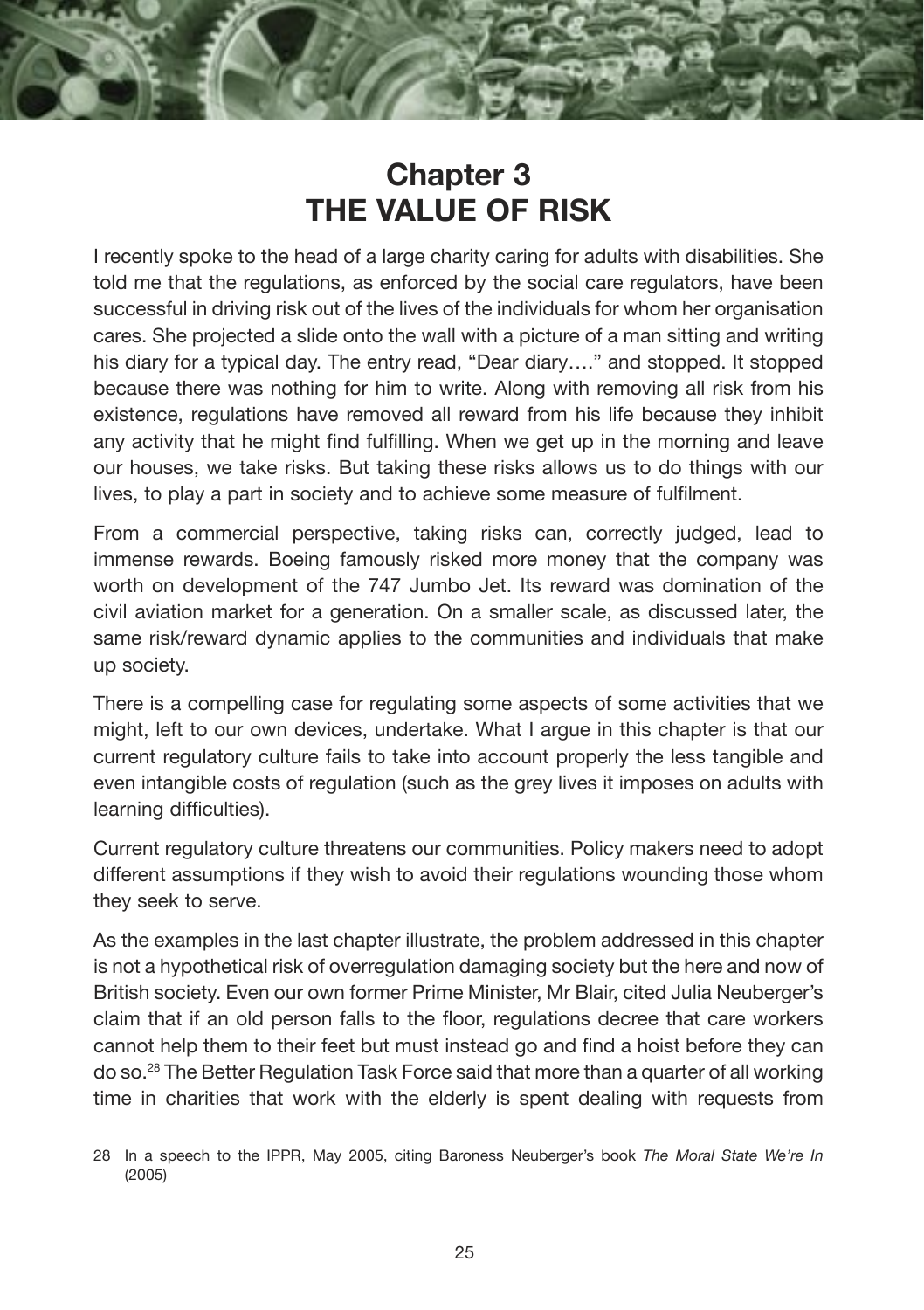# Chapter 3
# THE VALUE OF RISK

I recently spoke to the head of a large charity caring for adults with disabilities. She told me that the regulations, as enforced by the social care regulators, have been successful in driving risk out of the lives of the individuals for whom her organisation cares. She projected a slide onto the wall with a picture of a man sitting and writing his diary for a typical day. The entry read, "Dear diary…." and stopped. It stopped because there was nothing for him to write. Along with removing all risk from his existence, regulations have removed all reward from his life because they inhibit any activity that he might find fulfilling. When we get up in the morning and leave our houses, we take risks. But taking these risks allows us to do things with our lives, to play a part in society and to achieve some measure of fulfilment.

From a commercial perspective, taking risks can, correctly judged, lead to immense rewards. Boeing famously risked more money that the company was worth on development of the 747 Jumbo Jet. Its reward was domination of the civil aviation market for a generation. On a smaller scale, as discussed later, the same risk/reward dynamic applies to the communities and individuals that make up society.

There is a compelling case for regulating some aspects of some activities that we might, left to our own devices, undertake. What I argue in this chapter is that our current regulatory culture fails to take into account properly the less tangible and even intangible costs of regulation (such as the grey lives it imposes on adults with learning difficulties).

Current regulatory culture threatens our communities. Policy makers need to adopt different assumptions if they wish to avoid their regulations wounding those whom they seek to serve.

As the examples in the last chapter illustrate, the problem addressed in this chapter is not a hypothetical risk of overregulation damaging society but the here and now of British society. Even our own former Prime Minister, Mr Blair, cited Julia Neuberger's claim that if an old person falls to the floor, regulations decree that care workers cannot help them to their feet but must instead go and find a hoist before they can do so.[28] The Better Regulation Task Force said that more than a quarter of all working time in charities that work with the elderly is spent dealing with requests from

28 In a speech to the IPPR, May 2005, citing Baroness Neuberger's book *The Moral State We're In* (2005)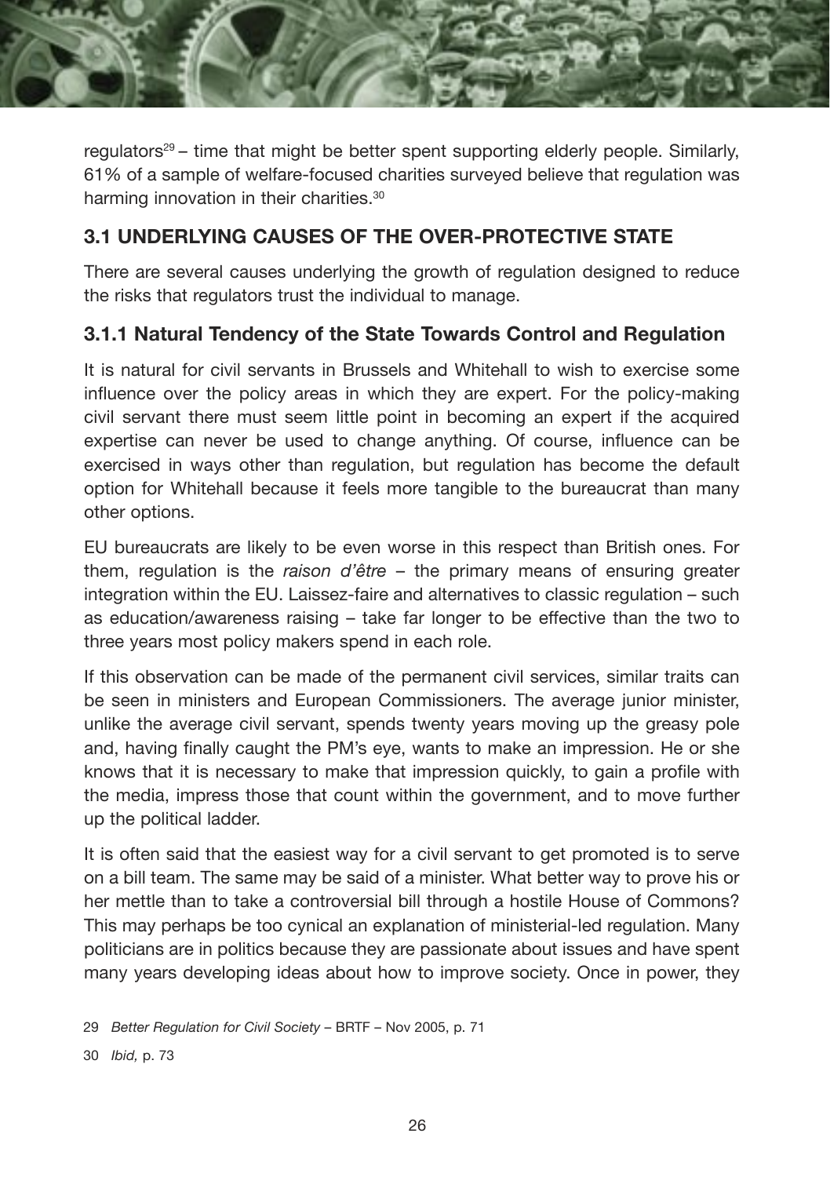regulators[29] – time that might be better spent supporting elderly people. Similarly, 61% of a sample of welfare-focused charities surveyed believe that regulation was harming innovation in their charities.[30]

## 3.1 UNDERLYING CAUSES OF THE OVER-PROTECTIVE STATE

There are several causes underlying the growth of regulation designed to reduce the risks that regulators trust the individual to manage.

### 3.1.1 Natural Tendency of the State Towards Control and Regulation

It is natural for civil servants in Brussels and Whitehall to wish to exercise some influence over the policy areas in which they are expert. For the policy-making civil servant there must seem little point in becoming an expert if the acquired expertise can never be used to change anything. Of course, influence can be exercised in ways other than regulation, but regulation has become the default option for Whitehall because it feels more tangible to the bureaucrat than many other options.

EU bureaucrats are likely to be even worse in this respect than British ones. For them, regulation is the *raison d'être* – the primary means of ensuring greater integration within the EU. Laissez-faire and alternatives to classic regulation – such as education/awareness raising – take far longer to be effective than the two to three years most policy makers spend in each role.

If this observation can be made of the permanent civil services, similar traits can be seen in ministers and European Commissioners. The average junior minister, unlike the average civil servant, spends twenty years moving up the greasy pole and, having finally caught the PM's eye, wants to make an impression. He or she knows that it is necessary to make that impression quickly, to gain a profile with the media, impress those that count within the government, and to move further up the political ladder.

It is often said that the easiest way for a civil servant to get promoted is to serve on a bill team. The same may be said of a minister. What better way to prove his or her mettle than to take a controversial bill through a hostile House of Commons? This may perhaps be too cynical an explanation of ministerial-led regulation. Many politicians are in politics because they are passionate about issues and have spent many years developing ideas about how to improve society. Once in power, they

29 *Better Regulation for Civil Society* – BRTF – Nov 2005, p. 71

30 *Ibid,* p. 73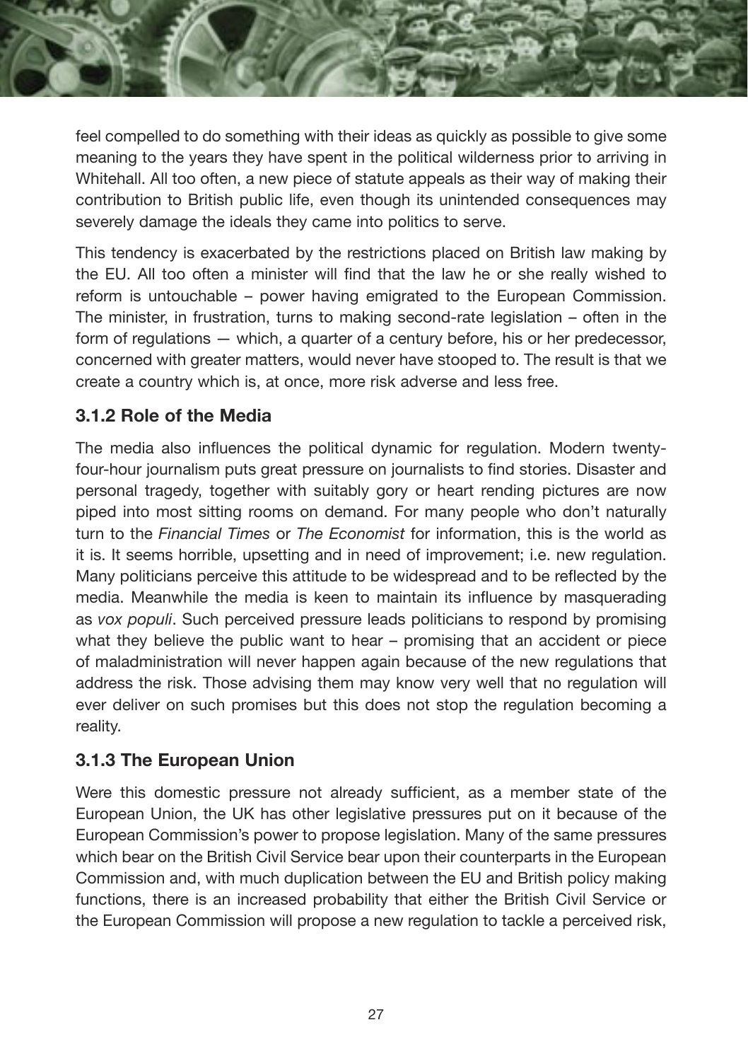feel compelled to do something with their ideas as quickly as possible to give some meaning to the years they have spent in the political wilderness prior to arriving in Whitehall. All too often, a new piece of statute appeals as their way of making their contribution to British public life, even though its unintended consequences may severely damage the ideals they came into politics to serve.

This tendency is exacerbated by the restrictions placed on British law making by the EU. All too often a minister will find that the law he or she really wished to reform is untouchable – power having emigrated to the European Commission. The minister, in frustration, turns to making second-rate legislation – often in the form of regulations — which, a quarter of a century before, his or her predecessor, concerned with greater matters, would never have stooped to. The result is that we create a country which is, at once, more risk adverse and less free.

### 3.1.2 Role of the Media

The media also influences the political dynamic for regulation. Modern twenty-four-hour journalism puts great pressure on journalists to find stories. Disaster and personal tragedy, together with suitably gory or heart rending pictures are now piped into most sitting rooms on demand. For many people who don't naturally turn to the *Financial Times* or *The Economist* for information, this is the world as it is. It seems horrible, upsetting and in need of improvement; i.e. new regulation. Many politicians perceive this attitude to be widespread and to be reflected by the media. Meanwhile the media is keen to maintain its influence by masquerading as *vox populi*. Such perceived pressure leads politicians to respond by promising what they believe the public want to hear – promising that an accident or piece of maladministration will never happen again because of the new regulations that address the risk. Those advising them may know very well that no regulation will ever deliver on such promises but this does not stop the regulation becoming a reality.

### 3.1.3 The European Union

Were this domestic pressure not already sufficient, as a member state of the European Union, the UK has other legislative pressures put on it because of the European Commission's power to propose legislation. Many of the same pressures which bear on the British Civil Service bear upon their counterparts in the European Commission and, with much duplication between the EU and British policy making functions, there is an increased probability that either the British Civil Service or the European Commission will propose a new regulation to tackle a perceived risk,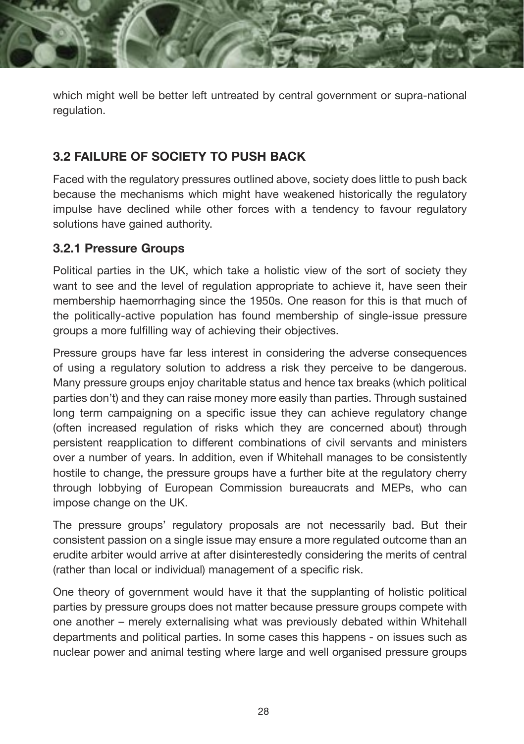which might well be better left untreated by central government or supra-national regulation.

## 3.2 FAILURE OF SOCIETY TO PUSH BACK

Faced with the regulatory pressures outlined above, society does little to push back because the mechanisms which might have weakened historically the regulatory impulse have declined while other forces with a tendency to favour regulatory solutions have gained authority.

### 3.2.1 Pressure Groups

Political parties in the UK, which take a holistic view of the sort of society they want to see and the level of regulation appropriate to achieve it, have seen their membership haemorrhaging since the 1950s. One reason for this is that much of the politically-active population has found membership of single-issue pressure groups a more fulfilling way of achieving their objectives.

Pressure groups have far less interest in considering the adverse consequences of using a regulatory solution to address a risk they perceive to be dangerous. Many pressure groups enjoy charitable status and hence tax breaks (which political parties don't) and they can raise money more easily than parties. Through sustained long term campaigning on a specific issue they can achieve regulatory change (often increased regulation of risks which they are concerned about) through persistent reapplication to different combinations of civil servants and ministers over a number of years. In addition, even if Whitehall manages to be consistently hostile to change, the pressure groups have a further bite at the regulatory cherry through lobbying of European Commission bureaucrats and MEPs, who can impose change on the UK.

The pressure groups' regulatory proposals are not necessarily bad. But their consistent passion on a single issue may ensure a more regulated outcome than an erudite arbiter would arrive at after disinterestedly considering the merits of central (rather than local or individual) management of a specific risk.

One theory of government would have it that the supplanting of holistic political parties by pressure groups does not matter because pressure groups compete with one another – merely externalising what was previously debated within Whitehall departments and political parties. In some cases this happens - on issues such as nuclear power and animal testing where large and well organised pressure groups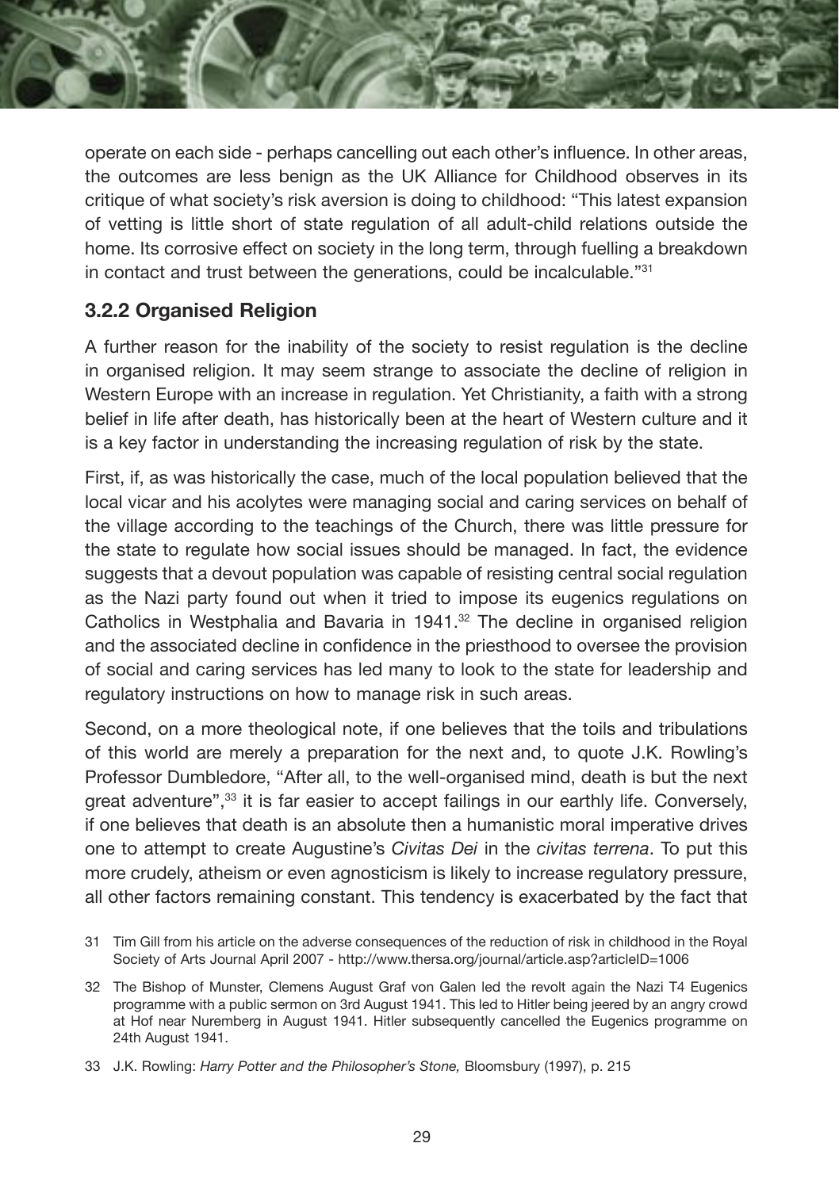operate on each side - perhaps cancelling out each other's influence. In other areas, the outcomes are less benign as the UK Alliance for Childhood observes in its critique of what society's risk aversion is doing to childhood: "This latest expansion of vetting is little short of state regulation of all adult-child relations outside the home. Its corrosive effect on society in the long term, through fuelling a breakdown in contact and trust between the generations, could be incalculable."[31]

### 3.2.2 Organised Religion

A further reason for the inability of the society to resist regulation is the decline in organised religion. It may seem strange to associate the decline of religion in Western Europe with an increase in regulation. Yet Christianity, a faith with a strong belief in life after death, has historically been at the heart of Western culture and it is a key factor in understanding the increasing regulation of risk by the state.

First, if, as was historically the case, much of the local population believed that the local vicar and his acolytes were managing social and caring services on behalf of the village according to the teachings of the Church, there was little pressure for the state to regulate how social issues should be managed. In fact, the evidence suggests that a devout population was capable of resisting central social regulation as the Nazi party found out when it tried to impose its eugenics regulations on Catholics in Westphalia and Bavaria in 1941.[32] The decline in organised religion and the associated decline in confidence in the priesthood to oversee the provision of social and caring services has led many to look to the state for leadership and regulatory instructions on how to manage risk in such areas.

Second, on a more theological note, if one believes that the toils and tribulations of this world are merely a preparation for the next and, to quote J.K. Rowling's Professor Dumbledore, "After all, to the well-organised mind, death is but the next great adventure",[33] it is far easier to accept failings in our earthly life. Conversely, if one believes that death is an absolute then a humanistic moral imperative drives one to attempt to create Augustine's *Civitas Dei* in the *civitas terrena*. To put this more crudely, atheism or even agnosticism is likely to increase regulatory pressure, all other factors remaining constant. This tendency is exacerbated by the fact that

31 Tim Gill from his article on the adverse consequences of the reduction of risk in childhood in the Royal Society of Arts Journal April 2007 - http://www.thersa.org/journal/article.asp?articleID=1006

32 The Bishop of Munster, Clemens August Graf von Galen led the revolt again the Nazi T4 Eugenics programme with a public sermon on 3rd August 1941. This led to Hitler being jeered by an angry crowd at Hof near Nuremberg in August 1941. Hitler subsequently cancelled the Eugenics programme on 24th August 1941.

33 J.K. Rowling: *Harry Potter and the Philosopher's Stone,* Bloomsbury (1997), p. 215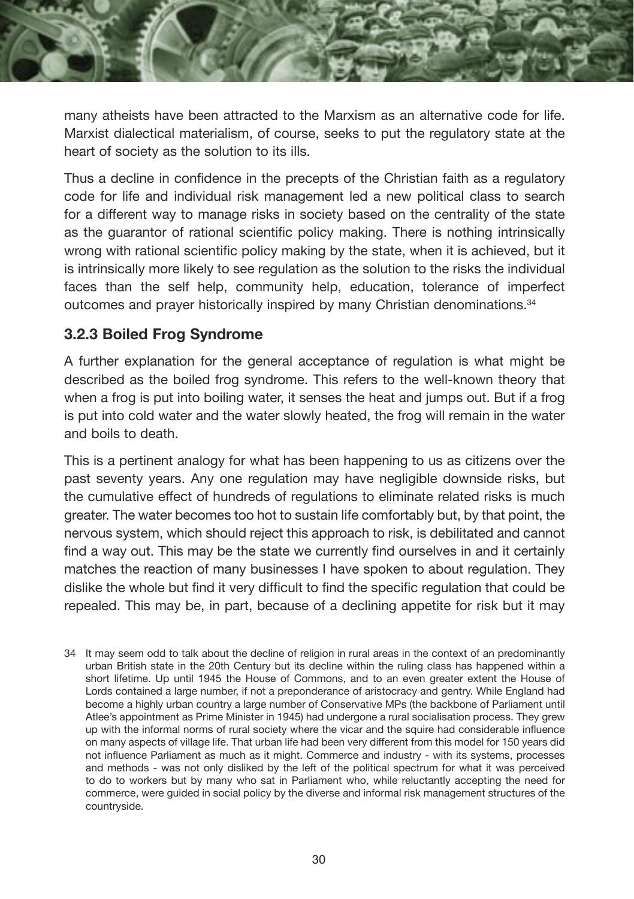many atheists have been attracted to the Marxism as an alternative code for life. Marxist dialectical materialism, of course, seeks to put the regulatory state at the heart of society as the solution to its ills.

Thus a decline in confidence in the precepts of the Christian faith as a regulatory code for life and individual risk management led a new political class to search for a different way to manage risks in society based on the centrality of the state as the guarantor of rational scientific policy making. There is nothing intrinsically wrong with rational scientific policy making by the state, when it is achieved, but it is intrinsically more likely to see regulation as the solution to the risks the individual faces than the self help, community help, education, tolerance of imperfect outcomes and prayer historically inspired by many Christian denominations.[34]

### 3.2.3 Boiled Frog Syndrome

A further explanation for the general acceptance of regulation is what might be described as the boiled frog syndrome. This refers to the well-known theory that when a frog is put into boiling water, it senses the heat and jumps out. But if a frog is put into cold water and the water slowly heated, the frog will remain in the water and boils to death.

This is a pertinent analogy for what has been happening to us as citizens over the past seventy years. Any one regulation may have negligible downside risks, but the cumulative effect of hundreds of regulations to eliminate related risks is much greater. The water becomes too hot to sustain life comfortably but, by that point, the nervous system, which should reject this approach to risk, is debilitated and cannot find a way out. This may be the state we currently find ourselves in and it certainly matches the reaction of many businesses I have spoken to about regulation. They dislike the whole but find it very difficult to find the specific regulation that could be repealed. This may be, in part, because of a declining appetite for risk but it may

34 It may seem odd to talk about the decline of religion in rural areas in the context of an predominantly urban British state in the 20th Century but its decline within the ruling class has happened within a short lifetime. Up until 1945 the House of Commons, and to an even greater extent the House of Lords contained a large number, if not a preponderance of aristocracy and gentry. While England had become a highly urban country a large number of Conservative MPs (the backbone of Parliament until Atlee's appointment as Prime Minister in 1945) had undergone a rural socialisation process. They grew up with the informal norms of rural society where the vicar and the squire had considerable influence on many aspects of village life. That urban life had been very different from this model for 150 years did not influence Parliament as much as it might. Commerce and industry - with its systems, processes and methods - was not only disliked by the left of the political spectrum for what it was perceived to do to workers but by many who sat in Parliament who, while reluctantly accepting the need for commerce, were guided in social policy by the diverse and informal risk management structures of the countryside.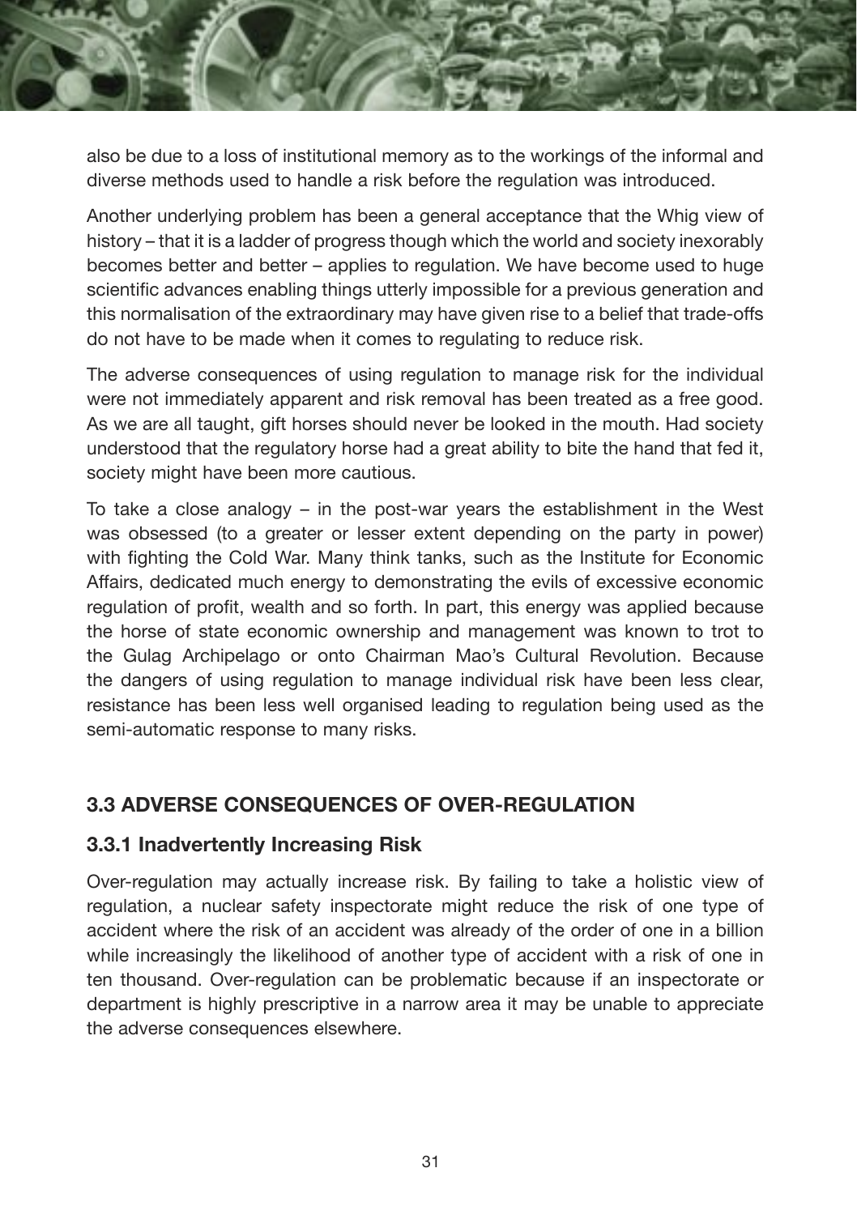also be due to a loss of institutional memory as to the workings of the informal and diverse methods used to handle a risk before the regulation was introduced.

Another underlying problem has been a general acceptance that the Whig view of history – that it is a ladder of progress though which the world and society inexorably becomes better and better – applies to regulation. We have become used to huge scientific advances enabling things utterly impossible for a previous generation and this normalisation of the extraordinary may have given rise to a belief that trade-offs do not have to be made when it comes to regulating to reduce risk.

The adverse consequences of using regulation to manage risk for the individual were not immediately apparent and risk removal has been treated as a free good. As we are all taught, gift horses should never be looked in the mouth. Had society understood that the regulatory horse had a great ability to bite the hand that fed it, society might have been more cautious.

To take a close analogy – in the post-war years the establishment in the West was obsessed (to a greater or lesser extent depending on the party in power) with fighting the Cold War. Many think tanks, such as the Institute for Economic Affairs, dedicated much energy to demonstrating the evils of excessive economic regulation of profit, wealth and so forth. In part, this energy was applied because the horse of state economic ownership and management was known to trot to the Gulag Archipelago or onto Chairman Mao's Cultural Revolution. Because the dangers of using regulation to manage individual risk have been less clear, resistance has been less well organised leading to regulation being used as the semi-automatic response to many risks.

## 3.3 ADVERSE CONSEQUENCES OF OVER-REGULATION

### 3.3.1 Inadvertently Increasing Risk

Over-regulation may actually increase risk. By failing to take a holistic view of regulation, a nuclear safety inspectorate might reduce the risk of one type of accident where the risk of an accident was already of the order of one in a billion while increasingly the likelihood of another type of accident with a risk of one in ten thousand. Over-regulation can be problematic because if an inspectorate or department is highly prescriptive in a narrow area it may be unable to appreciate the adverse consequences elsewhere.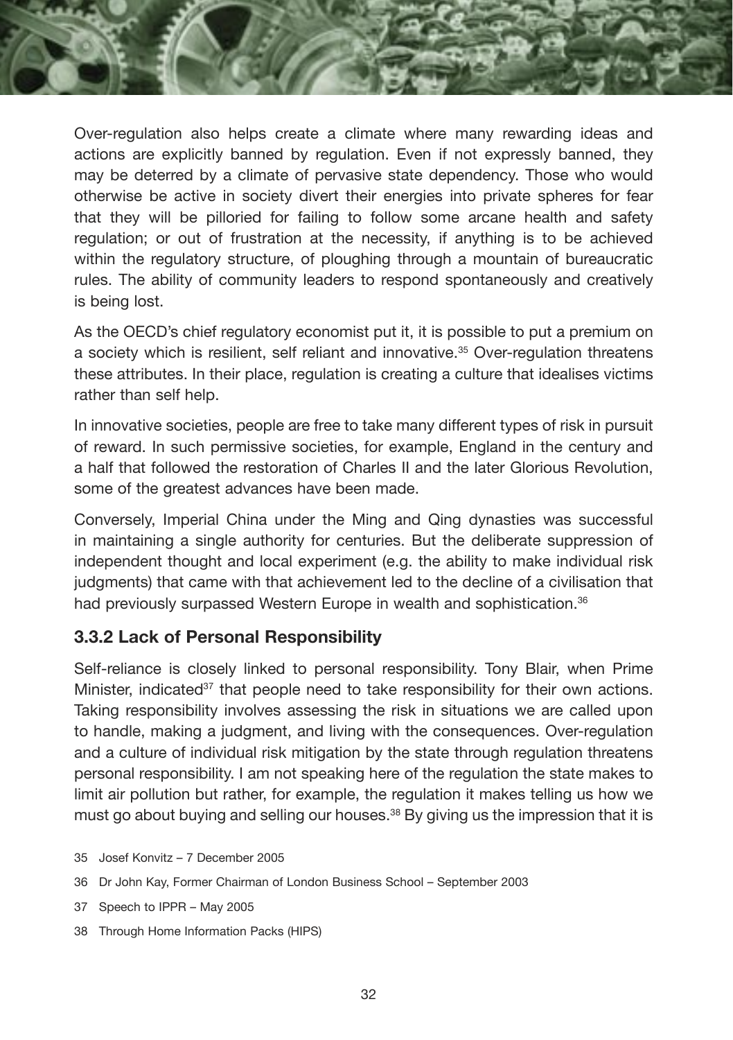Over-regulation also helps create a climate where many rewarding ideas and actions are explicitly banned by regulation. Even if not expressly banned, they may be deterred by a climate of pervasive state dependency. Those who would otherwise be active in society divert their energies into private spheres for fear that they will be pilloried for failing to follow some arcane health and safety regulation; or out of frustration at the necessity, if anything is to be achieved within the regulatory structure, of ploughing through a mountain of bureaucratic rules. The ability of community leaders to respond spontaneously and creatively is being lost.

As the OECD's chief regulatory economist put it, it is possible to put a premium on a society which is resilient, self reliant and innovative.[35] Over-regulation threatens these attributes. In their place, regulation is creating a culture that idealises victims rather than self help.

In innovative societies, people are free to take many different types of risk in pursuit of reward. In such permissive societies, for example, England in the century and a half that followed the restoration of Charles II and the later Glorious Revolution, some of the greatest advances have been made.

Conversely, Imperial China under the Ming and Qing dynasties was successful in maintaining a single authority for centuries. But the deliberate suppression of independent thought and local experiment (e.g. the ability to make individual risk judgments) that came with that achievement led to the decline of a civilisation that had previously surpassed Western Europe in wealth and sophistication.[36]

### 3.3.2 Lack of Personal Responsibility

Self-reliance is closely linked to personal responsibility. Tony Blair, when Prime Minister, indicated[37] that people need to take responsibility for their own actions. Taking responsibility involves assessing the risk in situations we are called upon to handle, making a judgment, and living with the consequences. Over-regulation and a culture of individual risk mitigation by the state through regulation threatens personal responsibility. I am not speaking here of the regulation the state makes to limit air pollution but rather, for example, the regulation it makes telling us how we must go about buying and selling our houses.[38] By giving us the impression that it is

35 Josef Konvitz – 7 December 2005

36 Dr John Kay, Former Chairman of London Business School – September 2003

37 Speech to IPPR – May 2005

38 Through Home Information Packs (HIPS)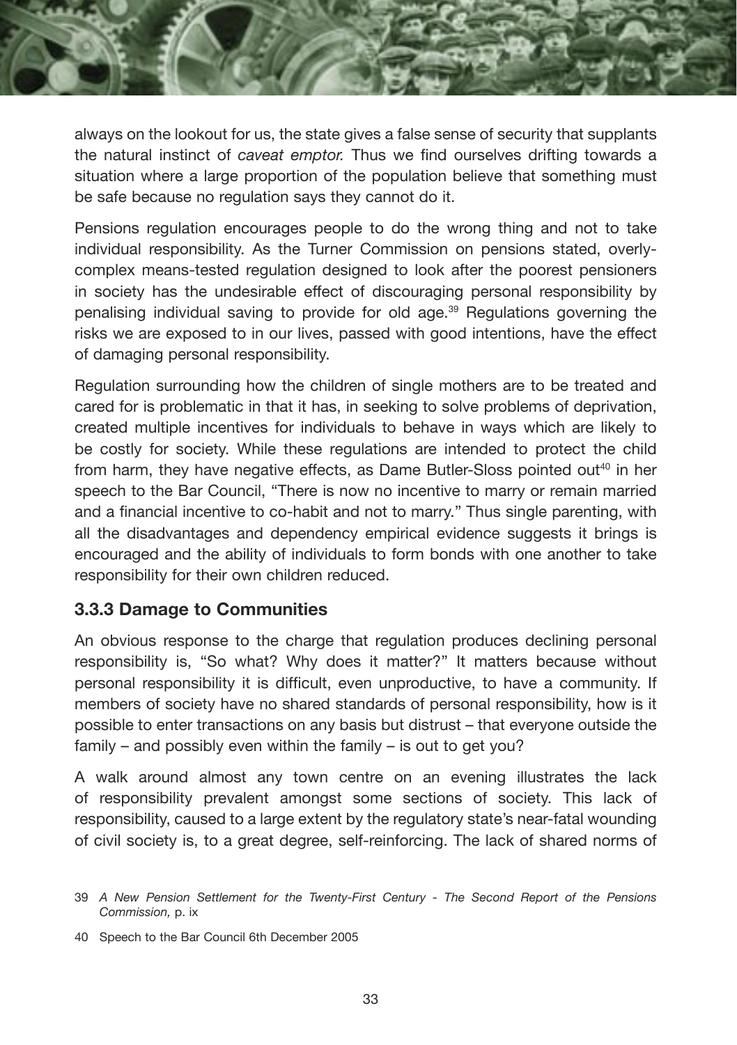always on the lookout for us, the state gives a false sense of security that supplants the natural instinct of *caveat emptor.* Thus we find ourselves drifting towards a situation where a large proportion of the population believe that something must be safe because no regulation says they cannot do it.

Pensions regulation encourages people to do the wrong thing and not to take individual responsibility. As the Turner Commission on pensions stated, overly-complex means-tested regulation designed to look after the poorest pensioners in society has the undesirable effect of discouraging personal responsibility by penalising individual saving to provide for old age.[39] Regulations governing the risks we are exposed to in our lives, passed with good intentions, have the effect of damaging personal responsibility.

Regulation surrounding how the children of single mothers are to be treated and cared for is problematic in that it has, in seeking to solve problems of deprivation, created multiple incentives for individuals to behave in ways which are likely to be costly for society. While these regulations are intended to protect the child from harm, they have negative effects, as Dame Butler-Sloss pointed out[40] in her speech to the Bar Council, "There is now no incentive to marry or remain married and a financial incentive to co-habit and not to marry." Thus single parenting, with all the disadvantages and dependency empirical evidence suggests it brings is encouraged and the ability of individuals to form bonds with one another to take responsibility for their own children reduced.

### 3.3.3 Damage to Communities

An obvious response to the charge that regulation produces declining personal responsibility is, "So what? Why does it matter?" It matters because without personal responsibility it is difficult, even unproductive, to have a community. If members of society have no shared standards of personal responsibility, how is it possible to enter transactions on any basis but distrust – that everyone outside the family – and possibly even within the family – is out to get you?

A walk around almost any town centre on an evening illustrates the lack of responsibility prevalent amongst some sections of society. This lack of responsibility, caused to a large extent by the regulatory state's near-fatal wounding of civil society is, to a great degree, self-reinforcing. The lack of shared norms of

39 *A New Pension Settlement for the Twenty-First Century - The Second Report of the Pensions Commission,* p. ix

40 Speech to the Bar Council 6th December 2005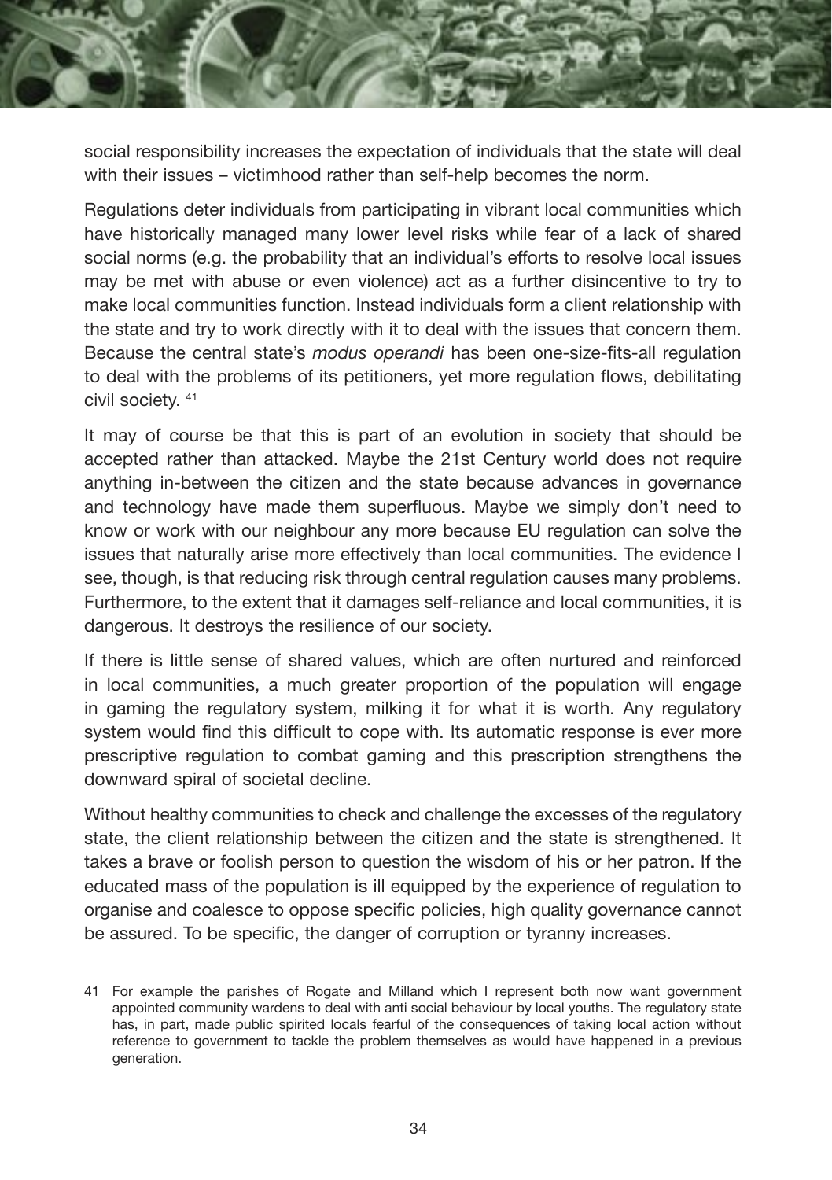social responsibility increases the expectation of individuals that the state will deal with their issues – victimhood rather than self-help becomes the norm.

Regulations deter individuals from participating in vibrant local communities which have historically managed many lower level risks while fear of a lack of shared social norms (e.g. the probability that an individual's efforts to resolve local issues may be met with abuse or even violence) act as a further disincentive to try to make local communities function. Instead individuals form a client relationship with the state and try to work directly with it to deal with the issues that concern them. Because the central state's *modus operandi* has been one-size-fits-all regulation to deal with the problems of its petitioners, yet more regulation flows, debilitating civil society. [41]

It may of course be that this is part of an evolution in society that should be accepted rather than attacked. Maybe the 21st Century world does not require anything in-between the citizen and the state because advances in governance and technology have made them superfluous. Maybe we simply don't need to know or work with our neighbour any more because EU regulation can solve the issues that naturally arise more effectively than local communities. The evidence I see, though, is that reducing risk through central regulation causes many problems. Furthermore, to the extent that it damages self-reliance and local communities, it is dangerous. It destroys the resilience of our society.

If there is little sense of shared values, which are often nurtured and reinforced in local communities, a much greater proportion of the population will engage in gaming the regulatory system, milking it for what it is worth. Any regulatory system would find this difficult to cope with. Its automatic response is ever more prescriptive regulation to combat gaming and this prescription strengthens the downward spiral of societal decline.

Without healthy communities to check and challenge the excesses of the regulatory state, the client relationship between the citizen and the state is strengthened. It takes a brave or foolish person to question the wisdom of his or her patron. If the educated mass of the population is ill equipped by the experience of regulation to organise and coalesce to oppose specific policies, high quality governance cannot be assured. To be specific, the danger of corruption or tyranny increases.

41 For example the parishes of Rogate and Milland which I represent both now want government appointed community wardens to deal with anti social behaviour by local youths. The regulatory state has, in part, made public spirited locals fearful of the consequences of taking local action without reference to government to tackle the problem themselves as would have happened in a previous generation.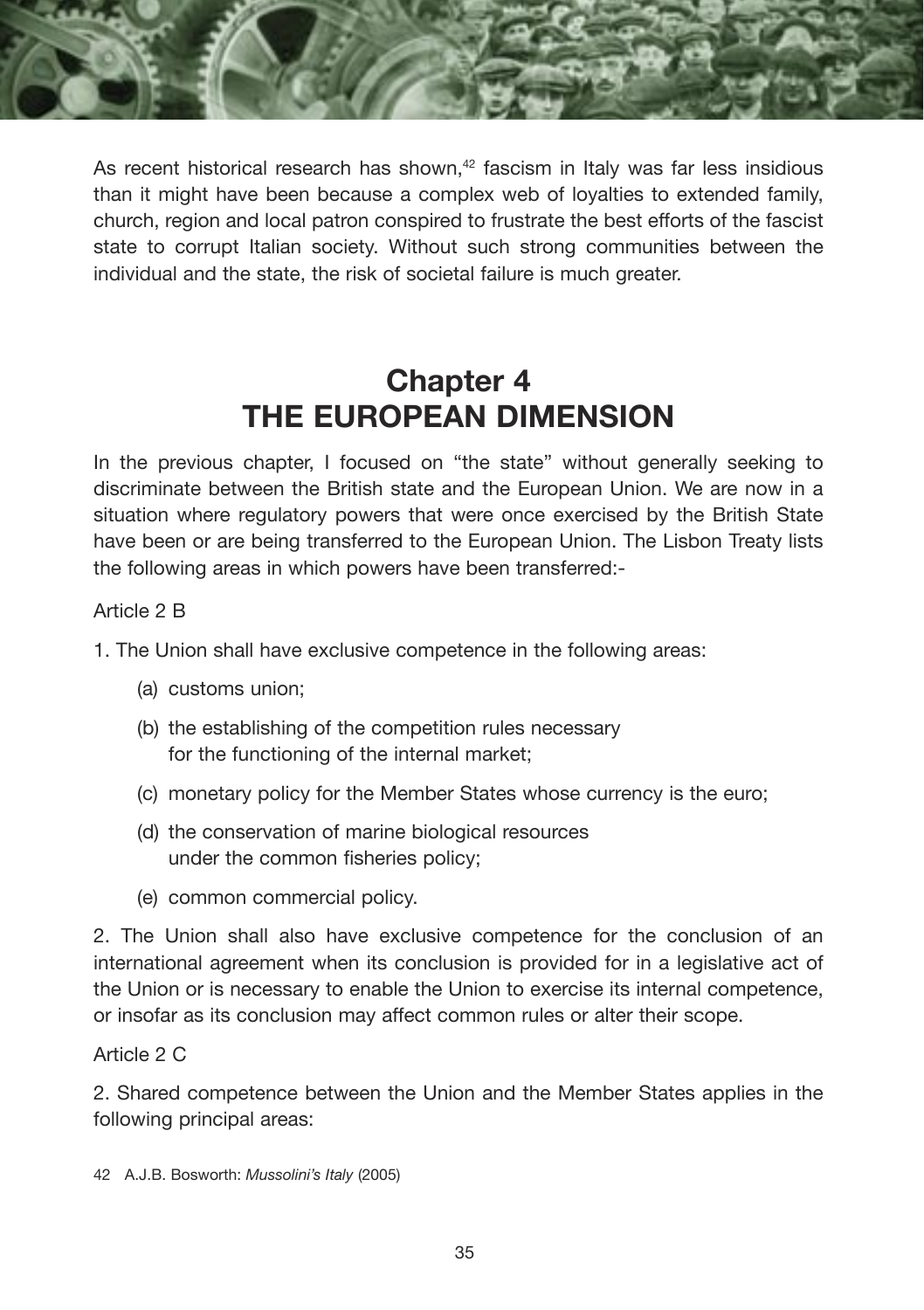As recent historical research has shown,[42] fascism in Italy was far less insidious than it might have been because a complex web of loyalties to extended family, church, region and local patron conspired to frustrate the best efforts of the fascist state to corrupt Italian society. Without such strong communities between the individual and the state, the risk of societal failure is much greater.

# Chapter 4
# THE EUROPEAN DIMENSION

In the previous chapter, I focused on "the state" without generally seeking to discriminate between the British state and the European Union. We are now in a situation where regulatory powers that were once exercised by the British State have been or are being transferred to the European Union. The Lisbon Treaty lists the following areas in which powers have been transferred:-

Article 2 B

1. The Union shall have exclusive competence in the following areas:

    (a) customs union;

    (b) the establishing of the competition rules necessary for the functioning of the internal market;

    (c) monetary policy for the Member States whose currency is the euro;

    (d) the conservation of marine biological resources under the common fisheries policy;

    (e) common commercial policy.

2. The Union shall also have exclusive competence for the conclusion of an international agreement when its conclusion is provided for in a legislative act of the Union or is necessary to enable the Union to exercise its internal competence, or insofar as its conclusion may affect common rules or alter their scope.

Article 2 C

2. Shared competence between the Union and the Member States applies in the following principal areas:

42 A.J.B. Bosworth: *Mussolini's Italy* (2005)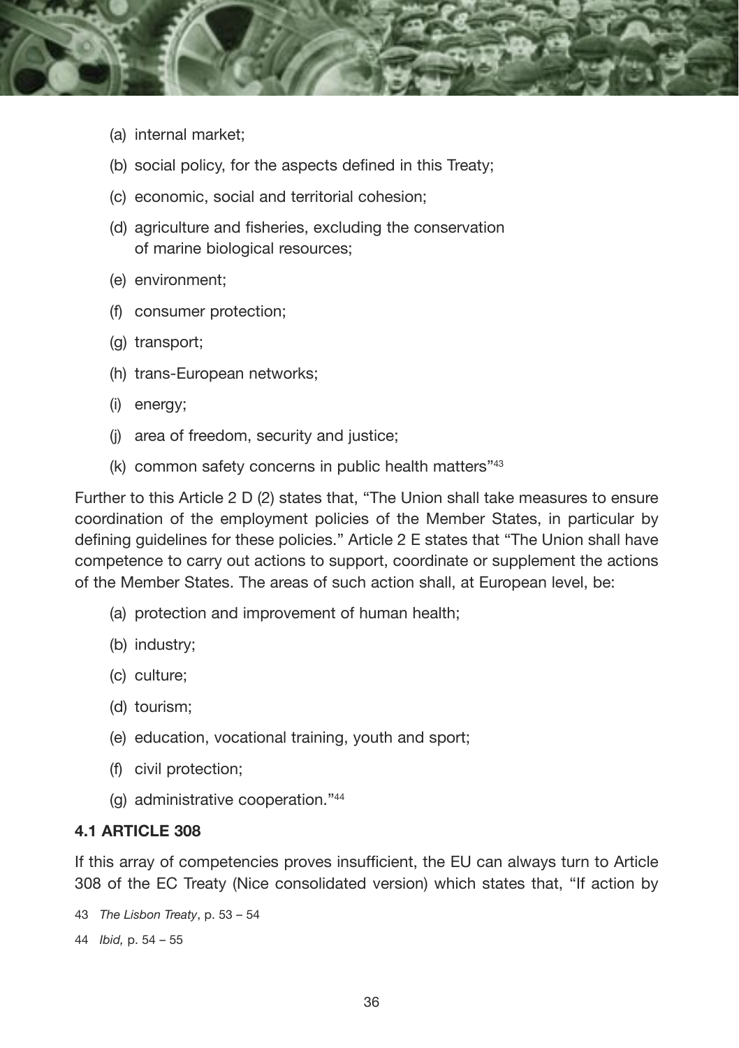(a) internal market;

(b) social policy, for the aspects defined in this Treaty;

(c) economic, social and territorial cohesion;

(d) agriculture and fisheries, excluding the conservation of marine biological resources;

(e) environment;

(f) consumer protection;

(g) transport;

(h) trans-European networks;

(i) energy;

(j) area of freedom, security and justice;

(k) common safety concerns in public health matters"[43]

Further to this Article 2 D (2) states that, "The Union shall take measures to ensure coordination of the employment policies of the Member States, in particular by defining guidelines for these policies." Article 2 E states that "The Union shall have competence to carry out actions to support, coordinate or supplement the actions of the Member States. The areas of such action shall, at European level, be:

(a) protection and improvement of human health;

(b) industry;

(c) culture;

(d) tourism;

(e) education, vocational training, youth and sport;

(f) civil protection;

(g) administrative cooperation."[44]

**4.1 ARTICLE 308**

If this array of competencies proves insufficient, the EU can always turn to Article 308 of the EC Treaty (Nice consolidated version) which states that, "If action by

43 *The Lisbon Treaty*, p. 53 – 54

44 *Ibid,* p. 54 – 55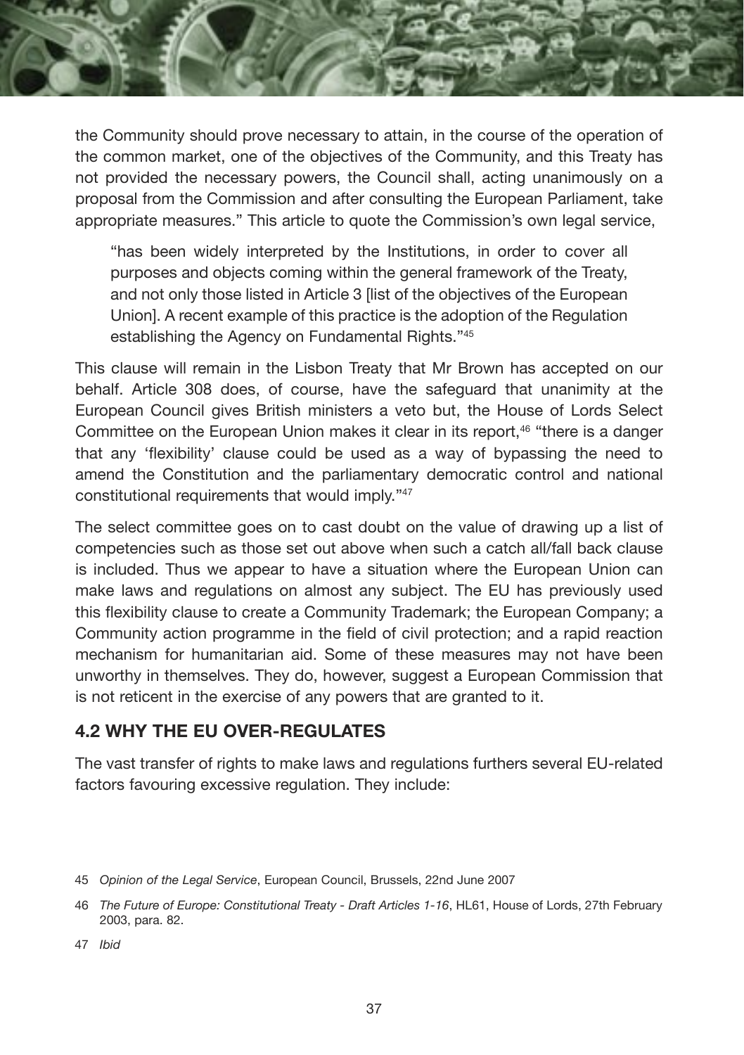the Community should prove necessary to attain, in the course of the operation of the common market, one of the objectives of the Community, and this Treaty has not provided the necessary powers, the Council shall, acting unanimously on a proposal from the Commission and after consulting the European Parliament, take appropriate measures." This article to quote the Commission's own legal service,

> "has been widely interpreted by the Institutions, in order to cover all purposes and objects coming within the general framework of the Treaty, and not only those listed in Article 3 [list of the objectives of the European Union]. A recent example of this practice is the adoption of the Regulation establishing the Agency on Fundamental Rights."[45]

This clause will remain in the Lisbon Treaty that Mr Brown has accepted on our behalf. Article 308 does, of course, have the safeguard that unanimity at the European Council gives British ministers a veto but, the House of Lords Select Committee on the European Union makes it clear in its report,[46] "there is a danger that any 'flexibility' clause could be used as a way of bypassing the need to amend the Constitution and the parliamentary democratic control and national constitutional requirements that would imply."[47]

The select committee goes on to cast doubt on the value of drawing up a list of competencies such as those set out above when such a catch all/fall back clause is included. Thus we appear to have a situation where the European Union can make laws and regulations on almost any subject. The EU has previously used this flexibility clause to create a Community Trademark; the European Company; a Community action programme in the field of civil protection; and a rapid reaction mechanism for humanitarian aid. Some of these measures may not have been unworthy in themselves. They do, however, suggest a European Commission that is not reticent in the exercise of any powers that are granted to it.

## 4.2 WHY THE EU OVER-REGULATES

The vast transfer of rights to make laws and regulations furthers several EU-related factors favouring excessive regulation. They include:

45 *Opinion of the Legal Service*, European Council, Brussels, 22nd June 2007

46 *The Future of Europe: Constitutional Treaty - Draft Articles 1-16*, HL61, House of Lords, 27th February 2003, para. 82.

47 *Ibid*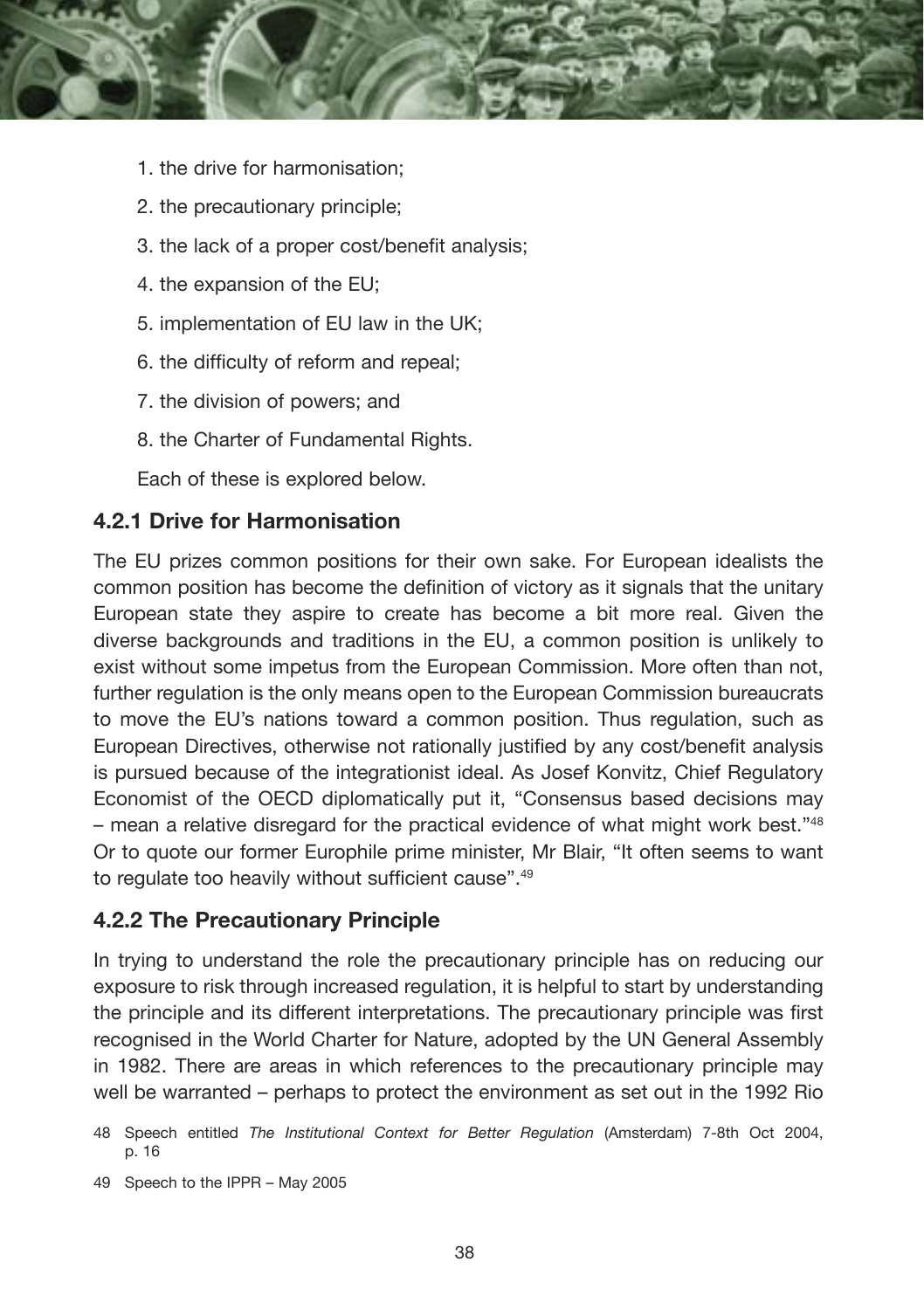1. the drive for harmonisation;
2. the precautionary principle;
3. the lack of a proper cost/benefit analysis;
4. the expansion of the EU;
5. implementation of EU law in the UK;
6. the difficulty of reform and repeal;
7. the division of powers; and
8. the Charter of Fundamental Rights.

Each of these is explored below.

### 4.2.1 Drive for Harmonisation

The EU prizes common positions for their own sake. For European idealists the common position has become the definition of victory as it signals that the unitary European state they aspire to create has become a bit more real. Given the diverse backgrounds and traditions in the EU, a common position is unlikely to exist without some impetus from the European Commission. More often than not, further regulation is the only means open to the European Commission bureaucrats to move the EU's nations toward a common position. Thus regulation, such as European Directives, otherwise not rationally justified by any cost/benefit analysis is pursued because of the integrationist ideal. As Josef Konvitz, Chief Regulatory Economist of the OECD diplomatically put it, "Consensus based decisions may – mean a relative disregard for the practical evidence of what might work best."[48] Or to quote our former Europhile prime minister, Mr Blair, "It often seems to want to regulate too heavily without sufficient cause".[49]

### 4.2.2 The Precautionary Principle

In trying to understand the role the precautionary principle has on reducing our exposure to risk through increased regulation, it is helpful to start by understanding the principle and its different interpretations. The precautionary principle was first recognised in the World Charter for Nature, adopted by the UN General Assembly in 1982. There are areas in which references to the precautionary principle may well be warranted – perhaps to protect the environment as set out in the 1992 Rio

48 Speech entitled *The Institutional Context for Better Regulation* (Amsterdam) 7-8th Oct 2004, p. 16

49 Speech to the IPPR – May 2005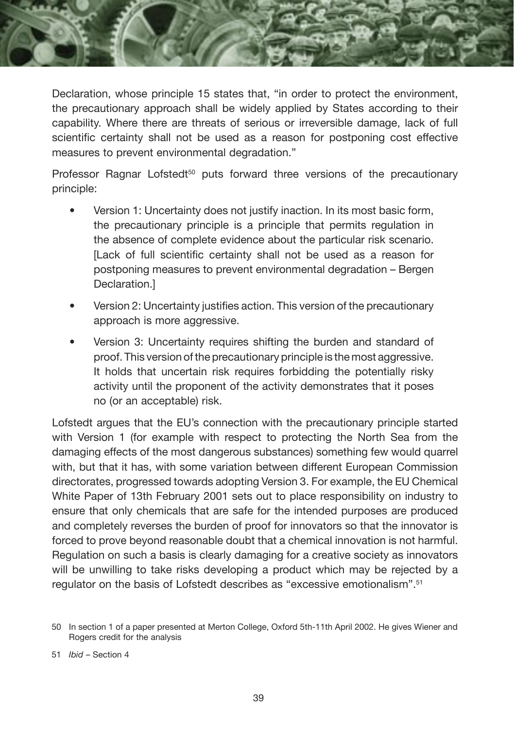Declaration, whose principle 15 states that, "in order to protect the environment, the precautionary approach shall be widely applied by States according to their capability. Where there are threats of serious or irreversible damage, lack of full scientific certainty shall not be used as a reason for postponing cost effective measures to prevent environmental degradation."

Professor Ragnar Lofstedt[50] puts forward three versions of the precautionary principle:

- Version 1: Uncertainty does not justify inaction. In its most basic form, the precautionary principle is a principle that permits regulation in the absence of complete evidence about the particular risk scenario. [Lack of full scientific certainty shall not be used as a reason for postponing measures to prevent environmental degradation – Bergen Declaration.]
- Version 2: Uncertainty justifies action. This version of the precautionary approach is more aggressive.
- Version 3: Uncertainty requires shifting the burden and standard of proof. This version of the precautionary principle is the most aggressive. It holds that uncertain risk requires forbidding the potentially risky activity until the proponent of the activity demonstrates that it poses no (or an acceptable) risk.

Lofstedt argues that the EU's connection with the precautionary principle started with Version 1 (for example with respect to protecting the North Sea from the damaging effects of the most dangerous substances) something few would quarrel with, but that it has, with some variation between different European Commission directorates, progressed towards adopting Version 3. For example, the EU Chemical White Paper of 13th February 2001 sets out to place responsibility on industry to ensure that only chemicals that are safe for the intended purposes are produced and completely reverses the burden of proof for innovators so that the innovator is forced to prove beyond reasonable doubt that a chemical innovation is not harmful. Regulation on such a basis is clearly damaging for a creative society as innovators will be unwilling to take risks developing a product which may be rejected by a regulator on the basis of Lofstedt describes as "excessive emotionalism".[51]

50 In section 1 of a paper presented at Merton College, Oxford 5th-11th April 2002. He gives Wiener and Rogers credit for the analysis

51 *Ibid* – Section 4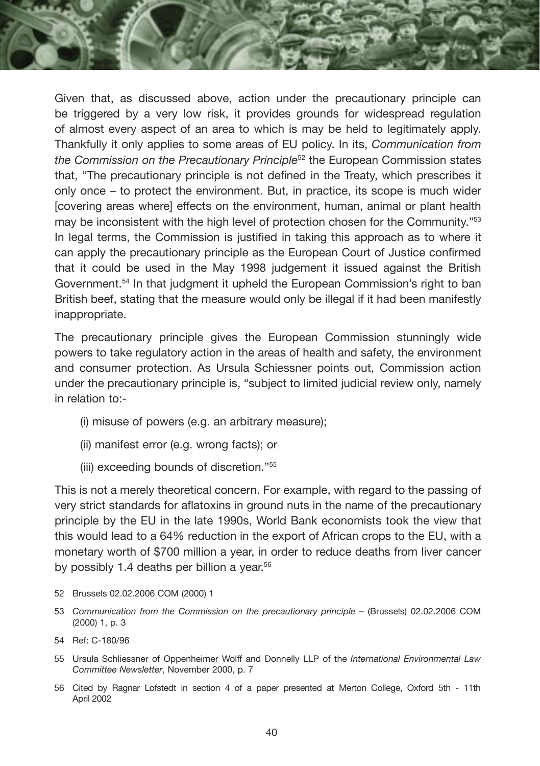Given that, as discussed above, action under the precautionary principle can be triggered by a very low risk, it provides grounds for widespread regulation of almost every aspect of an area to which is may be held to legitimately apply. Thankfully it only applies to some areas of EU policy. In its, *Communication from the Commission on the Precautionary Principle*[52] the European Commission states that, "The precautionary principle is not defined in the Treaty, which prescribes it only once – to protect the environment. But, in practice, its scope is much wider [covering areas where] effects on the environment, human, animal or plant health may be inconsistent with the high level of protection chosen for the Community."[53] In legal terms, the Commission is justified in taking this approach as to where it can apply the precautionary principle as the European Court of Justice confirmed that it could be used in the May 1998 judgement it issued against the British Government.[54] In that judgment it upheld the European Commission's right to ban British beef, stating that the measure would only be illegal if it had been manifestly inappropriate.

The precautionary principle gives the European Commission stunningly wide powers to take regulatory action in the areas of health and safety, the environment and consumer protection. As Ursula Schiessner points out, Commission action under the precautionary principle is, "subject to limited judicial review only, namely in relation to:-

(i) misuse of powers (e.g. an arbitrary measure);

(ii) manifest error (e.g. wrong facts); or

(iii) exceeding bounds of discretion."[55]

This is not a merely theoretical concern. For example, with regard to the passing of very strict standards for aflatoxins in ground nuts in the name of the precautionary principle by the EU in the late 1990s, World Bank economists took the view that this would lead to a 64% reduction in the export of African crops to the EU, with a monetary worth of $700 million a year, in order to reduce deaths from liver cancer by possibly 1.4 deaths per billion a year.[56]

52 Brussels 02.02.2006 COM (2000) 1

53 *Communication from the Commission on the precautionary principle* – (Brussels) 02.02.2006 COM (2000) 1, p. 3

54 Ref: C-180/96

55 Ursula Schliessner of Oppenheimer Wolff and Donnelly LLP of the *International Environmental Law Committee Newsletter*, November 2000, p. 7

56 Cited by Ragnar Lofstedt in section 4 of a paper presented at Merton College, Oxford 5th - 11th April 2002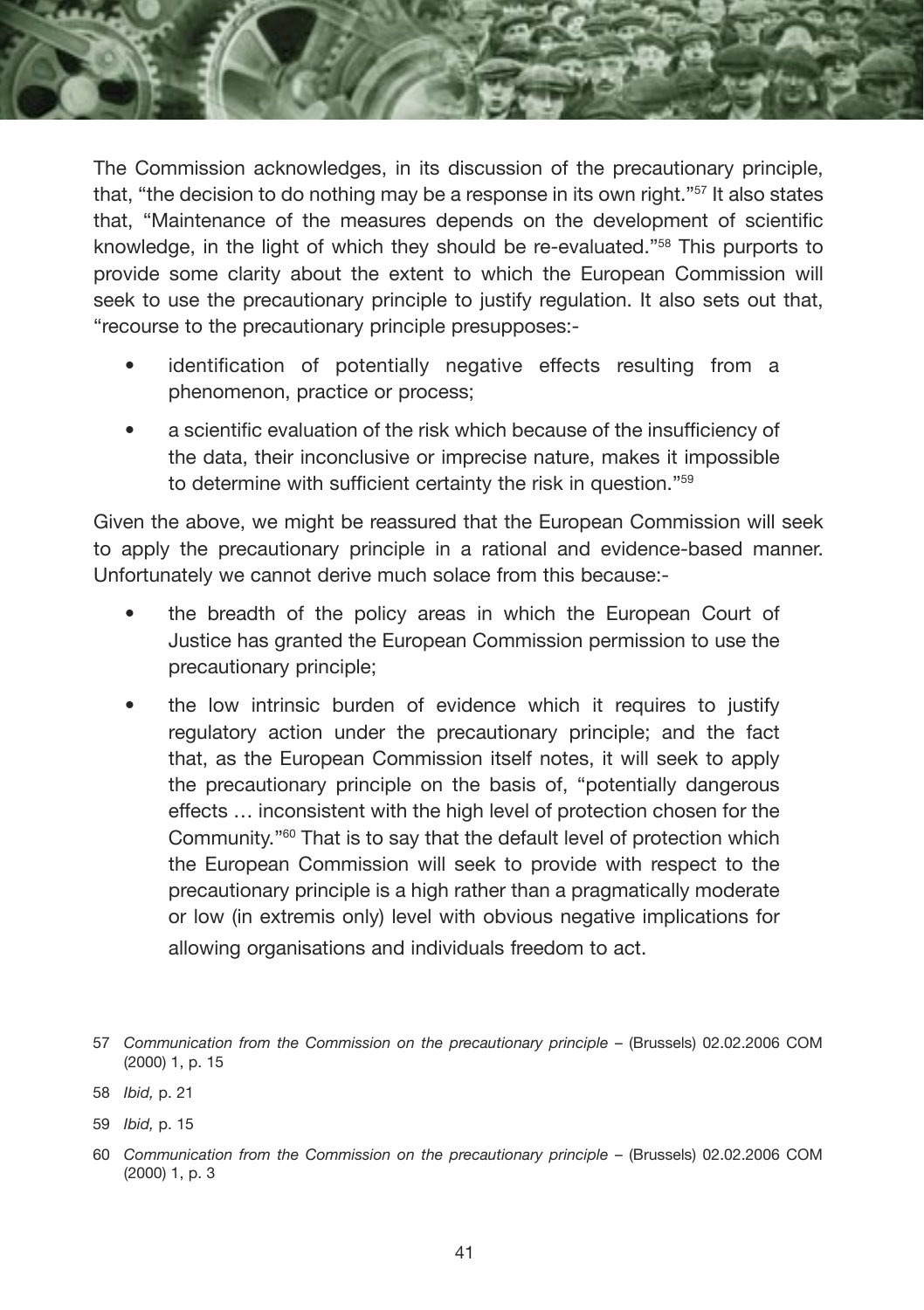The Commission acknowledges, in its discussion of the precautionary principle, that, "the decision to do nothing may be a response in its own right."[57] It also states that, "Maintenance of the measures depends on the development of scientific knowledge, in the light of which they should be re-evaluated."[58] This purports to provide some clarity about the extent to which the European Commission will seek to use the precautionary principle to justify regulation. It also sets out that, "recourse to the precautionary principle presupposes:-

- identification of potentially negative effects resulting from a phenomenon, practice or process;
- a scientific evaluation of the risk which because of the insufficiency of the data, their inconclusive or imprecise nature, makes it impossible to determine with sufficient certainty the risk in question."[59]

Given the above, we might be reassured that the European Commission will seek to apply the precautionary principle in a rational and evidence-based manner. Unfortunately we cannot derive much solace from this because:-

- the breadth of the policy areas in which the European Court of Justice has granted the European Commission permission to use the precautionary principle;
- the low intrinsic burden of evidence which it requires to justify regulatory action under the precautionary principle; and the fact that, as the European Commission itself notes, it will seek to apply the precautionary principle on the basis of, "potentially dangerous effects … inconsistent with the high level of protection chosen for the Community."[60] That is to say that the default level of protection which the European Commission will seek to provide with respect to the precautionary principle is a high rather than a pragmatically moderate or low (in extremis only) level with obvious negative implications for allowing organisations and individuals freedom to act.

57 *Communication from the Commission on the precautionary principle* – (Brussels) 02.02.2006 COM (2000) 1, p. 15

58 *Ibid,* p. 21

59 *Ibid,* p. 15

60 *Communication from the Commission on the precautionary principle* – (Brussels) 02.02.2006 COM (2000) 1, p. 3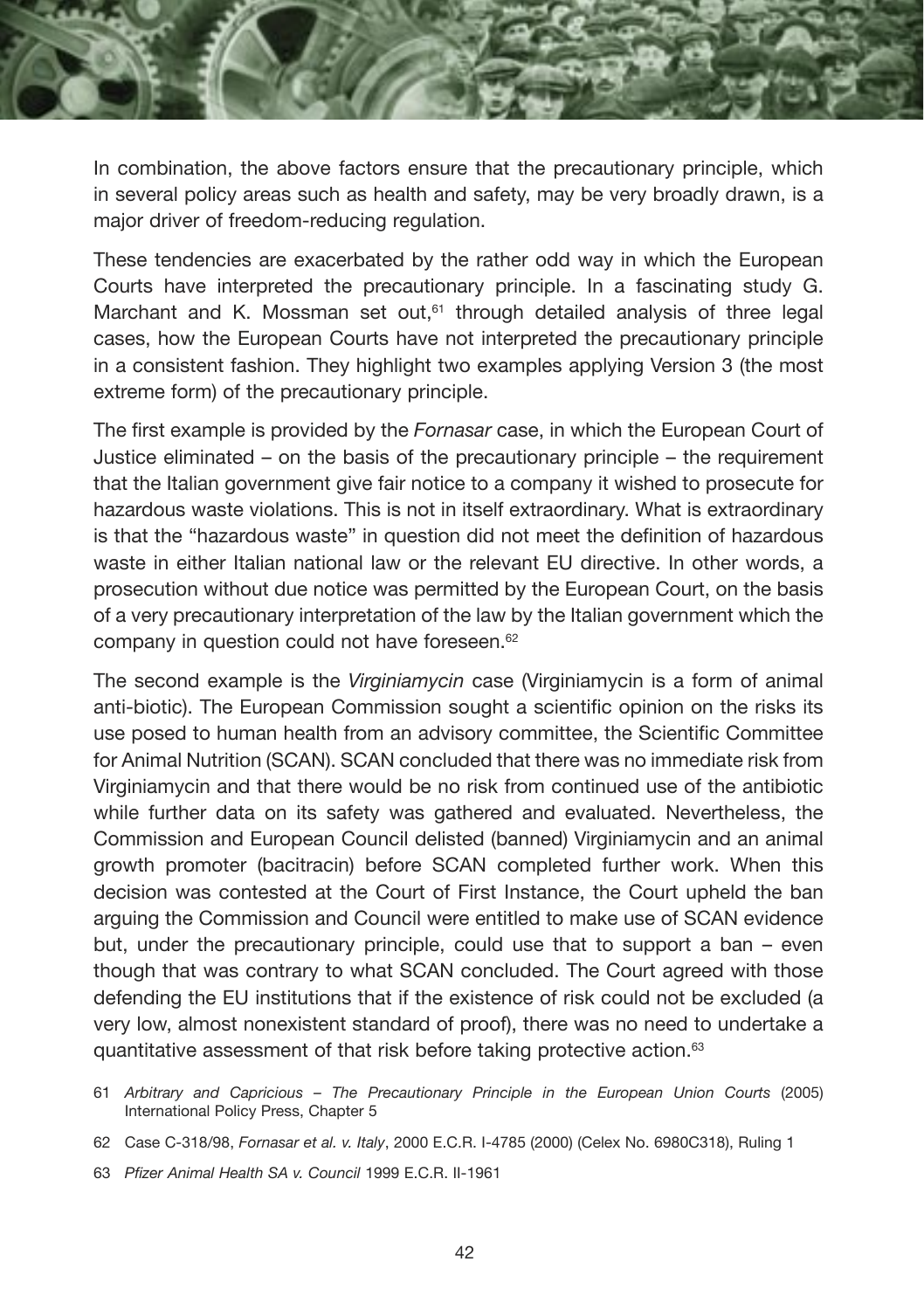In combination, the above factors ensure that the precautionary principle, which in several policy areas such as health and safety, may be very broadly drawn, is a major driver of freedom-reducing regulation.

These tendencies are exacerbated by the rather odd way in which the European Courts have interpreted the precautionary principle. In a fascinating study G. Marchant and K. Mossman set out,[61] through detailed analysis of three legal cases, how the European Courts have not interpreted the precautionary principle in a consistent fashion. They highlight two examples applying Version 3 (the most extreme form) of the precautionary principle.

The first example is provided by the *Fornasar* case, in which the European Court of Justice eliminated – on the basis of the precautionary principle – the requirement that the Italian government give fair notice to a company it wished to prosecute for hazardous waste violations. This is not in itself extraordinary. What is extraordinary is that the "hazardous waste" in question did not meet the definition of hazardous waste in either Italian national law or the relevant EU directive. In other words, a prosecution without due notice was permitted by the European Court, on the basis of a very precautionary interpretation of the law by the Italian government which the company in question could not have foreseen.[62]

The second example is the *Virginiamycin* case (Virginiamycin is a form of animal anti-biotic). The European Commission sought a scientific opinion on the risks its use posed to human health from an advisory committee, the Scientific Committee for Animal Nutrition (SCAN). SCAN concluded that there was no immediate risk from Virginiamycin and that there would be no risk from continued use of the antibiotic while further data on its safety was gathered and evaluated. Nevertheless, the Commission and European Council delisted (banned) Virginiamycin and an animal growth promoter (bacitracin) before SCAN completed further work. When this decision was contested at the Court of First Instance, the Court upheld the ban arguing the Commission and Council were entitled to make use of SCAN evidence but, under the precautionary principle, could use that to support a ban – even though that was contrary to what SCAN concluded. The Court agreed with those defending the EU institutions that if the existence of risk could not be excluded (a very low, almost nonexistent standard of proof), there was no need to undertake a quantitative assessment of that risk before taking protective action.[63]

61 *Arbitrary and Capricious – The Precautionary Principle in the European Union Courts* (2005) International Policy Press, Chapter 5

62 Case C-318/98, *Fornasar et al. v. Italy*, 2000 E.C.R. I-4785 (2000) (Celex No. 6980C318), Ruling 1

63 *Pfizer Animal Health SA v. Council* 1999 E.C.R. II-1961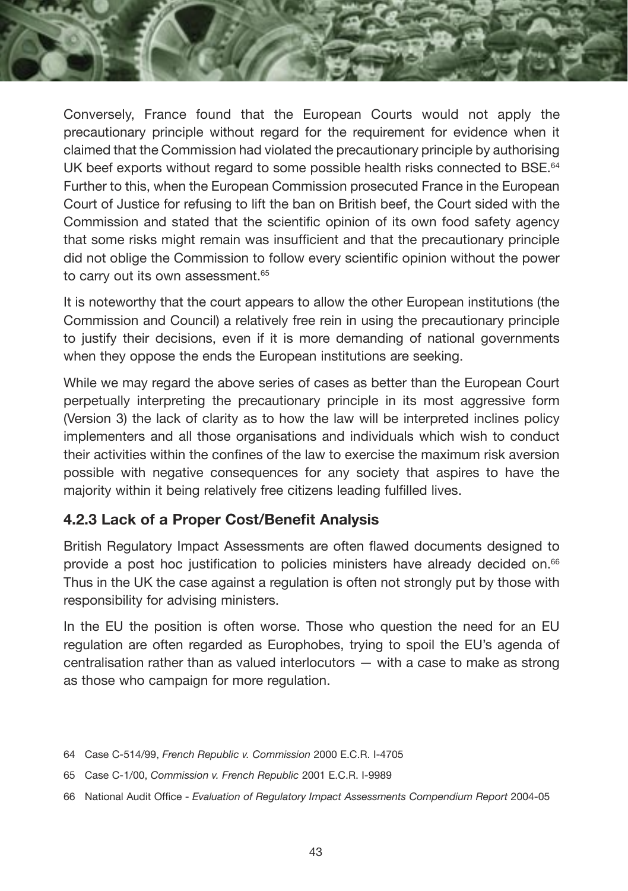Conversely, France found that the European Courts would not apply the precautionary principle without regard for the requirement for evidence when it claimed that the Commission had violated the precautionary principle by authorising UK beef exports without regard to some possible health risks connected to BSE.[64] Further to this, when the European Commission prosecuted France in the European Court of Justice for refusing to lift the ban on British beef, the Court sided with the Commission and stated that the scientific opinion of its own food safety agency that some risks might remain was insufficient and that the precautionary principle did not oblige the Commission to follow every scientific opinion without the power to carry out its own assessment.[65]

It is noteworthy that the court appears to allow the other European institutions (the Commission and Council) a relatively free rein in using the precautionary principle to justify their decisions, even if it is more demanding of national governments when they oppose the ends the European institutions are seeking.

While we may regard the above series of cases as better than the European Court perpetually interpreting the precautionary principle in its most aggressive form (Version 3) the lack of clarity as to how the law will be interpreted inclines policy implementers and all those organisations and individuals which wish to conduct their activities within the confines of the law to exercise the maximum risk aversion possible with negative consequences for any society that aspires to have the majority within it being relatively free citizens leading fulfilled lives.

### 4.2.3 Lack of a Proper Cost/Benefit Analysis

British Regulatory Impact Assessments are often flawed documents designed to provide a post hoc justification to policies ministers have already decided on.[66] Thus in the UK the case against a regulation is often not strongly put by those with responsibility for advising ministers.

In the EU the position is often worse. Those who question the need for an EU regulation are often regarded as Europhobes, trying to spoil the EU's agenda of centralisation rather than as valued interlocutors — with a case to make as strong as those who campaign for more regulation.

64 Case C-514/99, *French Republic v. Commission* 2000 E.C.R. I-4705

65 Case C-1/00, *Commission v. French Republic* 2001 E.C.R. I-9989

66 National Audit Office - *Evaluation of Regulatory Impact Assessments Compendium Report* 2004-05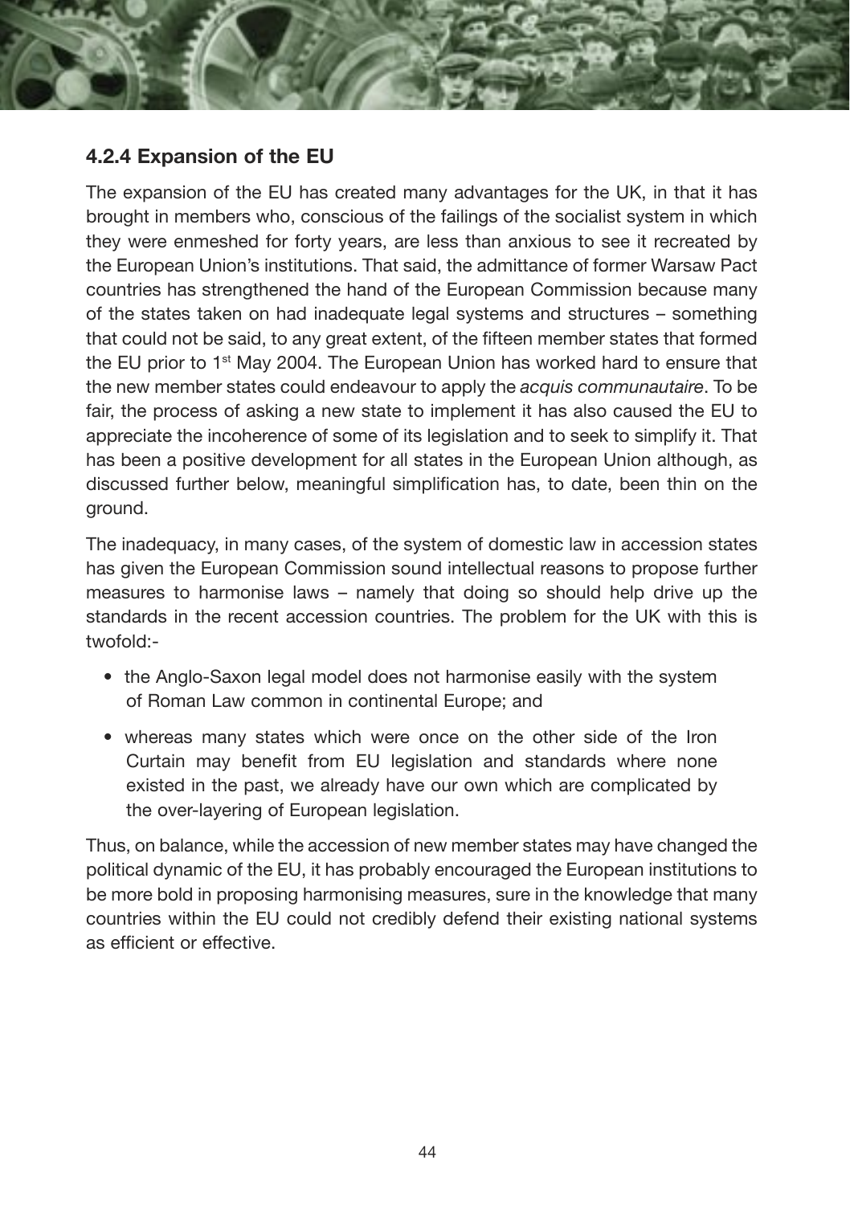### 4.2.4 Expansion of the EU

The expansion of the EU has created many advantages for the UK, in that it has brought in members who, conscious of the failings of the socialist system in which they were enmeshed for forty years, are less than anxious to see it recreated by the European Union's institutions. That said, the admittance of former Warsaw Pact countries has strengthened the hand of the European Commission because many of the states taken on had inadequate legal systems and structures – something that could not be said, to any great extent, of the fifteen member states that formed the EU prior to 1st May 2004. The European Union has worked hard to ensure that the new member states could endeavour to apply the *acquis communautaire*. To be fair, the process of asking a new state to implement it has also caused the EU to appreciate the incoherence of some of its legislation and to seek to simplify it. That has been a positive development for all states in the European Union although, as discussed further below, meaningful simplification has, to date, been thin on the ground.

The inadequacy, in many cases, of the system of domestic law in accession states has given the European Commission sound intellectual reasons to propose further measures to harmonise laws – namely that doing so should help drive up the standards in the recent accession countries. The problem for the UK with this is twofold:-

- the Anglo-Saxon legal model does not harmonise easily with the system of Roman Law common in continental Europe; and
- whereas many states which were once on the other side of the Iron Curtain may benefit from EU legislation and standards where none existed in the past, we already have our own which are complicated by the over-layering of European legislation.

Thus, on balance, while the accession of new member states may have changed the political dynamic of the EU, it has probably encouraged the European institutions to be more bold in proposing harmonising measures, sure in the knowledge that many countries within the EU could not credibly defend their existing national systems as efficient or effective.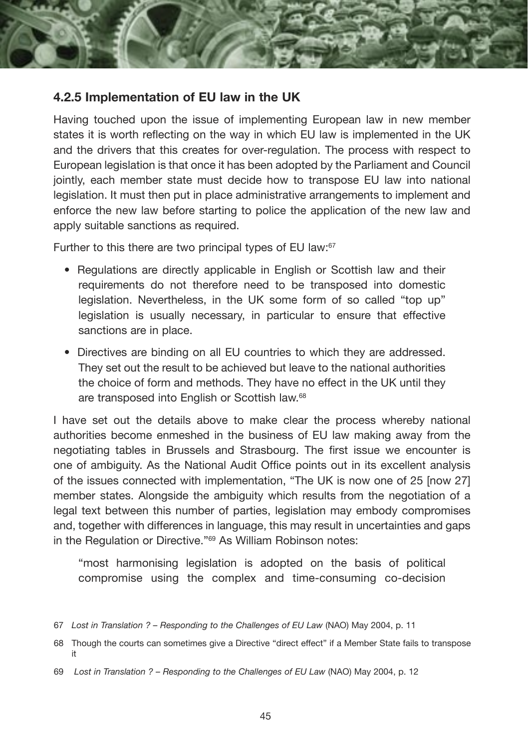### 4.2.5 Implementation of EU law in the UK

Having touched upon the issue of implementing European law in new member states it is worth reflecting on the way in which EU law is implemented in the UK and the drivers that this creates for over-regulation. The process with respect to European legislation is that once it has been adopted by the Parliament and Council jointly, each member state must decide how to transpose EU law into national legislation. It must then put in place administrative arrangements to implement and enforce the new law before starting to police the application of the new law and apply suitable sanctions as required.

Further to this there are two principal types of EU law:[67]

- Regulations are directly applicable in English or Scottish law and their requirements do not therefore need to be transposed into domestic legislation. Nevertheless, in the UK some form of so called "top up" legislation is usually necessary, in particular to ensure that effective sanctions are in place.
- Directives are binding on all EU countries to which they are addressed. They set out the result to be achieved but leave to the national authorities the choice of form and methods. They have no effect in the UK until they are transposed into English or Scottish law.[68]

I have set out the details above to make clear the process whereby national authorities become enmeshed in the business of EU law making away from the negotiating tables in Brussels and Strasbourg. The first issue we encounter is one of ambiguity. As the National Audit Office points out in its excellent analysis of the issues connected with implementation, "The UK is now one of 25 [now 27] member states. Alongside the ambiguity which results from the negotiation of a legal text between this number of parties, legislation may embody compromises and, together with differences in language, this may result in uncertainties and gaps in the Regulation or Directive."[69] As William Robinson notes:

> "most harmonising legislation is adopted on the basis of political compromise using the complex and time-consuming co-decision

67 *Lost in Translation ? – Responding to the Challenges of EU Law* (NAO) May 2004, p. 11

68 Though the courts can sometimes give a Directive "direct effect" if a Member State fails to transpose it

69 *Lost in Translation ? – Responding to the Challenges of EU Law* (NAO) May 2004, p. 12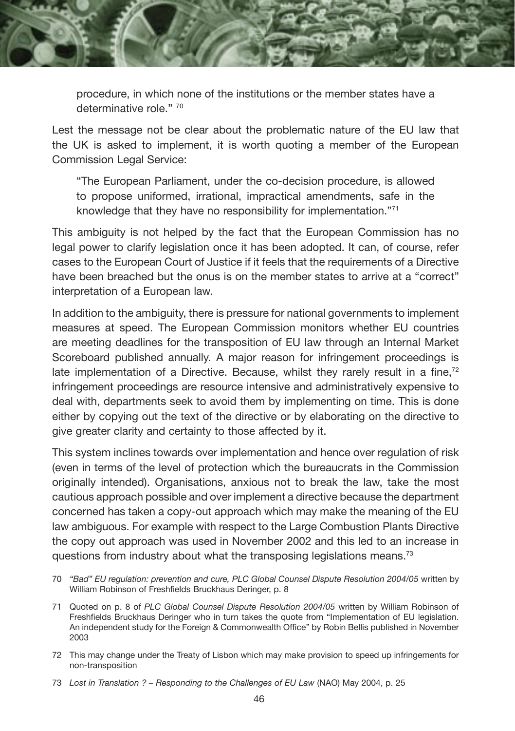> procedure, in which none of the institutions or the member states have a determinative role." [70]

Lest the message not be clear about the problematic nature of the EU law that the UK is asked to implement, it is worth quoting a member of the European Commission Legal Service:

> "The European Parliament, under the co-decision procedure, is allowed to propose uniformed, irrational, impractical amendments, safe in the knowledge that they have no responsibility for implementation."[71]

This ambiguity is not helped by the fact that the European Commission has no legal power to clarify legislation once it has been adopted. It can, of course, refer cases to the European Court of Justice if it feels that the requirements of a Directive have been breached but the onus is on the member states to arrive at a "correct" interpretation of a European law.

In addition to the ambiguity, there is pressure for national governments to implement measures at speed. The European Commission monitors whether EU countries are meeting deadlines for the transposition of EU law through an Internal Market Scoreboard published annually. A major reason for infringement proceedings is late implementation of a Directive. Because, whilst they rarely result in a fine,[72] infringement proceedings are resource intensive and administratively expensive to deal with, departments seek to avoid them by implementing on time. This is done either by copying out the text of the directive or by elaborating on the directive to give greater clarity and certainty to those affected by it.

This system inclines towards over implementation and hence over regulation of risk (even in terms of the level of protection which the bureaucrats in the Commission originally intended). Organisations, anxious not to break the law, take the most cautious approach possible and over implement a directive because the department concerned has taken a copy-out approach which may make the meaning of the EU law ambiguous. For example with respect to the Large Combustion Plants Directive the copy out approach was used in November 2002 and this led to an increase in questions from industry about what the transposing legislations means.[73]

70 *"Bad" EU regulation: prevention and cure, PLC Global Counsel Dispute Resolution 2004/05* written by William Robinson of Freshfields Bruckhaus Deringer, p. 8

71 Quoted on p. 8 of *PLC Global Counsel Dispute Resolution 2004/05* written by William Robinson of Freshfields Bruckhaus Deringer who in turn takes the quote from "Implementation of EU legislation. An independent study for the Foreign & Commonwealth Office" by Robin Bellis published in November 2003

72 This may change under the Treaty of Lisbon which may make provision to speed up infringements for non-transposition

73 *Lost in Translation ? – Responding to the Challenges of EU Law* (NAO) May 2004, p. 25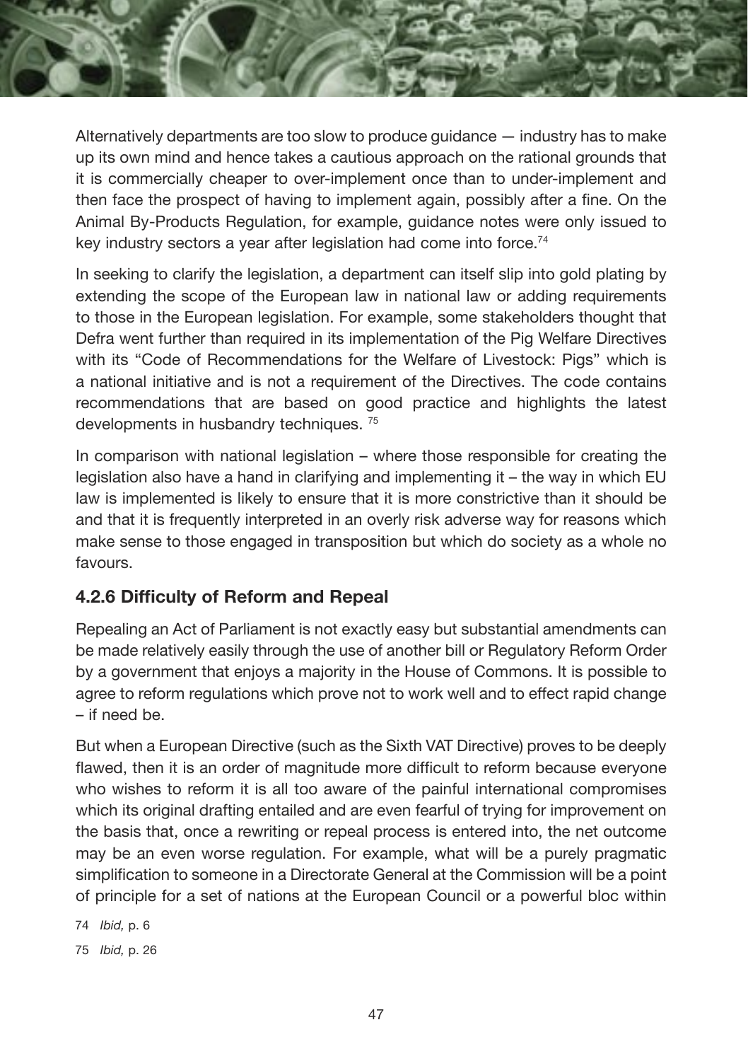Alternatively departments are too slow to produce guidance — industry has to make up its own mind and hence takes a cautious approach on the rational grounds that it is commercially cheaper to over-implement once than to under-implement and then face the prospect of having to implement again, possibly after a fine. On the Animal By-Products Regulation, for example, guidance notes were only issued to key industry sectors a year after legislation had come into force.[74]

In seeking to clarify the legislation, a department can itself slip into gold plating by extending the scope of the European law in national law or adding requirements to those in the European legislation. For example, some stakeholders thought that Defra went further than required in its implementation of the Pig Welfare Directives with its "Code of Recommendations for the Welfare of Livestock: Pigs" which is a national initiative and is not a requirement of the Directives. The code contains recommendations that are based on good practice and highlights the latest developments in husbandry techniques.[75]

In comparison with national legislation – where those responsible for creating the legislation also have a hand in clarifying and implementing it – the way in which EU law is implemented is likely to ensure that it is more constrictive than it should be and that it is frequently interpreted in an overly risk adverse way for reasons which make sense to those engaged in transposition but which do society as a whole no favours.

### 4.2.6 Difficulty of Reform and Repeal

Repealing an Act of Parliament is not exactly easy but substantial amendments can be made relatively easily through the use of another bill or Regulatory Reform Order by a government that enjoys a majority in the House of Commons. It is possible to agree to reform regulations which prove not to work well and to effect rapid change – if need be.

But when a European Directive (such as the Sixth VAT Directive) proves to be deeply flawed, then it is an order of magnitude more difficult to reform because everyone who wishes to reform it is all too aware of the painful international compromises which its original drafting entailed and are even fearful of trying for improvement on the basis that, once a rewriting or repeal process is entered into, the net outcome may be an even worse regulation. For example, what will be a purely pragmatic simplification to someone in a Directorate General at the Commission will be a point of principle for a set of nations at the European Council or a powerful bloc within

74 *Ibid,* p. 6

75 *Ibid,* p. 26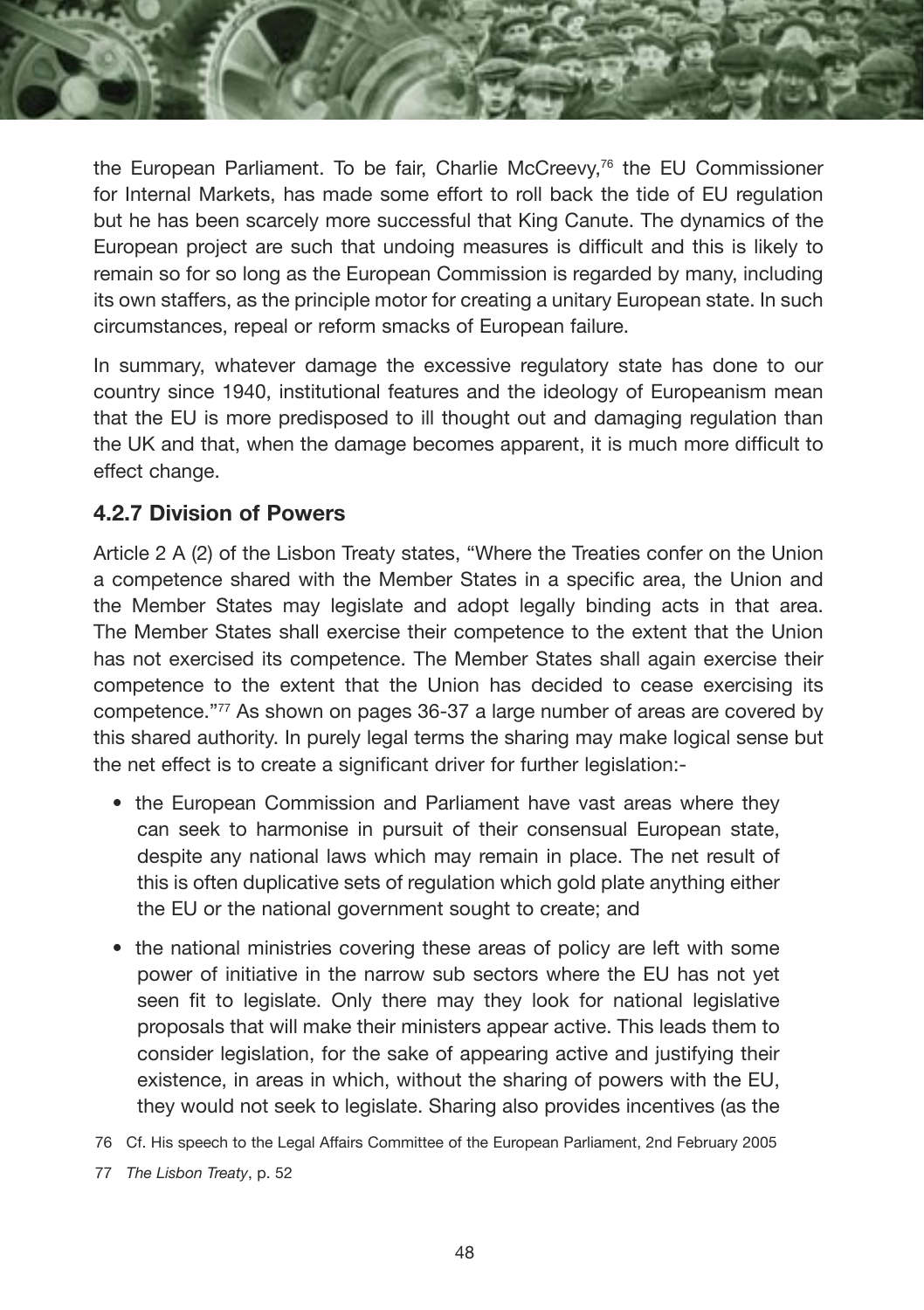the European Parliament. To be fair, Charlie McCreevy,[76] the EU Commissioner for Internal Markets, has made some effort to roll back the tide of EU regulation but he has been scarcely more successful that King Canute. The dynamics of the European project are such that undoing measures is difficult and this is likely to remain so for so long as the European Commission is regarded by many, including its own staffers, as the principle motor for creating a unitary European state. In such circumstances, repeal or reform smacks of European failure.

In summary, whatever damage the excessive regulatory state has done to our country since 1940, institutional features and the ideology of Europeanism mean that the EU is more predisposed to ill thought out and damaging regulation than the UK and that, when the damage becomes apparent, it is much more difficult to effect change.

### 4.2.7 Division of Powers

Article 2 A (2) of the Lisbon Treaty states, "Where the Treaties confer on the Union a competence shared with the Member States in a specific area, the Union and the Member States may legislate and adopt legally binding acts in that area. The Member States shall exercise their competence to the extent that the Union has not exercised its competence. The Member States shall again exercise their competence to the extent that the Union has decided to cease exercising its competence."[77] As shown on pages 36-37 a large number of areas are covered by this shared authority. In purely legal terms the sharing may make logical sense but the net effect is to create a significant driver for further legislation:-

- the European Commission and Parliament have vast areas where they can seek to harmonise in pursuit of their consensual European state, despite any national laws which may remain in place. The net result of this is often duplicative sets of regulation which gold plate anything either the EU or the national government sought to create; and
- the national ministries covering these areas of policy are left with some power of initiative in the narrow sub sectors where the EU has not yet seen fit to legislate. Only there may they look for national legislative proposals that will make their ministers appear active. This leads them to consider legislation, for the sake of appearing active and justifying their existence, in areas in which, without the sharing of powers with the EU, they would not seek to legislate. Sharing also provides incentives (as the

76 Cf. His speech to the Legal Affairs Committee of the European Parliament, 2nd February 2005

77 *The Lisbon Treaty*, p. 52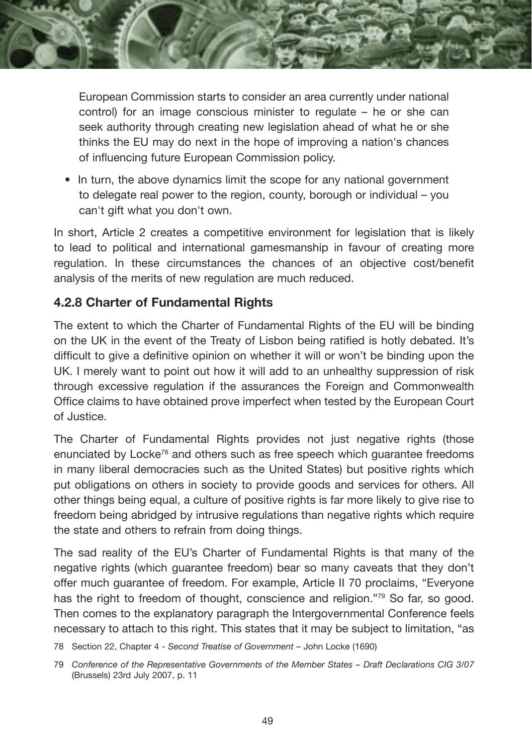European Commission starts to consider an area currently under national control) for an image conscious minister to regulate – he or she can seek authority through creating new legislation ahead of what he or she thinks the EU may do next in the hope of improving a nation's chances of influencing future European Commission policy.

- In turn, the above dynamics limit the scope for any national government to delegate real power to the region, county, borough or individual – you can't gift what you don't own.

In short, Article 2 creates a competitive environment for legislation that is likely to lead to political and international gamesmanship in favour of creating more regulation. In these circumstances the chances of an objective cost/benefit analysis of the merits of new regulation are much reduced.

### 4.2.8 Charter of Fundamental Rights

The extent to which the Charter of Fundamental Rights of the EU will be binding on the UK in the event of the Treaty of Lisbon being ratified is hotly debated. It's difficult to give a definitive opinion on whether it will or won't be binding upon the UK. I merely want to point out how it will add to an unhealthy suppression of risk through excessive regulation if the assurances the Foreign and Commonwealth Office claims to have obtained prove imperfect when tested by the European Court of Justice.

The Charter of Fundamental Rights provides not just negative rights (those enunciated by Locke[78] and others such as free speech which guarantee freedoms in many liberal democracies such as the United States) but positive rights which put obligations on others in society to provide goods and services for others. All other things being equal, a culture of positive rights is far more likely to give rise to freedom being abridged by intrusive regulations than negative rights which require the state and others to refrain from doing things.

The sad reality of the EU's Charter of Fundamental Rights is that many of the negative rights (which guarantee freedom) bear so many caveats that they don't offer much guarantee of freedom. For example, Article II 70 proclaims, "Everyone has the right to freedom of thought, conscience and religion."[79] So far, so good. Then comes to the explanatory paragraph the Intergovernmental Conference feels necessary to attach to this right. This states that it may be subject to limitation, "as

78 Section 22, Chapter 4 - *Second Treatise of Government* – John Locke (1690)

79 *Conference of the Representative Governments of the Member States – Draft Declarations CIG 3/07* (Brussels) 23rd July 2007, p. 11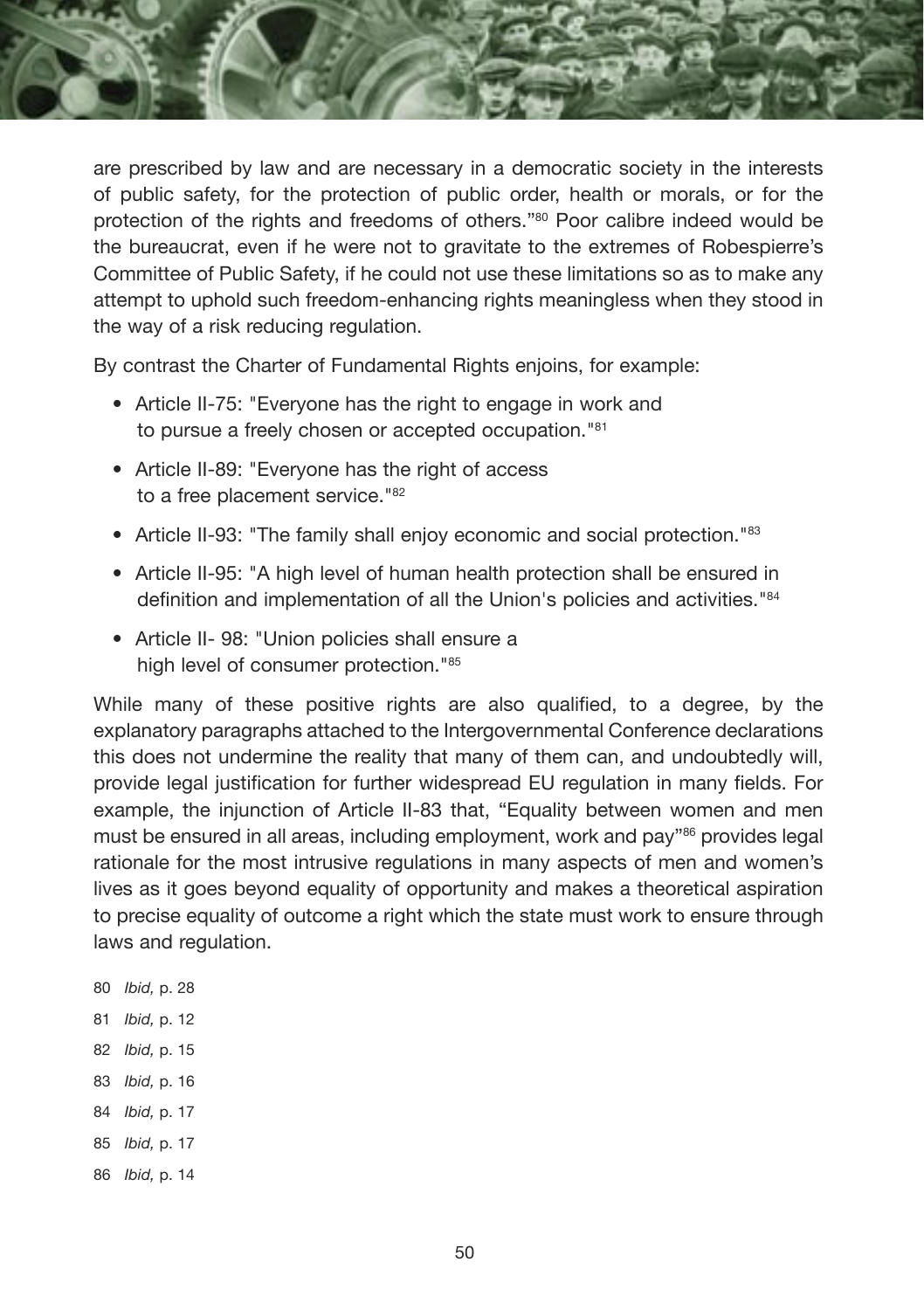are prescribed by law and are necessary in a democratic society in the interests of public safety, for the protection of public order, health or morals, or for the protection of the rights and freedoms of others."[80] Poor calibre indeed would be the bureaucrat, even if he were not to gravitate to the extremes of Robespierre's Committee of Public Safety, if he could not use these limitations so as to make any attempt to uphold such freedom-enhancing rights meaningless when they stood in the way of a risk reducing regulation.

By contrast the Charter of Fundamental Rights enjoins, for example:

- Article II-75: "Everyone has the right to engage in work and to pursue a freely chosen or accepted occupation."[81]
- Article II-89: "Everyone has the right of access to a free placement service."[82]
- Article II-93: "The family shall enjoy economic and social protection."[83]
- Article II-95: "A high level of human health protection shall be ensured in definition and implementation of all the Union's policies and activities."[84]
- Article II- 98: "Union policies shall ensure a high level of consumer protection."[85]

While many of these positive rights are also qualified, to a degree, by the explanatory paragraphs attached to the Intergovernmental Conference declarations this does not undermine the reality that many of them can, and undoubtedly will, provide legal justification for further widespread EU regulation in many fields. For example, the injunction of Article II-83 that, "Equality between women and men must be ensured in all areas, including employment, work and pay"[86] provides legal rationale for the most intrusive regulations in many aspects of men and women's lives as it goes beyond equality of opportunity and makes a theoretical aspiration to precise equality of outcome a right which the state must work to ensure through laws and regulation.

80 *Ibid,* p. 28

81 *Ibid,* p. 12

82 *Ibid,* p. 15

83 *Ibid,* p. 16

84 *Ibid,* p. 17

85 *Ibid,* p. 17

86 *Ibid,* p. 14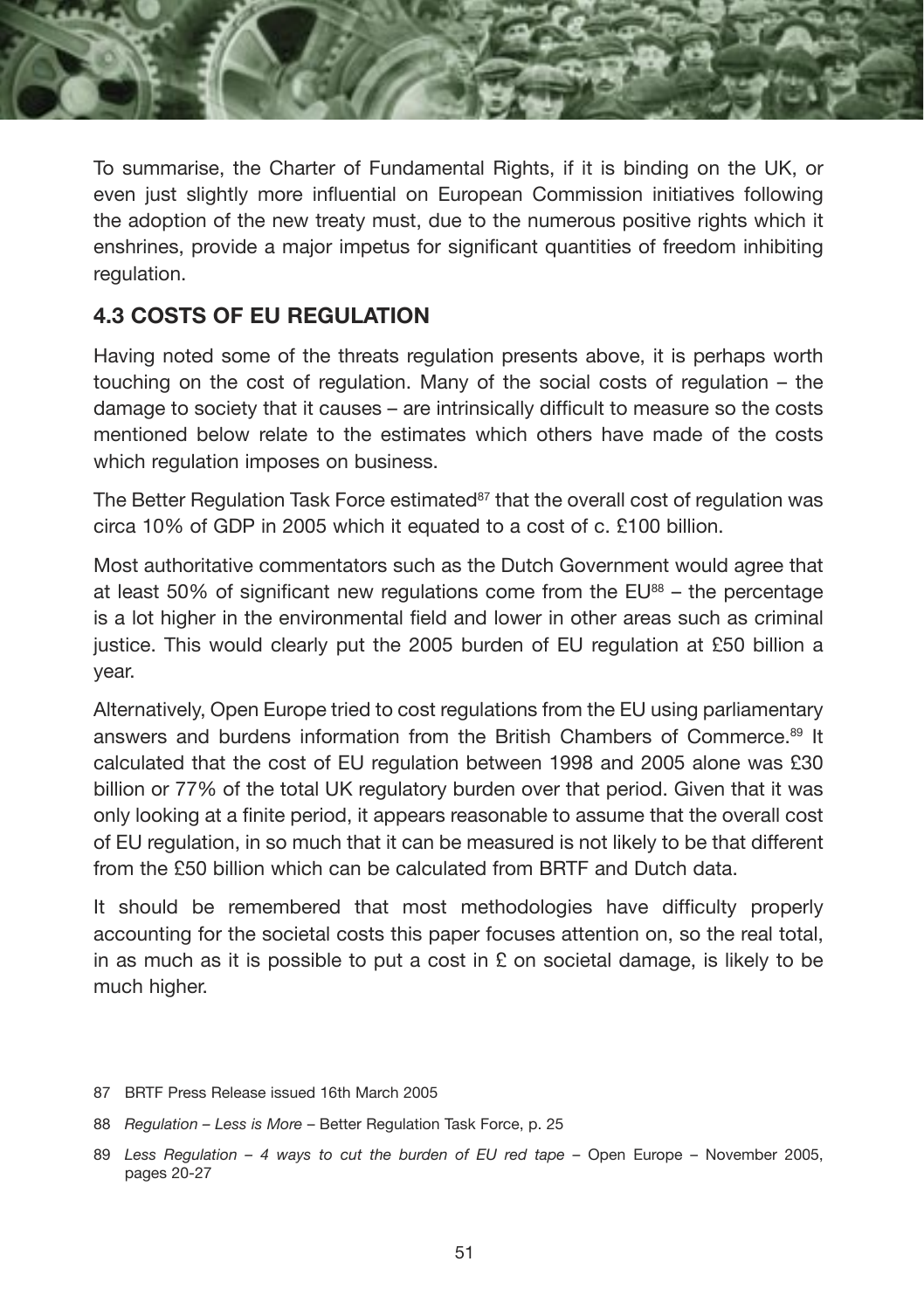To summarise, the Charter of Fundamental Rights, if it is binding on the UK, or even just slightly more influential on European Commission initiatives following the adoption of the new treaty must, due to the numerous positive rights which it enshrines, provide a major impetus for significant quantities of freedom inhibiting regulation.

## 4.3 COSTS OF EU REGULATION

Having noted some of the threats regulation presents above, it is perhaps worth touching on the cost of regulation. Many of the social costs of regulation – the damage to society that it causes – are intrinsically difficult to measure so the costs mentioned below relate to the estimates which others have made of the costs which regulation imposes on business.

The Better Regulation Task Force estimated[87] that the overall cost of regulation was circa 10% of GDP in 2005 which it equated to a cost of c. £100 billion.

Most authoritative commentators such as the Dutch Government would agree that at least 50% of significant new regulations come from the EU[88] – the percentage is a lot higher in the environmental field and lower in other areas such as criminal justice. This would clearly put the 2005 burden of EU regulation at £50 billion a year.

Alternatively, Open Europe tried to cost regulations from the EU using parliamentary answers and burdens information from the British Chambers of Commerce.[89] It calculated that the cost of EU regulation between 1998 and 2005 alone was £30 billion or 77% of the total UK regulatory burden over that period. Given that it was only looking at a finite period, it appears reasonable to assume that the overall cost of EU regulation, in so much that it can be measured is not likely to be that different from the £50 billion which can be calculated from BRTF and Dutch data.

It should be remembered that most methodologies have difficulty properly accounting for the societal costs this paper focuses attention on, so the real total, in as much as it is possible to put a cost in £ on societal damage, is likely to be much higher.

87 BRTF Press Release issued 16th March 2005

88 *Regulation – Less is More* – Better Regulation Task Force, p. 25

89 *Less Regulation – 4 ways to cut the burden of EU red tape* – Open Europe – November 2005, pages 20-27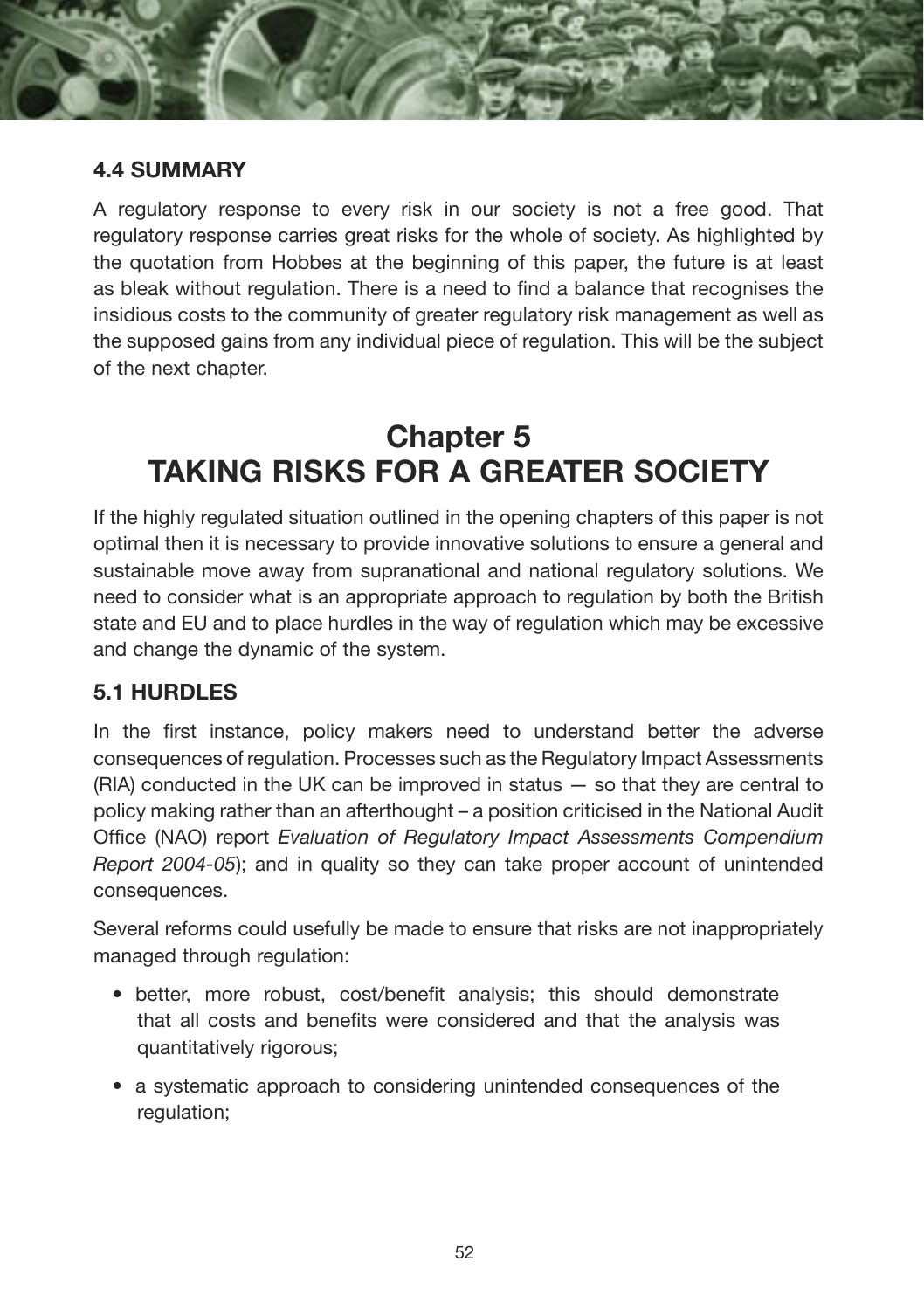### 4.4 SUMMARY

A regulatory response to every risk in our society is not a free good. That regulatory response carries great risks for the whole of society. As highlighted by the quotation from Hobbes at the beginning of this paper, the future is at least as bleak without regulation. There is a need to find a balance that recognises the insidious costs to the community of greater regulatory risk management as well as the supposed gains from any individual piece of regulation. This will be the subject of the next chapter.

# Chapter 5
# TAKING RISKS FOR A GREATER SOCIETY

If the highly regulated situation outlined in the opening chapters of this paper is not optimal then it is necessary to provide innovative solutions to ensure a general and sustainable move away from supranational and national regulatory solutions. We need to consider what is an appropriate approach to regulation by both the British state and EU and to place hurdles in the way of regulation which may be excessive and change the dynamic of the system.

### 5.1 HURDLES

In the first instance, policy makers need to understand better the adverse consequences of regulation. Processes such as the Regulatory Impact Assessments (RIA) conducted in the UK can be improved in status — so that they are central to policy making rather than an afterthought – a position criticised in the National Audit Office (NAO) report *Evaluation of Regulatory Impact Assessments Compendium Report 2004-05*); and in quality so they can take proper account of unintended consequences.

Several reforms could usefully be made to ensure that risks are not inappropriately managed through regulation:

- better, more robust, cost/benefit analysis; this should demonstrate that all costs and benefits were considered and that the analysis was quantitatively rigorous;
- a systematic approach to considering unintended consequences of the regulation;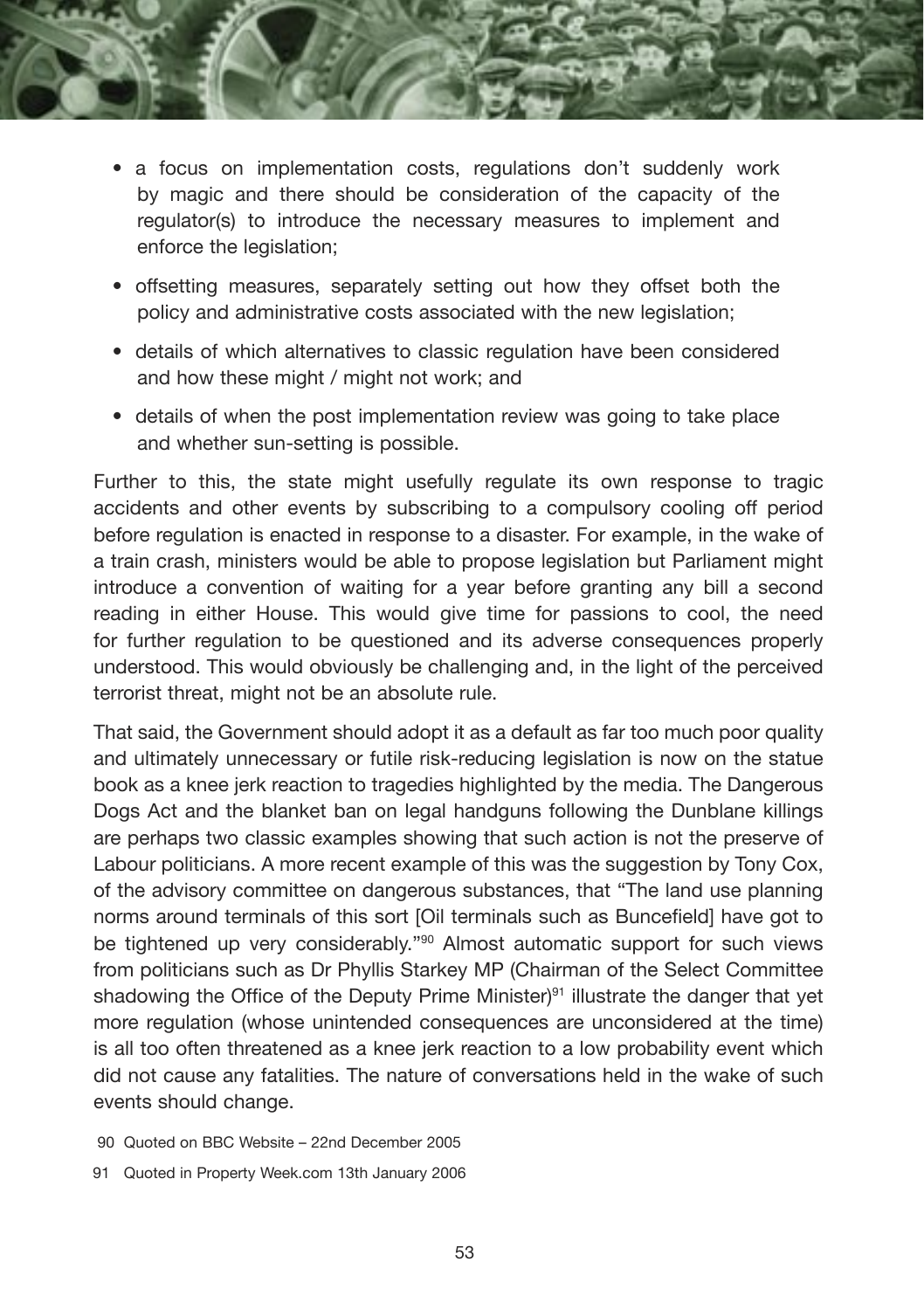- a focus on implementation costs, regulations don't suddenly work by magic and there should be consideration of the capacity of the regulator(s) to introduce the necessary measures to implement and enforce the legislation;
- offsetting measures, separately setting out how they offset both the policy and administrative costs associated with the new legislation;
- details of which alternatives to classic regulation have been considered and how these might / might not work; and
- details of when the post implementation review was going to take place and whether sun-setting is possible.

Further to this, the state might usefully regulate its own response to tragic accidents and other events by subscribing to a compulsory cooling off period before regulation is enacted in response to a disaster. For example, in the wake of a train crash, ministers would be able to propose legislation but Parliament might introduce a convention of waiting for a year before granting any bill a second reading in either House. This would give time for passions to cool, the need for further regulation to be questioned and its adverse consequences properly understood. This would obviously be challenging and, in the light of the perceived terrorist threat, might not be an absolute rule.

That said, the Government should adopt it as a default as far too much poor quality and ultimately unnecessary or futile risk-reducing legislation is now on the statue book as a knee jerk reaction to tragedies highlighted by the media. The Dangerous Dogs Act and the blanket ban on legal handguns following the Dunblane killings are perhaps two classic examples showing that such action is not the preserve of Labour politicians. A more recent example of this was the suggestion by Tony Cox, of the advisory committee on dangerous substances, that "The land use planning norms around terminals of this sort [Oil terminals such as Buncefield] have got to be tightened up very considerably."[90] Almost automatic support for such views from politicians such as Dr Phyllis Starkey MP (Chairman of the Select Committee shadowing the Office of the Deputy Prime Minister)[91] illustrate the danger that yet more regulation (whose unintended consequences are unconsidered at the time) is all too often threatened as a knee jerk reaction to a low probability event which did not cause any fatalities. The nature of conversations held in the wake of such events should change.

90 Quoted on BBC Website – 22nd December 2005

91 Quoted in Property Week.com 13th January 2006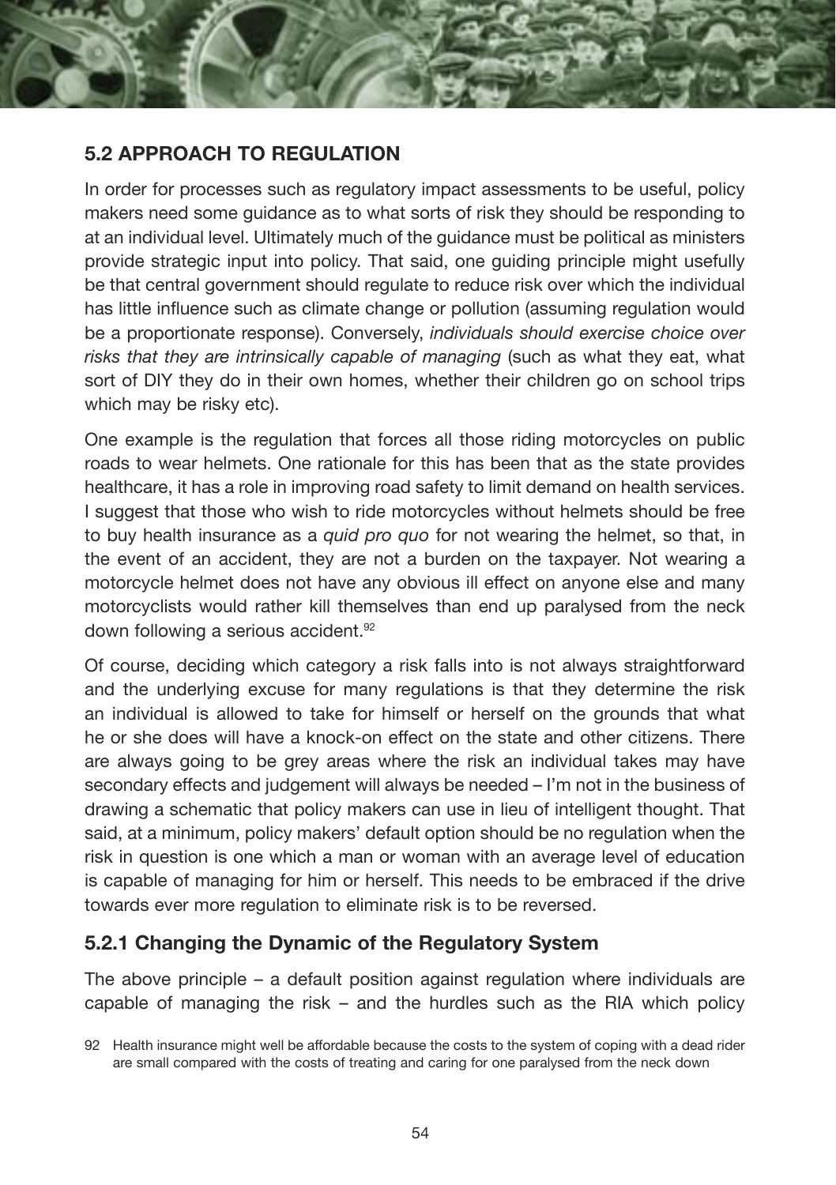## 5.2 APPROACH TO REGULATION

In order for processes such as regulatory impact assessments to be useful, policy makers need some guidance as to what sorts of risk they should be responding to at an individual level. Ultimately much of the guidance must be political as ministers provide strategic input into policy. That said, one guiding principle might usefully be that central government should regulate to reduce risk over which the individual has little influence such as climate change or pollution (assuming regulation would be a proportionate response). Conversely, *individuals should exercise choice over risks that they are intrinsically capable of managing* (such as what they eat, what sort of DIY they do in their own homes, whether their children go on school trips which may be risky etc).

One example is the regulation that forces all those riding motorcycles on public roads to wear helmets. One rationale for this has been that as the state provides healthcare, it has a role in improving road safety to limit demand on health services. I suggest that those who wish to ride motorcycles without helmets should be free to buy health insurance as a *quid pro quo* for not wearing the helmet, so that, in the event of an accident, they are not a burden on the taxpayer. Not wearing a motorcycle helmet does not have any obvious ill effect on anyone else and many motorcyclists would rather kill themselves than end up paralysed from the neck down following a serious accident.[92]

Of course, deciding which category a risk falls into is not always straightforward and the underlying excuse for many regulations is that they determine the risk an individual is allowed to take for himself or herself on the grounds that what he or she does will have a knock-on effect on the state and other citizens. There are always going to be grey areas where the risk an individual takes may have secondary effects and judgement will always be needed – I'm not in the business of drawing a schematic that policy makers can use in lieu of intelligent thought. That said, at a minimum, policy makers' default option should be no regulation when the risk in question is one which a man or woman with an average level of education is capable of managing for him or herself. This needs to be embraced if the drive towards ever more regulation to eliminate risk is to be reversed.

### 5.2.1 Changing the Dynamic of the Regulatory System

The above principle – a default position against regulation where individuals are capable of managing the risk – and the hurdles such as the RIA which policy

92 Health insurance might well be affordable because the costs to the system of coping with a dead rider are small compared with the costs of treating and caring for one paralysed from the neck down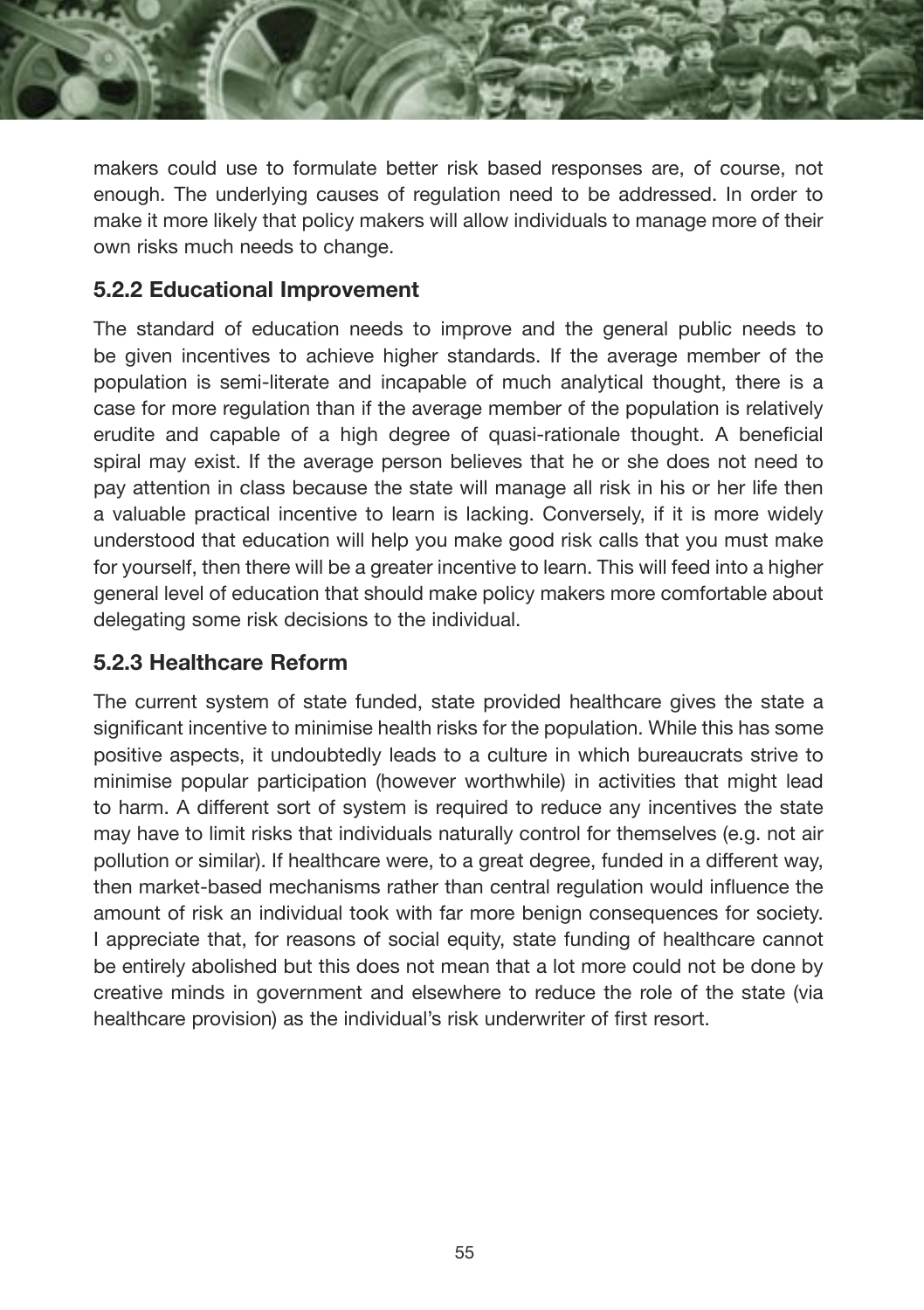makers could use to formulate better risk based responses are, of course, not enough. The underlying causes of regulation need to be addressed. In order to make it more likely that policy makers will allow individuals to manage more of their own risks much needs to change.

### 5.2.2 Educational Improvement

The standard of education needs to improve and the general public needs to be given incentives to achieve higher standards. If the average member of the population is semi-literate and incapable of much analytical thought, there is a case for more regulation than if the average member of the population is relatively erudite and capable of a high degree of quasi-rationale thought. A beneficial spiral may exist. If the average person believes that he or she does not need to pay attention in class because the state will manage all risk in his or her life then a valuable practical incentive to learn is lacking. Conversely, if it is more widely understood that education will help you make good risk calls that you must make for yourself, then there will be a greater incentive to learn. This will feed into a higher general level of education that should make policy makers more comfortable about delegating some risk decisions to the individual.

### 5.2.3 Healthcare Reform

The current system of state funded, state provided healthcare gives the state a significant incentive to minimise health risks for the population. While this has some positive aspects, it undoubtedly leads to a culture in which bureaucrats strive to minimise popular participation (however worthwhile) in activities that might lead to harm. A different sort of system is required to reduce any incentives the state may have to limit risks that individuals naturally control for themselves (e.g. not air pollution or similar). If healthcare were, to a great degree, funded in a different way, then market-based mechanisms rather than central regulation would influence the amount of risk an individual took with far more benign consequences for society. I appreciate that, for reasons of social equity, state funding of healthcare cannot be entirely abolished but this does not mean that a lot more could not be done by creative minds in government and elsewhere to reduce the role of the state (via healthcare provision) as the individual's risk underwriter of first resort.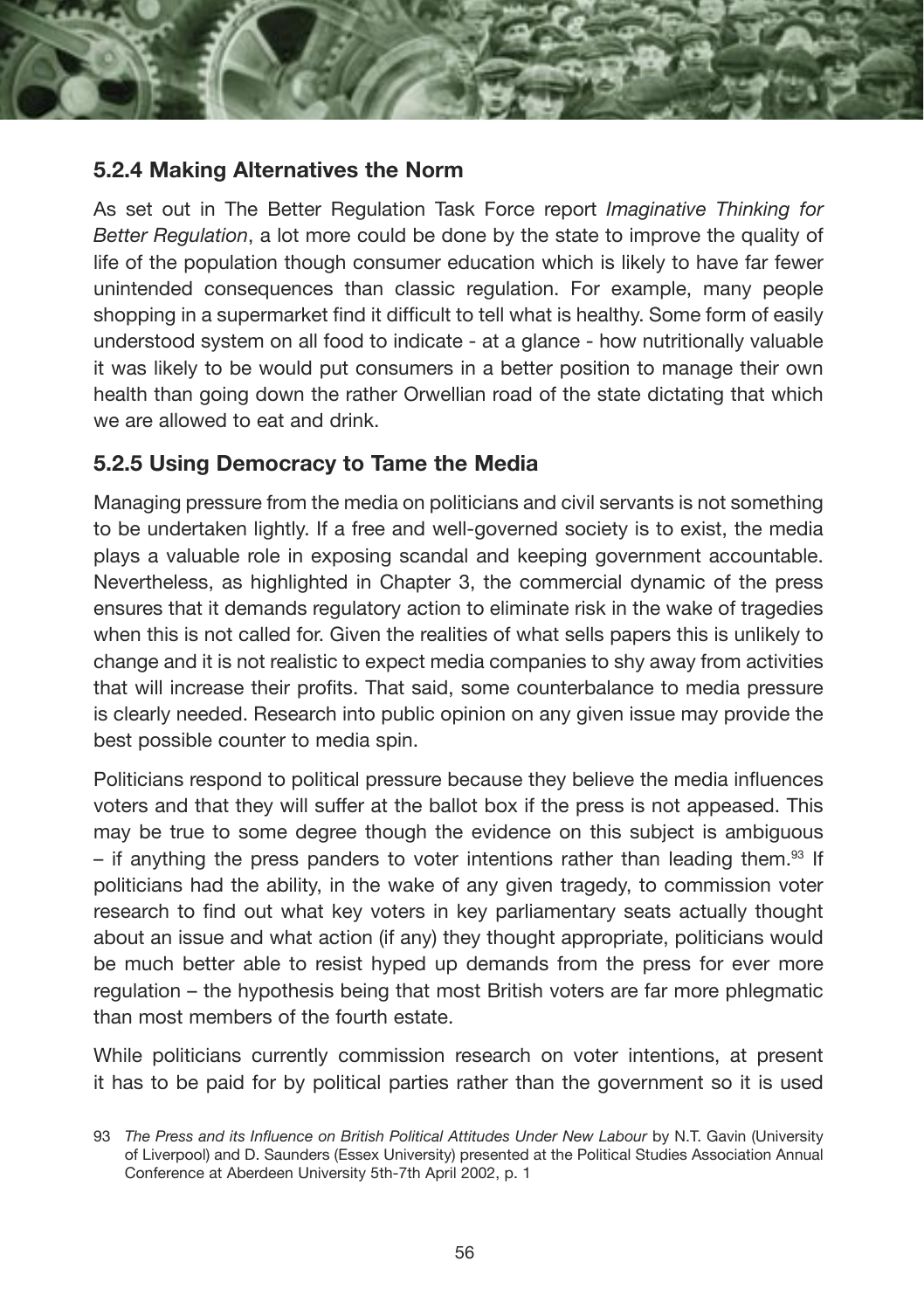### 5.2.4 Making Alternatives the Norm

As set out in The Better Regulation Task Force report *Imaginative Thinking for Better Regulation*, a lot more could be done by the state to improve the quality of life of the population though consumer education which is likely to have far fewer unintended consequences than classic regulation. For example, many people shopping in a supermarket find it difficult to tell what is healthy. Some form of easily understood system on all food to indicate - at a glance - how nutritionally valuable it was likely to be would put consumers in a better position to manage their own health than going down the rather Orwellian road of the state dictating that which we are allowed to eat and drink.

### 5.2.5 Using Democracy to Tame the Media

Managing pressure from the media on politicians and civil servants is not something to be undertaken lightly. If a free and well-governed society is to exist, the media plays a valuable role in exposing scandal and keeping government accountable. Nevertheless, as highlighted in Chapter 3, the commercial dynamic of the press ensures that it demands regulatory action to eliminate risk in the wake of tragedies when this is not called for. Given the realities of what sells papers this is unlikely to change and it is not realistic to expect media companies to shy away from activities that will increase their profits. That said, some counterbalance to media pressure is clearly needed. Research into public opinion on any given issue may provide the best possible counter to media spin.

Politicians respond to political pressure because they believe the media influences voters and that they will suffer at the ballot box if the press is not appeased. This may be true to some degree though the evidence on this subject is ambiguous – if anything the press panders to voter intentions rather than leading them.[93] If politicians had the ability, in the wake of any given tragedy, to commission voter research to find out what key voters in key parliamentary seats actually thought about an issue and what action (if any) they thought appropriate, politicians would be much better able to resist hyped up demands from the press for ever more regulation – the hypothesis being that most British voters are far more phlegmatic than most members of the fourth estate.

While politicians currently commission research on voter intentions, at present it has to be paid for by political parties rather than the government so it is used

93 *The Press and its Influence on British Political Attitudes Under New Labour* by N.T. Gavin (University of Liverpool) and D. Saunders (Essex University) presented at the Political Studies Association Annual Conference at Aberdeen University 5th-7th April 2002, p. 1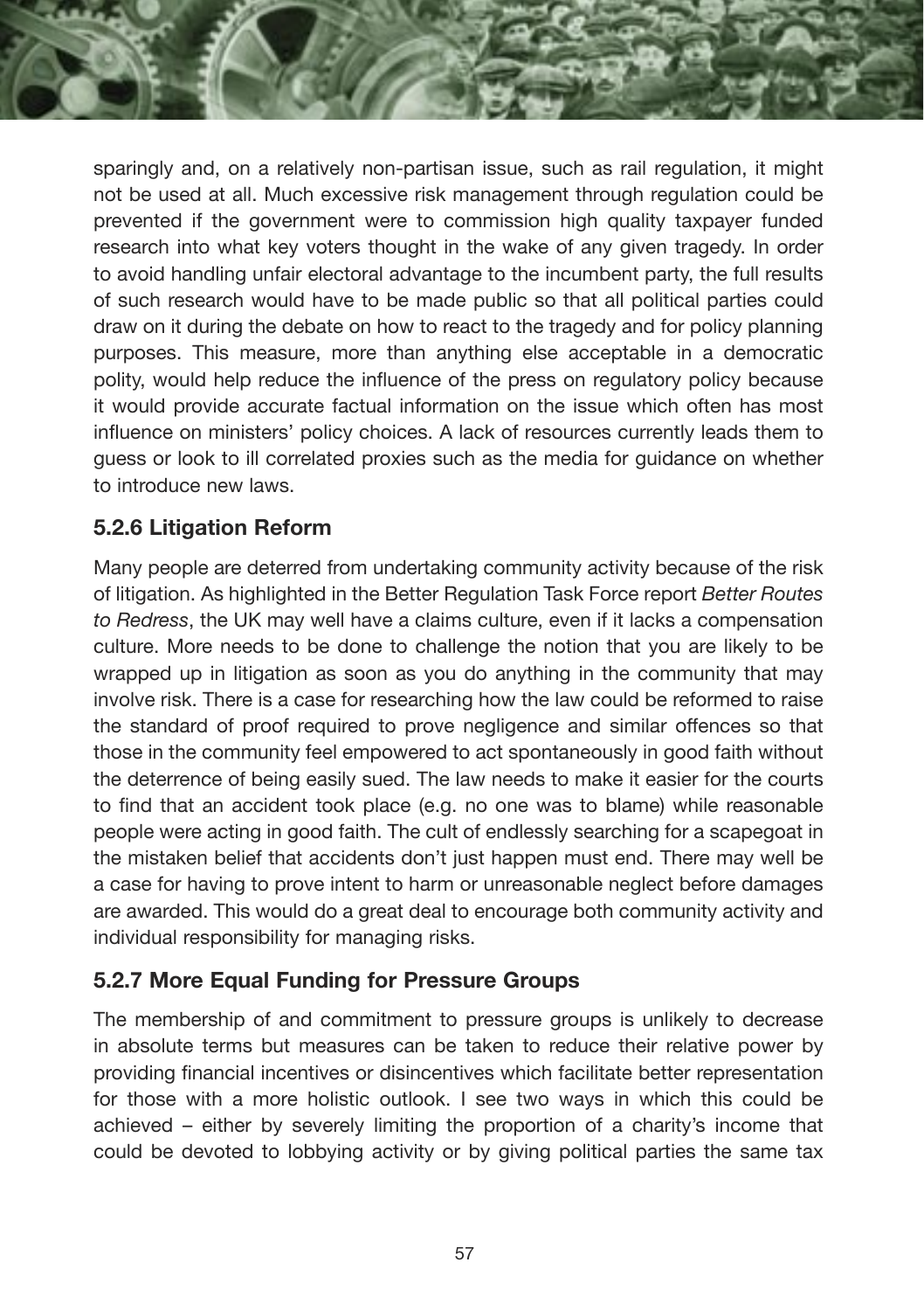sparingly and, on a relatively non-partisan issue, such as rail regulation, it might not be used at all. Much excessive risk management through regulation could be prevented if the government were to commission high quality taxpayer funded research into what key voters thought in the wake of any given tragedy. In order to avoid handling unfair electoral advantage to the incumbent party, the full results of such research would have to be made public so that all political parties could draw on it during the debate on how to react to the tragedy and for policy planning purposes. This measure, more than anything else acceptable in a democratic polity, would help reduce the influence of the press on regulatory policy because it would provide accurate factual information on the issue which often has most influence on ministers' policy choices. A lack of resources currently leads them to guess or look to ill correlated proxies such as the media for guidance on whether to introduce new laws.

### 5.2.6 Litigation Reform

Many people are deterred from undertaking community activity because of the risk of litigation. As highlighted in the Better Regulation Task Force report *Better Routes to Redress*, the UK may well have a claims culture, even if it lacks a compensation culture. More needs to be done to challenge the notion that you are likely to be wrapped up in litigation as soon as you do anything in the community that may involve risk. There is a case for researching how the law could be reformed to raise the standard of proof required to prove negligence and similar offences so that those in the community feel empowered to act spontaneously in good faith without the deterrence of being easily sued. The law needs to make it easier for the courts to find that an accident took place (e.g. no one was to blame) while reasonable people were acting in good faith. The cult of endlessly searching for a scapegoat in the mistaken belief that accidents don't just happen must end. There may well be a case for having to prove intent to harm or unreasonable neglect before damages are awarded. This would do a great deal to encourage both community activity and individual responsibility for managing risks.

### 5.2.7 More Equal Funding for Pressure Groups

The membership of and commitment to pressure groups is unlikely to decrease in absolute terms but measures can be taken to reduce their relative power by providing financial incentives or disincentives which facilitate better representation for those with a more holistic outlook. I see two ways in which this could be achieved – either by severely limiting the proportion of a charity's income that could be devoted to lobbying activity or by giving political parties the same tax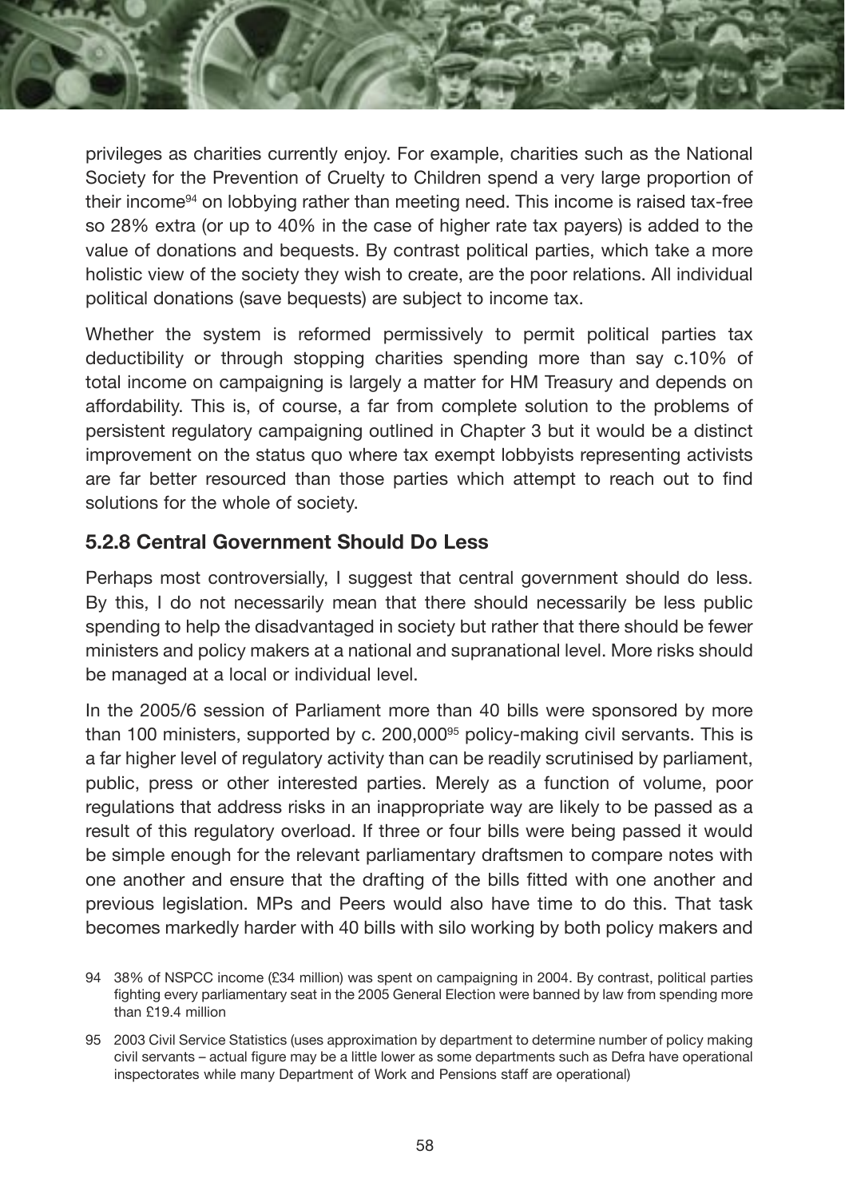privileges as charities currently enjoy. For example, charities such as the National Society for the Prevention of Cruelty to Children spend a very large proportion of their income[94] on lobbying rather than meeting need. This income is raised tax-free so 28% extra (or up to 40% in the case of higher rate tax payers) is added to the value of donations and bequests. By contrast political parties, which take a more holistic view of the society they wish to create, are the poor relations. All individual political donations (save bequests) are subject to income tax.

Whether the system is reformed permissively to permit political parties tax deductibility or through stopping charities spending more than say c.10% of total income on campaigning is largely a matter for HM Treasury and depends on affordability. This is, of course, a far from complete solution to the problems of persistent regulatory campaigning outlined in Chapter 3 but it would be a distinct improvement on the status quo where tax exempt lobbyists representing activists are far better resourced than those parties which attempt to reach out to find solutions for the whole of society.

### 5.2.8 Central Government Should Do Less

Perhaps most controversially, I suggest that central government should do less. By this, I do not necessarily mean that there should necessarily be less public spending to help the disadvantaged in society but rather that there should be fewer ministers and policy makers at a national and supranational level. More risks should be managed at a local or individual level.

In the 2005/6 session of Parliament more than 40 bills were sponsored by more than 100 ministers, supported by c. 200,000[95] policy-making civil servants. This is a far higher level of regulatory activity than can be readily scrutinised by parliament, public, press or other interested parties. Merely as a function of volume, poor regulations that address risks in an inappropriate way are likely to be passed as a result of this regulatory overload. If three or four bills were being passed it would be simple enough for the relevant parliamentary draftsmen to compare notes with one another and ensure that the drafting of the bills fitted with one another and previous legislation. MPs and Peers would also have time to do this. That task becomes markedly harder with 40 bills with silo working by both policy makers and

94 38% of NSPCC income (£34 million) was spent on campaigning in 2004. By contrast, political parties fighting every parliamentary seat in the 2005 General Election were banned by law from spending more than £19.4 million

95 2003 Civil Service Statistics (uses approximation by department to determine number of policy making civil servants – actual figure may be a little lower as some departments such as Defra have operational inspectorates while many Department of Work and Pensions staff are operational)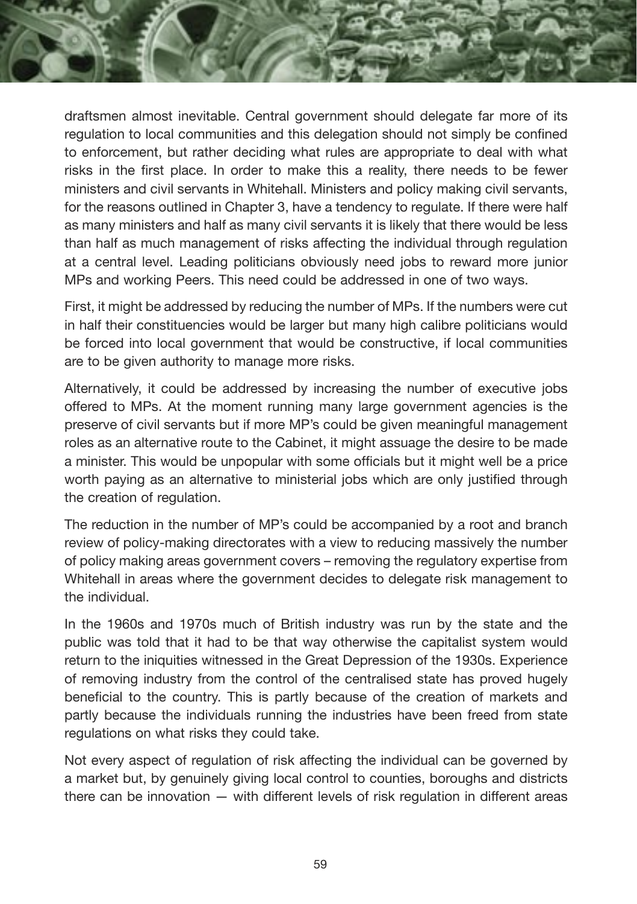draftsmen almost inevitable. Central government should delegate far more of its regulation to local communities and this delegation should not simply be confined to enforcement, but rather deciding what rules are appropriate to deal with what risks in the first place. In order to make this a reality, there needs to be fewer ministers and civil servants in Whitehall. Ministers and policy making civil servants, for the reasons outlined in Chapter 3, have a tendency to regulate. If there were half as many ministers and half as many civil servants it is likely that there would be less than half as much management of risks affecting the individual through regulation at a central level. Leading politicians obviously need jobs to reward more junior MPs and working Peers. This need could be addressed in one of two ways.

First, it might be addressed by reducing the number of MPs. If the numbers were cut in half their constituencies would be larger but many high calibre politicians would be forced into local government that would be constructive, if local communities are to be given authority to manage more risks.

Alternatively, it could be addressed by increasing the number of executive jobs offered to MPs. At the moment running many large government agencies is the preserve of civil servants but if more MP's could be given meaningful management roles as an alternative route to the Cabinet, it might assuage the desire to be made a minister. This would be unpopular with some officials but it might well be a price worth paying as an alternative to ministerial jobs which are only justified through the creation of regulation.

The reduction in the number of MP's could be accompanied by a root and branch review of policy-making directorates with a view to reducing massively the number of policy making areas government covers – removing the regulatory expertise from Whitehall in areas where the government decides to delegate risk management to the individual.

In the 1960s and 1970s much of British industry was run by the state and the public was told that it had to be that way otherwise the capitalist system would return to the iniquities witnessed in the Great Depression of the 1930s. Experience of removing industry from the control of the centralised state has proved hugely beneficial to the country. This is partly because of the creation of markets and partly because the individuals running the industries have been freed from state regulations on what risks they could take.

Not every aspect of regulation of risk affecting the individual can be governed by a market but, by genuinely giving local control to counties, boroughs and districts there can be innovation — with different levels of risk regulation in different areas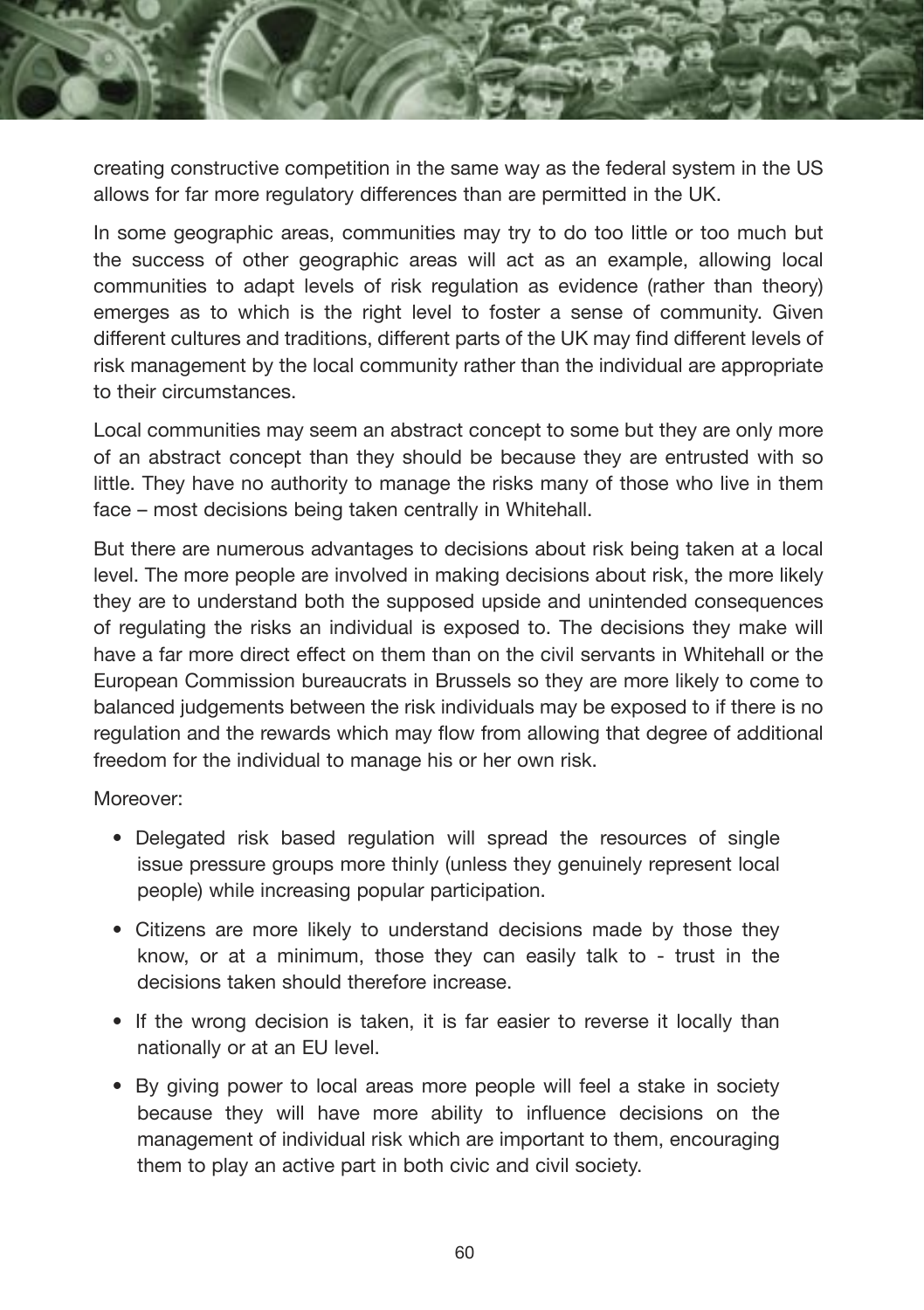creating constructive competition in the same way as the federal system in the US allows for far more regulatory differences than are permitted in the UK.

In some geographic areas, communities may try to do too little or too much but the success of other geographic areas will act as an example, allowing local communities to adapt levels of risk regulation as evidence (rather than theory) emerges as to which is the right level to foster a sense of community. Given different cultures and traditions, different parts of the UK may find different levels of risk management by the local community rather than the individual are appropriate to their circumstances.

Local communities may seem an abstract concept to some but they are only more of an abstract concept than they should be because they are entrusted with so little. They have no authority to manage the risks many of those who live in them face – most decisions being taken centrally in Whitehall.

But there are numerous advantages to decisions about risk being taken at a local level. The more people are involved in making decisions about risk, the more likely they are to understand both the supposed upside and unintended consequences of regulating the risks an individual is exposed to. The decisions they make will have a far more direct effect on them than on the civil servants in Whitehall or the European Commission bureaucrats in Brussels so they are more likely to come to balanced judgements between the risk individuals may be exposed to if there is no regulation and the rewards which may flow from allowing that degree of additional freedom for the individual to manage his or her own risk.

Moreover:

- Delegated risk based regulation will spread the resources of single issue pressure groups more thinly (unless they genuinely represent local people) while increasing popular participation.
- Citizens are more likely to understand decisions made by those they know, or at a minimum, those they can easily talk to - trust in the decisions taken should therefore increase.
- If the wrong decision is taken, it is far easier to reverse it locally than nationally or at an EU level.
- By giving power to local areas more people will feel a stake in society because they will have more ability to influence decisions on the management of individual risk which are important to them, encouraging them to play an active part in both civic and civil society.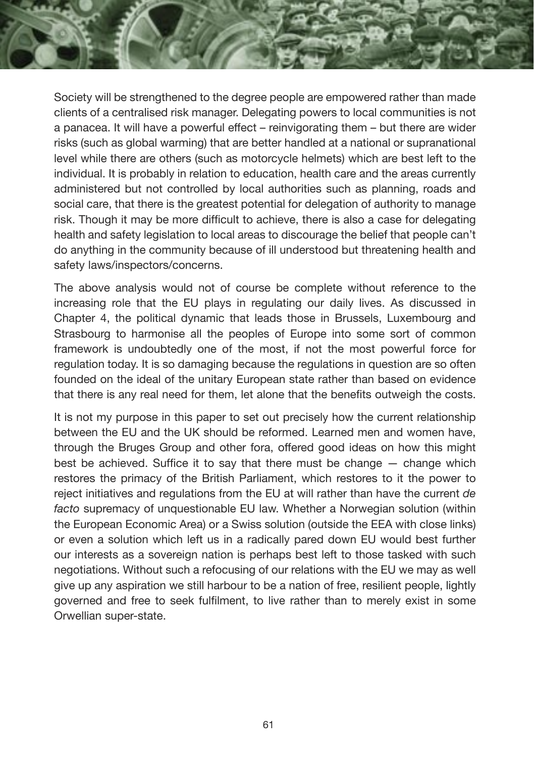Society will be strengthened to the degree people are empowered rather than made clients of a centralised risk manager. Delegating powers to local communities is not a panacea. It will have a powerful effect – reinvigorating them – but there are wider risks (such as global warming) that are better handled at a national or supranational level while there are others (such as motorcycle helmets) which are best left to the individual. It is probably in relation to education, health care and the areas currently administered but not controlled by local authorities such as planning, roads and social care, that there is the greatest potential for delegation of authority to manage risk. Though it may be more difficult to achieve, there is also a case for delegating health and safety legislation to local areas to discourage the belief that people can't do anything in the community because of ill understood but threatening health and safety laws/inspectors/concerns.

The above analysis would not of course be complete without reference to the increasing role that the EU plays in regulating our daily lives. As discussed in Chapter 4, the political dynamic that leads those in Brussels, Luxembourg and Strasbourg to harmonise all the peoples of Europe into some sort of common framework is undoubtedly one of the most, if not the most powerful force for regulation today. It is so damaging because the regulations in question are so often founded on the ideal of the unitary European state rather than based on evidence that there is any real need for them, let alone that the benefits outweigh the costs.

It is not my purpose in this paper to set out precisely how the current relationship between the EU and the UK should be reformed. Learned men and women have, through the Bruges Group and other fora, offered good ideas on how this might best be achieved. Suffice it to say that there must be change — change which restores the primacy of the British Parliament, which restores to it the power to reject initiatives and regulations from the EU at will rather than have the current *de facto* supremacy of unquestionable EU law. Whether a Norwegian solution (within the European Economic Area) or a Swiss solution (outside the EEA with close links) or even a solution which left us in a radically pared down EU would best further our interests as a sovereign nation is perhaps best left to those tasked with such negotiations. Without such a refocusing of our relations with the EU we may as well give up any aspiration we still harbour to be a nation of free, resilient people, lightly governed and free to seek fulfilment, to live rather than to merely exist in some Orwellian super-state.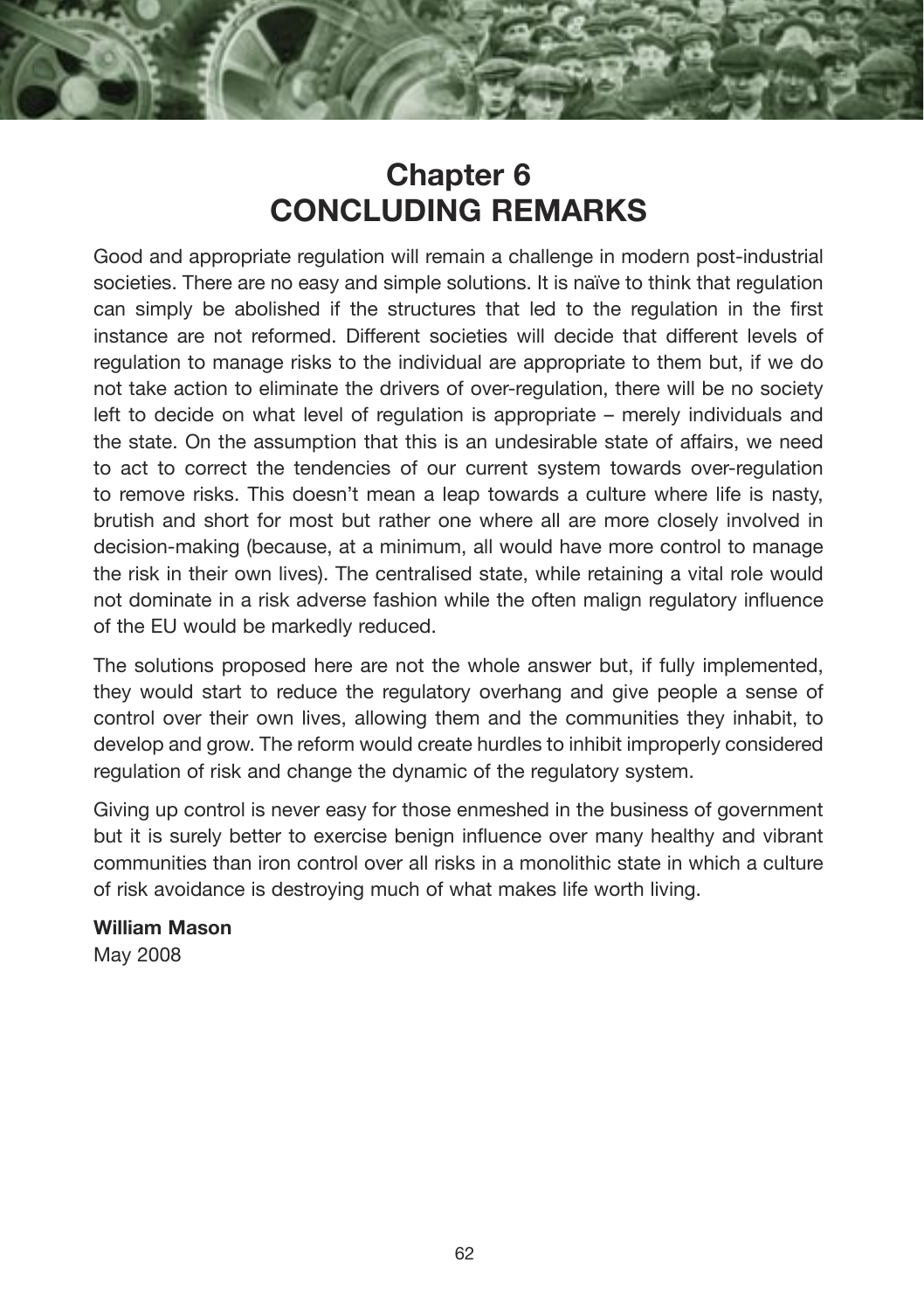# Chapter 6
# CONCLUDING REMARKS

Good and appropriate regulation will remain a challenge in modern post-industrial societies. There are no easy and simple solutions. It is naïve to think that regulation can simply be abolished if the structures that led to the regulation in the first instance are not reformed. Different societies will decide that different levels of regulation to manage risks to the individual are appropriate to them but, if we do not take action to eliminate the drivers of over-regulation, there will be no society left to decide on what level of regulation is appropriate – merely individuals and the state. On the assumption that this is an undesirable state of affairs, we need to act to correct the tendencies of our current system towards over-regulation to remove risks. This doesn't mean a leap towards a culture where life is nasty, brutish and short for most but rather one where all are more closely involved in decision-making (because, at a minimum, all would have more control to manage the risk in their own lives). The centralised state, while retaining a vital role would not dominate in a risk adverse fashion while the often malign regulatory influence of the EU would be markedly reduced.

The solutions proposed here are not the whole answer but, if fully implemented, they would start to reduce the regulatory overhang and give people a sense of control over their own lives, allowing them and the communities they inhabit, to develop and grow. The reform would create hurdles to inhibit improperly considered regulation of risk and change the dynamic of the regulatory system.

Giving up control is never easy for those enmeshed in the business of government but it is surely better to exercise benign influence over many healthy and vibrant communities than iron control over all risks in a monolithic state in which a culture of risk avoidance is destroying much of what makes life worth living.

**William Mason**
May 2008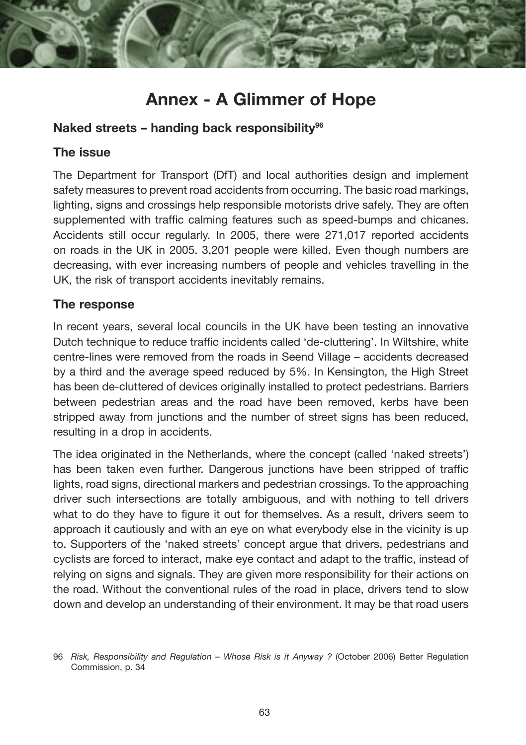# Annex - A Glimmer of Hope

## Naked streets – handing back responsibility[96]

### The issue

The Department for Transport (DfT) and local authorities design and implement safety measures to prevent road accidents from occurring. The basic road markings, lighting, signs and crossings help responsible motorists drive safely. They are often supplemented with traffic calming features such as speed-bumps and chicanes. Accidents still occur regularly. In 2005, there were 271,017 reported accidents on roads in the UK in 2005. 3,201 people were killed. Even though numbers are decreasing, with ever increasing numbers of people and vehicles travelling in the UK, the risk of transport accidents inevitably remains.

### The response

In recent years, several local councils in the UK have been testing an innovative Dutch technique to reduce traffic incidents called 'de-cluttering'. In Wiltshire, white centre-lines were removed from the roads in Seend Village – accidents decreased by a third and the average speed reduced by 5%. In Kensington, the High Street has been de-cluttered of devices originally installed to protect pedestrians. Barriers between pedestrian areas and the road have been removed, kerbs have been stripped away from junctions and the number of street signs has been reduced, resulting in a drop in accidents.

The idea originated in the Netherlands, where the concept (called 'naked streets') has been taken even further. Dangerous junctions have been stripped of traffic lights, road signs, directional markers and pedestrian crossings. To the approaching driver such intersections are totally ambiguous, and with nothing to tell drivers what to do they have to figure it out for themselves. As a result, drivers seem to approach it cautiously and with an eye on what everybody else in the vicinity is up to. Supporters of the 'naked streets' concept argue that drivers, pedestrians and cyclists are forced to interact, make eye contact and adapt to the traffic, instead of relying on signs and signals. They are given more responsibility for their actions on the road. Without the conventional rules of the road in place, drivers tend to slow down and develop an understanding of their environment. It may be that road users

96 *Risk, Responsibility and Regulation – Whose Risk is it Anyway ?* (October 2006) Better Regulation Commission, p. 34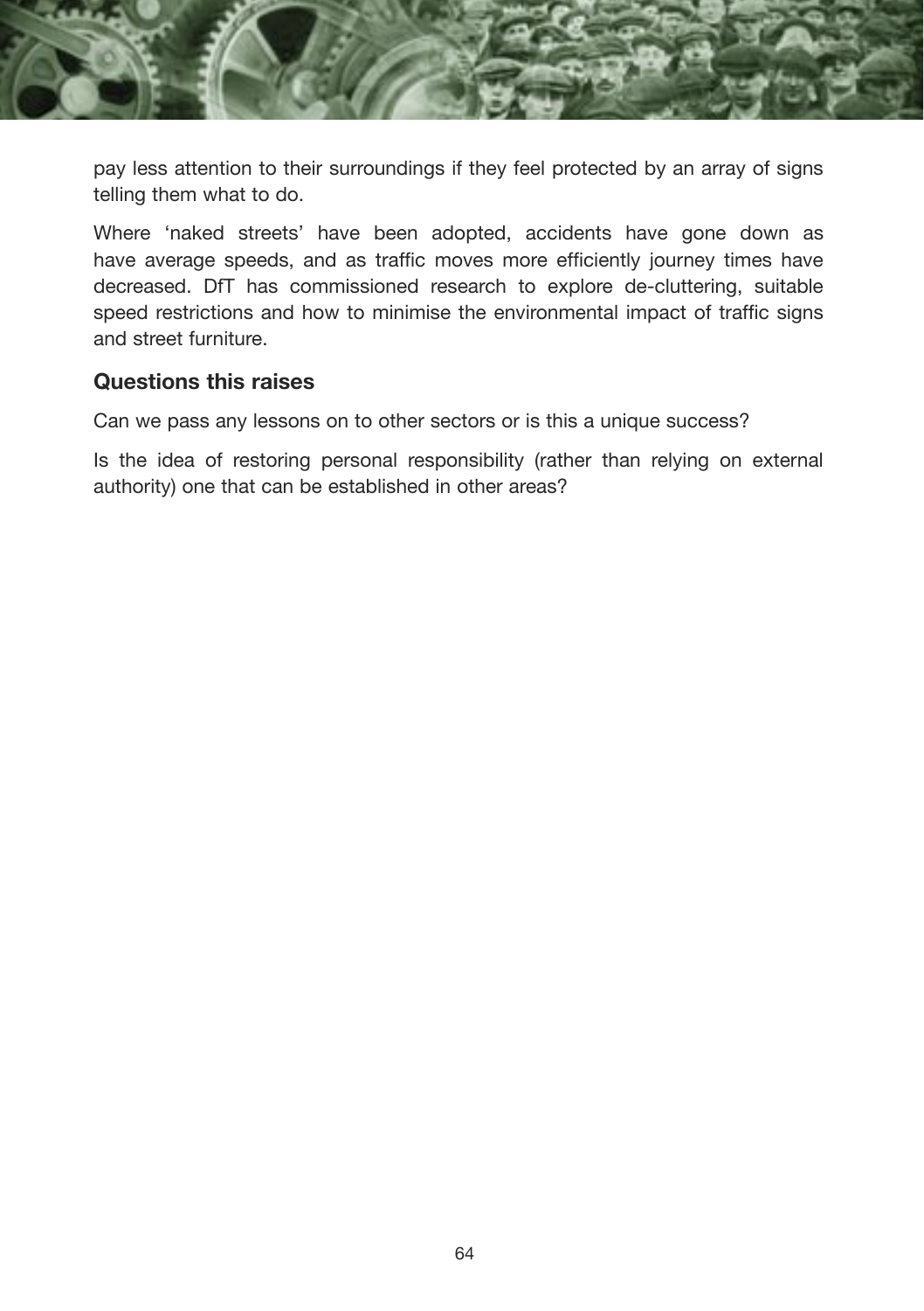pay less attention to their surroundings if they feel protected by an array of signs telling them what to do.

Where 'naked streets' have been adopted, accidents have gone down as have average speeds, and as traffic moves more efficiently journey times have decreased. DfT has commissioned research to explore de-cluttering, suitable speed restrictions and how to minimise the environmental impact of traffic signs and street furniture.

### Questions this raises

Can we pass any lessons on to other sectors or is this a unique success?

Is the idea of restoring personal responsibility (rather than relying on external authority) one that can be established in other areas?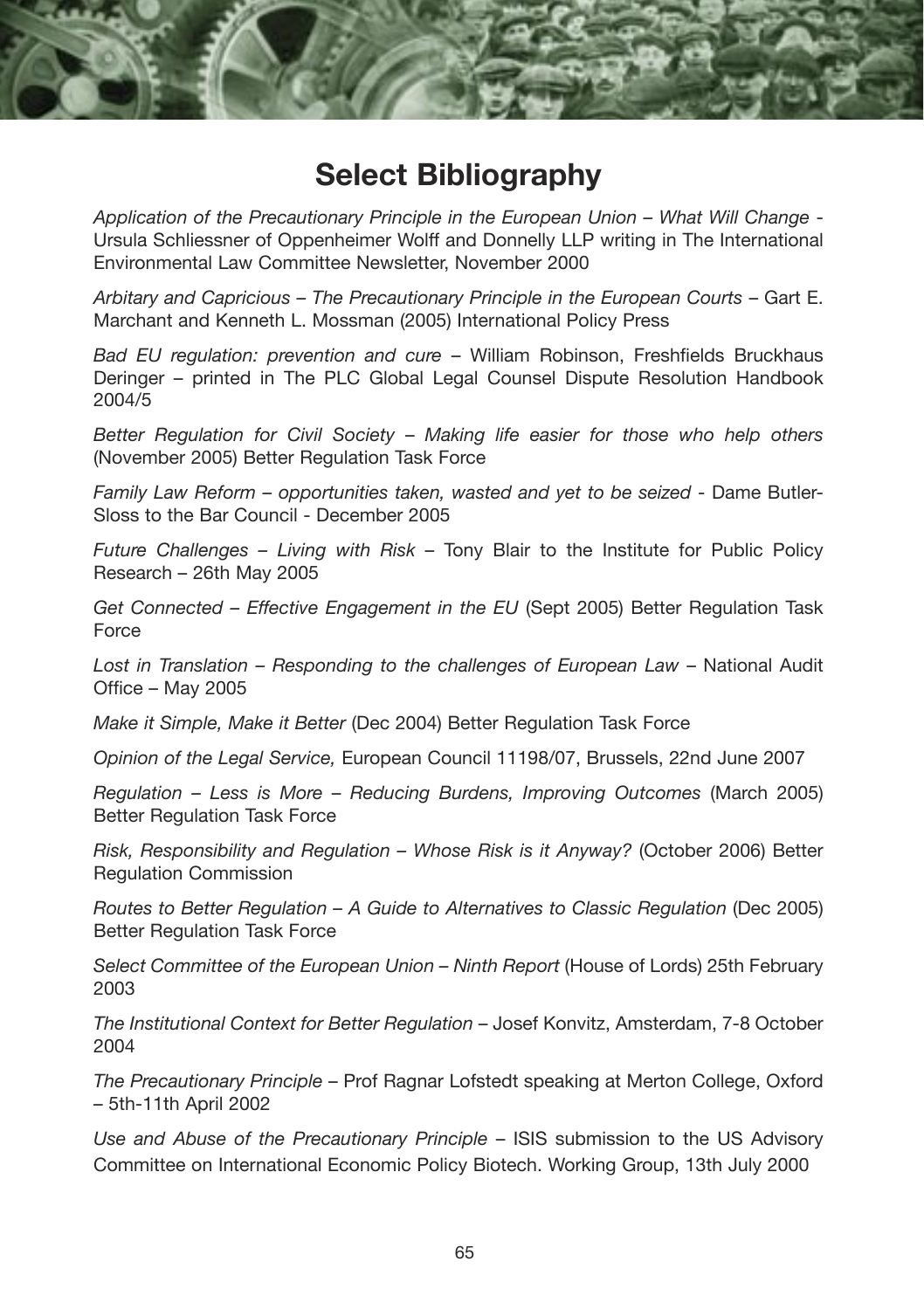# Select Bibliography

*Application of the Precautionary Principle in the European Union – What Will Change* - Ursula Schliessner of Oppenheimer Wolff and Donnelly LLP writing in The International Environmental Law Committee Newsletter, November 2000

*Arbitary and Capricious – The Precautionary Principle in the European Courts* – Gart E. Marchant and Kenneth L. Mossman (2005) International Policy Press

*Bad EU regulation: prevention and cure* – William Robinson, Freshfields Bruckhaus Deringer – printed in The PLC Global Legal Counsel Dispute Resolution Handbook 2004/5

*Better Regulation for Civil Society – Making life easier for those who help others* (November 2005) Better Regulation Task Force

*Family Law Reform – opportunities taken, wasted and yet to be seized* - Dame Butler-Sloss to the Bar Council - December 2005

*Future Challenges – Living with Risk* – Tony Blair to the Institute for Public Policy Research – 26th May 2005

*Get Connected – Effective Engagement in the EU* (Sept 2005) Better Regulation Task Force

*Lost in Translation – Responding to the challenges of European Law* – National Audit Office – May 2005

*Make it Simple, Make it Better* (Dec 2004) Better Regulation Task Force

*Opinion of the Legal Service,* European Council 11198/07, Brussels, 22nd June 2007

*Regulation – Less is More – Reducing Burdens, Improving Outcomes* (March 2005) Better Regulation Task Force

*Risk, Responsibility and Regulation – Whose Risk is it Anyway?* (October 2006) Better Regulation Commission

*Routes to Better Regulation – A Guide to Alternatives to Classic Regulation* (Dec 2005) Better Regulation Task Force

*Select Committee of the European Union – Ninth Report* (House of Lords) 25th February 2003

*The Institutional Context for Better Regulation* – Josef Konvitz, Amsterdam, 7-8 October 2004

*The Precautionary Principle* – Prof Ragnar Lofstedt speaking at Merton College, Oxford – 5th-11th April 2002

*Use and Abuse of the Precautionary Principle* – ISIS submission to the US Advisory Committee on International Economic Policy Biotech. Working Group, 13th July 2000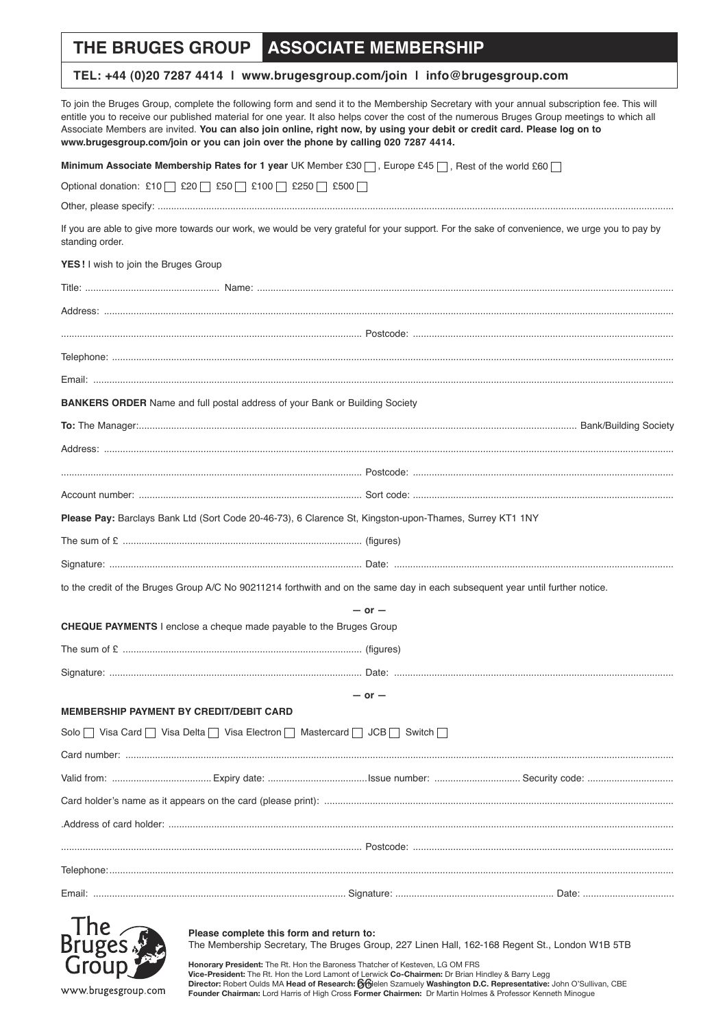# THE BRUGES GROUP ASSOCIATE MEMBERSHIP

**TEL: +44 (0)20 7287 4414 | www.brugesgroup.com/join | info@brugesgroup.com**

To join the Bruges Group, complete the following form and send it to the Membership Secretary with your annual subscription fee. This will entitle you to receive our published material for one year. It also helps cover the cost of the numerous Bruges Group meetings to which all Associate Members are invited. **You can also join online, right now, by using your debit or credit card. Please log on to www.brugesgroup.com/join or you can join over the phone by calling 020 7287 4414.**

**Minimum Associate Membership Rates for 1 year** UK Member £30 ☐, Europe £45 ☐, Rest of the world £60 ☐

Optional donation: £10 ☐ £20 ☐ £50 ☐ £100 ☐ £250 ☐ £500 ☐

Other, please specify: ..........

If you are able to give more towards our work, we would be very grateful for your support. For the sake of convenience, we urge you to pay by standing order.

**YES!** I wish to join the Bruges Group

Title: .......... Name: ..........

Address: ..........

.......... Postcode: ..........

Telephone: ..........

Email: ..........

**BANKERS ORDER** Name and full postal address of your Bank or Building Society

**To:** The Manager: .......... Bank/Building Society

Address: ..........

.......... Postcode: ..........

Account number: .......... Sort code: ..........

**Please Pay:** Barclays Bank Ltd (Sort Code 20-46-73), 6 Clarence St, Kingston-upon-Thames, Surrey KT1 1NY

The sum of £ .......... (figures)

Signature: .......... Date: ..........

to the credit of the Bruges Group A/C No 90211214 forthwith and on the same day in each subsequent year until further notice.

**— or —**

**CHEQUE PAYMENTS** I enclose a cheque made payable to the Bruges Group

The sum of £ .......... (figures)

Signature: .......... Date: ..........

**— or —**

**MEMBERSHIP PAYMENT BY CREDIT/DEBIT CARD**

Solo ☐ Visa Card ☐ Visa Delta ☐ Visa Electron ☐ Mastercard ☐ JCB ☐ Switch ☐

Card number: ..........

Valid from: .......... Expiry date: .......... Issue number: .......... Security code: ..........

Card holder's name as it appears on the card (please print): ..........

Address of card holder: ..........

.......... Postcode: ..........

Telephone: ..........

Email: .......... Signature: .......... Date: ..........

The Bruges Group

www.brugesgroup.com

**Please complete this form and return to:**
The Membership Secretary, The Bruges Group, 227 Linen Hall, 162-168 Regent St., London W1B 5TB

**Honorary President:** The Rt. Hon the Baroness Thatcher of Kesteven, LG OM FRS
**Vice-President:** The Rt. Hon the Lord Lamont of Lerwick **Co-Chairmen:** Dr Brian Hindley & Barry Legg
**Director:** Robert Oulds MA **Head of Research:** Helen Szamuely **Washington D.C. Representative:** John O'Sullivan, CBE
**Founder Chairman:** Lord Harris of High Cross **Former Chairmen:** Dr Martin Holmes & Professor Kenneth Minogue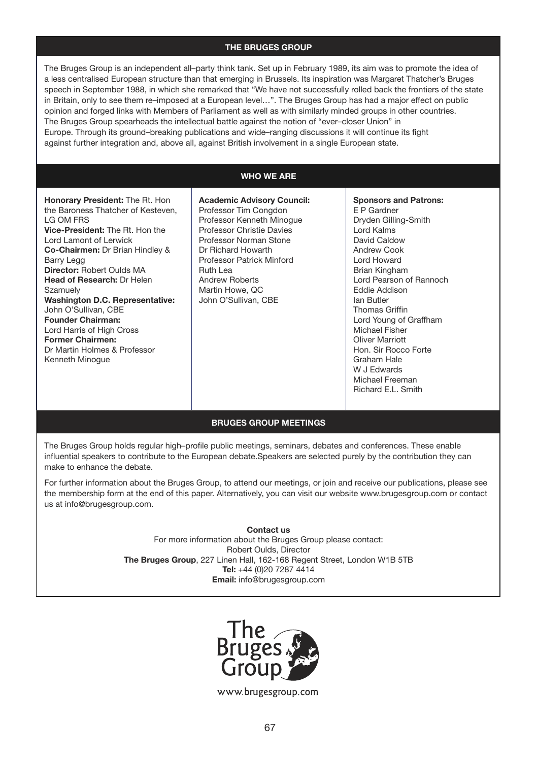## THE BRUGES GROUP

The Bruges Group is an independent all–party think tank. Set up in February 1989, its aim was to promote the idea of a less centralised European structure than that emerging in Brussels. Its inspiration was Margaret Thatcher's Bruges speech in September 1988, in which she remarked that "We have not successfully rolled back the frontiers of the state in Britain, only to see them re–imposed at a European level…". The Bruges Group has had a major effect on public opinion and forged links with Members of Parliament as well as with similarly minded groups in other countries. The Bruges Group spearheads the intellectual battle against the notion of "ever–closer Union" in Europe. Through its ground–breaking publications and wide–ranging discussions it will continue its fight against further integration and, above all, against British involvement in a single European state.

## WHO WE ARE

**Honorary President:** The Rt. Hon the Baroness Thatcher of Kesteven, LG OM FRS
**Vice-President:** The Rt. Hon the Lord Lamont of Lerwick
**Co-Chairmen:** Dr Brian Hindley & Barry Legg
**Director:** Robert Oulds MA
**Head of Research:** Dr Helen Szamuely
**Washington D.C. Representative:** John O'Sullivan, CBE
**Founder Chairman:**
Lord Harris of High Cross
**Former Chairmen:**
Dr Martin Holmes & Professor Kenneth Minogue

**Academic Advisory Council:**
Professor Tim Congdon
Professor Kenneth Minogue
Professor Christie Davies
Professor Norman Stone
Dr Richard Howarth
Professor Patrick Minford
Ruth Lea
Andrew Roberts
Martin Howe, QC
John O'Sullivan, CBE

**Sponsors and Patrons:**
E P Gardner
Dryden Gilling-Smith
Lord Kalms
David Caldow
Andrew Cook
Lord Howard
Brian Kingham
Lord Pearson of Rannoch
Eddie Addison
Ian Butler
Thomas Griffin
Lord Young of Graffham
Michael Fisher
Oliver Marriott
Hon. Sir Rocco Forte
Graham Hale
W J Edwards
Michael Freeman
Richard E.L. Smith

## BRUGES GROUP MEETINGS

The Bruges Group holds regular high–profile public meetings, seminars, debates and conferences. These enable influential speakers to contribute to the European debate.Speakers are selected purely by the contribution they can make to enhance the debate.

For further information about the Bruges Group, to attend our meetings, or join and receive our publications, please see the membership form at the end of this paper. Alternatively, you can visit our website www.brugesgroup.com or contact us at info@brugesgroup.com.

**Contact us**
For more information about the Bruges Group please contact:
Robert Oulds, Director
**The Bruges Group**, 227 Linen Hall, 162-168 Regent Street, London W1B 5TB
**Tel:** +44 (0)20 7287 4414
**Email:** info@brugesgroup.com

The Bruges Group

www.brugesgroup.com